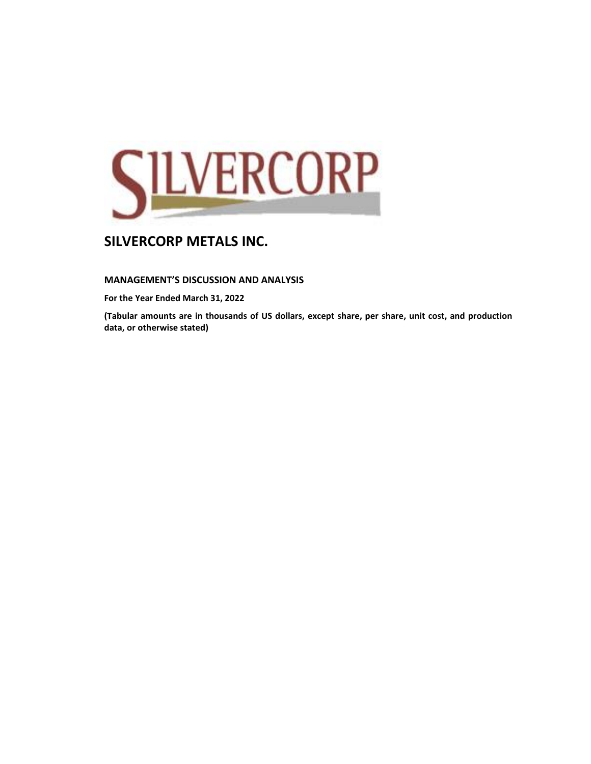# SILVERCORP METALS INC.

## MANAGEMENT'S DISCUSSION AND ANALYSIS

**For the Year Ended March 31, 2022**

**(Tabular amounts are in thousands of US dollars, except share, per share, unit cost, and production data, or otherwise stated)**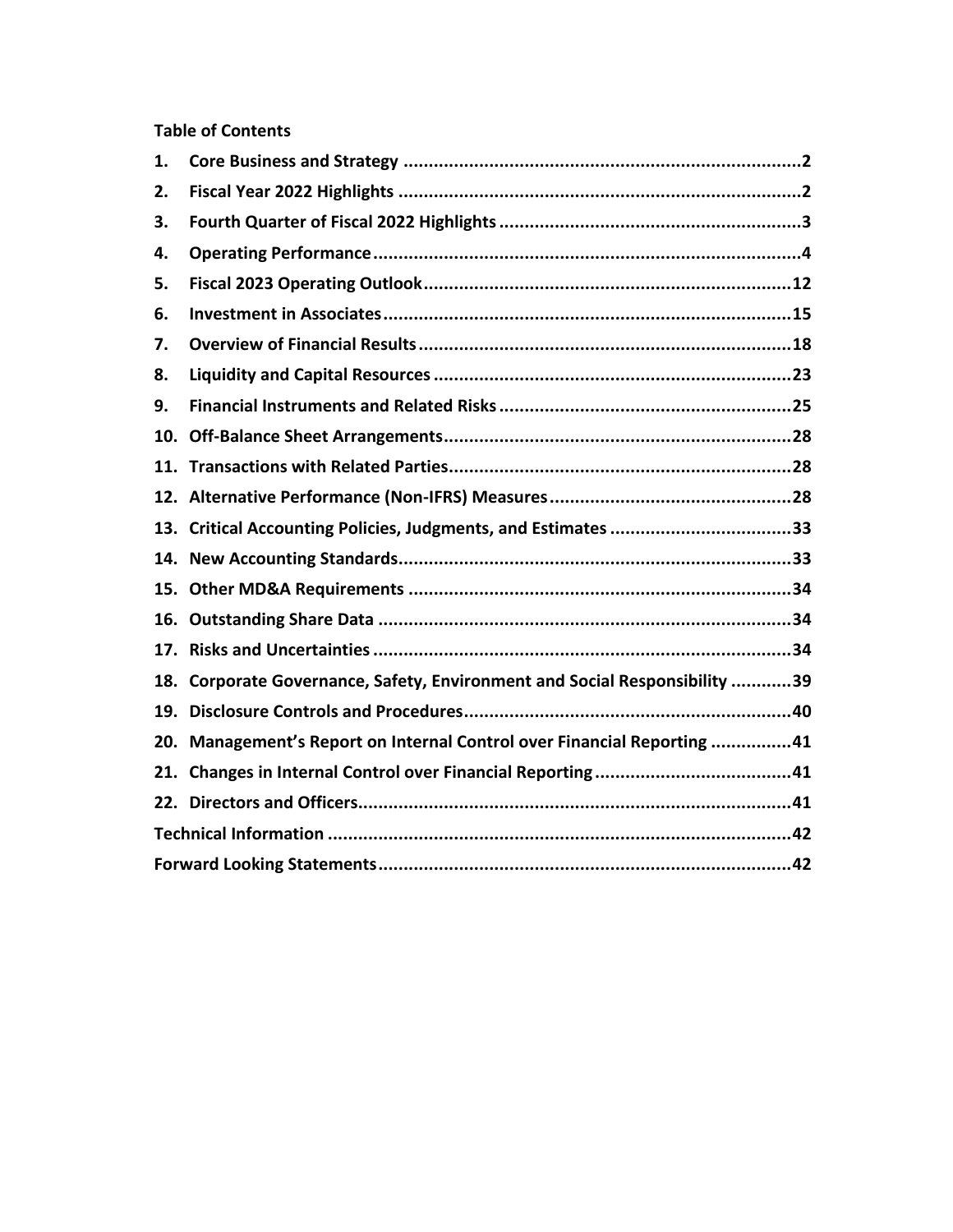**Table of Contents**

| | | |
|---|---|---|
| 1. | **Core Business and Strategy** | **2** |
| 2. | **Fiscal Year 2022 Highlights** | **2** |
| 3. | **Fourth Quarter of Fiscal 2022 Highlights** | **3** |
| 4. | **Operating Performance** | **4** |
| 5. | **Fiscal 2023 Operating Outlook** | **12** |
| 6. | **Investment in Associates** | **15** |
| 7. | **Overview of Financial Results** | **18** |
| 8. | **Liquidity and Capital Resources** | **23** |
| 9. | **Financial Instruments and Related Risks** | **25** |
| 10. | **Off-Balance Sheet Arrangements** | **28** |
| 11. | **Transactions with Related Parties** | **28** |
| 12. | **Alternative Performance (Non-IFRS) Measures** | **28** |
| 13. | **Critical Accounting Policies, Judgments, and Estimates** | **33** |
| 14. | **New Accounting Standards** | **33** |
| 15. | **Other MD&A Requirements** | **34** |
| 16. | **Outstanding Share Data** | **34** |
| 17. | **Risks and Uncertainties** | **34** |
| 18. | **Corporate Governance, Safety, Environment and Social Responsibility** | **39** |
| 19. | **Disclosure Controls and Procedures** | **40** |
| 20. | **Management's Report on Internal Control over Financial Reporting** | **41** |
| 21. | **Changes in Internal Control over Financial Reporting** | **41** |
| 22. | **Directors and Officers** | **41** |
| | **Technical Information** | **42** |
| | **Forward Looking Statements** | **42** |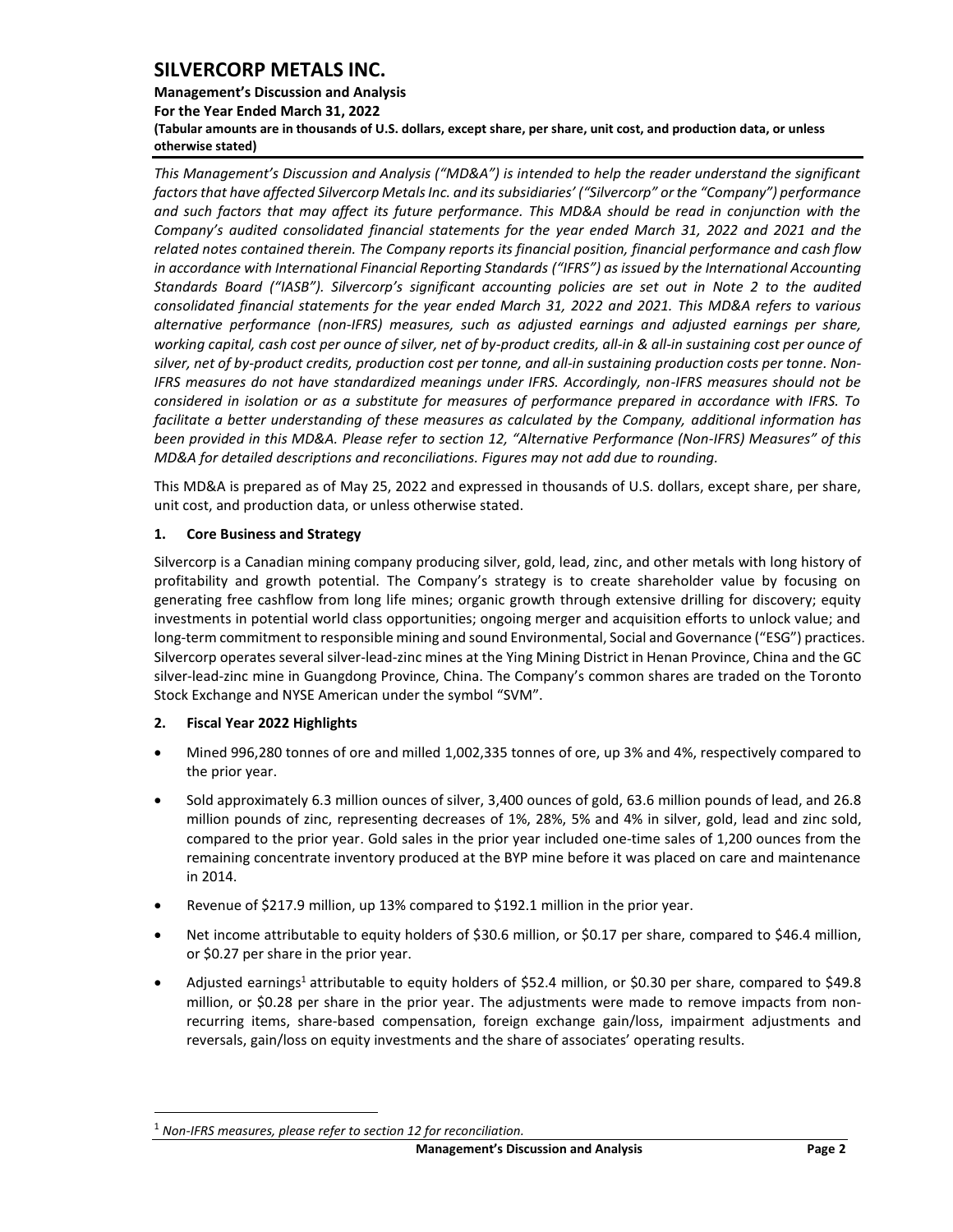*This Management's Discussion and Analysis ("MD&A") is intended to help the reader understand the significant factors that have affected Silvercorp Metals Inc. and its subsidiaries' ("Silvercorp" or the "Company") performance and such factors that may affect its future performance. This MD&A should be read in conjunction with the Company's audited consolidated financial statements for the year ended March 31, 2022 and 2021 and the related notes contained therein. The Company reports its financial position, financial performance and cash flow in accordance with International Financial Reporting Standards ("IFRS") as issued by the International Accounting Standards Board ("IASB"). Silvercorp's significant accounting policies are set out in Note 2 to the audited consolidated financial statements for the year ended March 31, 2022 and 2021. This MD&A refers to various alternative performance (non-IFRS) measures, such as adjusted earnings and adjusted earnings per share, working capital, cash cost per ounce of silver, net of by-product credits, all-in & all-in sustaining cost per ounce of silver, net of by-product credits, production cost per tonne, and all-in sustaining production costs per tonne. Non-IFRS measures do not have standardized meanings under IFRS. Accordingly, non-IFRS measures should not be considered in isolation or as a substitute for measures of performance prepared in accordance with IFRS. To facilitate a better understanding of these measures as calculated by the Company, additional information has been provided in this MD&A. Please refer to section 12, "Alternative Performance (Non-IFRS) Measures" of this MD&A for detailed descriptions and reconciliations. Figures may not add due to rounding.*

This MD&A is prepared as of May 25, 2022 and expressed in thousands of U.S. dollars, except share, per share, unit cost, and production data, or unless otherwise stated.

## 1. Core Business and Strategy

Silvercorp is a Canadian mining company producing silver, gold, lead, zinc, and other metals with long history of profitability and growth potential. The Company's strategy is to create shareholder value by focusing on generating free cashflow from long life mines; organic growth through extensive drilling for discovery; equity investments in potential world class opportunities; ongoing merger and acquisition efforts to unlock value; and long-term commitment to responsible mining and sound Environmental, Social and Governance ("ESG") practices. Silvercorp operates several silver-lead-zinc mines at the Ying Mining District in Henan Province, China and the GC silver-lead-zinc mine in Guangdong Province, China. The Company's common shares are traded on the Toronto Stock Exchange and NYSE American under the symbol "SVM".

## 2. Fiscal Year 2022 Highlights

- Mined 996,280 tonnes of ore and milled 1,002,335 tonnes of ore, up 3% and 4%, respectively compared to the prior year.
- Sold approximately 6.3 million ounces of silver, 3,400 ounces of gold, 63.6 million pounds of lead, and 26.8 million pounds of zinc, representing decreases of 1%, 28%, 5% and 4% in silver, gold, lead and zinc sold, compared to the prior year. Gold sales in the prior year included one-time sales of 1,200 ounces from the remaining concentrate inventory produced at the BYP mine before it was placed on care and maintenance in 2014.
- Revenue of $217.9 million, up 13% compared to $192.1 million in the prior year.
- Net income attributable to equity holders of $30.6 million, or $0.17 per share, compared to $46.4 million, or $0.27 per share in the prior year.
- Adjusted earnings[1] attributable to equity holders of $52.4 million, or $0.30 per share, compared to $49.8 million, or $0.28 per share in the prior year. The adjustments were made to remove impacts from non-recurring items, share-based compensation, foreign exchange gain/loss, impairment adjustments and reversals, gain/loss on equity investments and the share of associates' operating results.

[1] *Non-IFRS measures, please refer to section 12 for reconciliation.*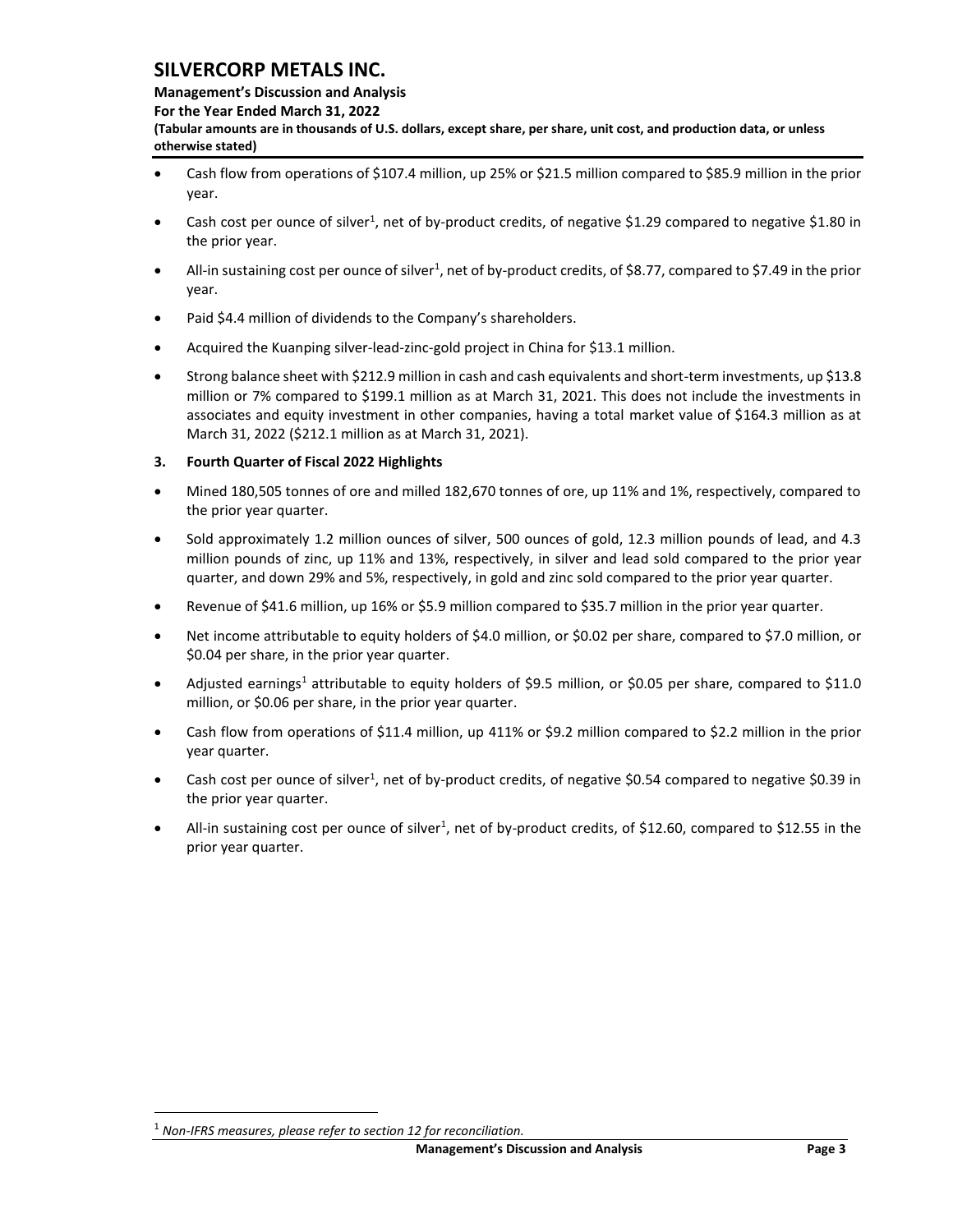- Cash flow from operations of $107.4 million, up 25% or $21.5 million compared to $85.9 million in the prior year.
- Cash cost per ounce of silver[1], net of by-product credits, of negative $1.29 compared to negative $1.80 in the prior year.
- All-in sustaining cost per ounce of silver[1], net of by-product credits, of $8.77, compared to $7.49 in the prior year.
- Paid $4.4 million of dividends to the Company's shareholders.
- Acquired the Kuanping silver-lead-zinc-gold project in China for $13.1 million.
- Strong balance sheet with $212.9 million in cash and cash equivalents and short-term investments, up $13.8 million or 7% compared to $199.1 million as at March 31, 2021. This does not include the investments in associates and equity investment in other companies, having a total market value of $164.3 million as at March 31, 2022 ($212.1 million as at March 31, 2021).

## 3. Fourth Quarter of Fiscal 2022 Highlights

- Mined 180,505 tonnes of ore and milled 182,670 tonnes of ore, up 11% and 1%, respectively, compared to the prior year quarter.
- Sold approximately 1.2 million ounces of silver, 500 ounces of gold, 12.3 million pounds of lead, and 4.3 million pounds of zinc, up 11% and 13%, respectively, in silver and lead sold compared to the prior year quarter, and down 29% and 5%, respectively, in gold and zinc sold compared to the prior year quarter.
- Revenue of $41.6 million, up 16% or $5.9 million compared to $35.7 million in the prior year quarter.
- Net income attributable to equity holders of $4.0 million, or $0.02 per share, compared to $7.0 million, or $0.04 per share, in the prior year quarter.
- Adjusted earnings[1] attributable to equity holders of $9.5 million, or $0.05 per share, compared to $11.0 million, or $0.06 per share, in the prior year quarter.
- Cash flow from operations of $11.4 million, up 411% or $9.2 million compared to $2.2 million in the prior year quarter.
- Cash cost per ounce of silver[1], net of by-product credits, of negative $0.54 compared to negative $0.39 in the prior year quarter.
- All-in sustaining cost per ounce of silver[1], net of by-product credits, of $12.60, compared to $12.55 in the prior year quarter.

[1] *Non-IFRS measures, please refer to section 12 for reconciliation.*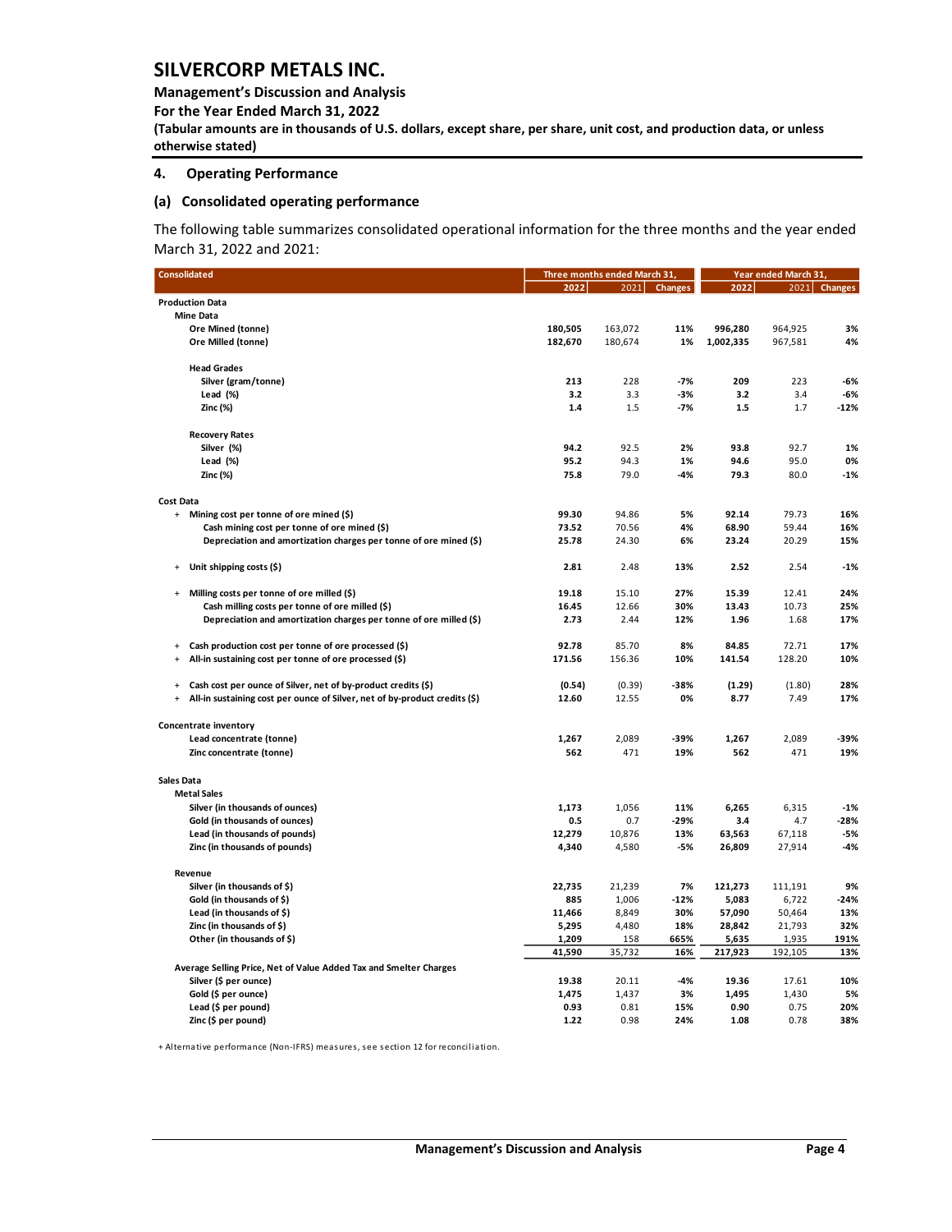# SILVERCORP METALS INC.

**Management's Discussion and Analysis**
**For the Year Ended March 31, 2022**
**(Tabular amounts are in thousands of U.S. dollars, except share, per share, unit cost, and production data, or unless otherwise stated)**

## 4. Operating Performance

### (a) Consolidated operating performance

The following table summarizes consolidated operational information for the three months and the year ended March 31, 2022 and 2021:

| Consolidated | Three months ended March 31, | | | Year ended March 31, | | |
|---|---|---|---|---|---|---|
| | 2022 | 2021 | Changes | 2022 | 2021 | Changes |
| **Production Data** | | | | | | |
| **Mine Data** | | | | | | |
| Ore Mined (tonne) | **180,505** | 163,072 | **11%** | **996,280** | 964,925 | **3%** |
| Ore Milled (tonne) | **182,670** | 180,674 | **1%** | **1,002,335** | 967,581 | **4%** |
| **Head Grades** | | | | | | |
| Silver (gram/tonne) | **213** | 228 | **-7%** | **209** | 223 | **-6%** |
| Lead (%) | **3.2** | 3.3 | **-3%** | **3.2** | 3.4 | **-6%** |
| Zinc (%) | **1.4** | 1.5 | **-7%** | **1.5** | 1.7 | **-12%** |
| **Recovery Rates** | | | | | | |
| Silver (%) | **94.2** | 92.5 | **2%** | **93.8** | 92.7 | **1%** |
| Lead (%) | **95.2** | 94.3 | **1%** | **94.6** | 95.0 | **0%** |
| Zinc (%) | **75.8** | 79.0 | **-4%** | **79.3** | 80.0 | **-1%** |
| **Cost Data** | | | | | | |
| + Mining cost per tonne of ore mined ($) | **99.30** | 94.86 | **5%** | **92.14** | 79.73 | **16%** |
| Cash mining cost per tonne of ore mined ($) | **73.52** | 70.56 | **4%** | **68.90** | 59.44 | **16%** |
| Depreciation and amortization charges per tonne of ore mined ($) | **25.78** | 24.30 | **6%** | **23.24** | 20.29 | **15%** |
| + Unit shipping costs ($) | **2.81** | 2.48 | **13%** | **2.52** | 2.54 | **-1%** |
| + Milling costs per tonne of ore milled ($) | **19.18** | 15.10 | **27%** | **15.39** | 12.41 | **24%** |
| Cash milling costs per tonne of ore milled ($) | **16.45** | 12.66 | **30%** | **13.43** | 10.73 | **25%** |
| Depreciation and amortization charges per tonne of ore milled ($) | **2.73** | 2.44 | **12%** | **1.96** | 1.68 | **17%** |
| + Cash production cost per tonne of ore processed ($) | **92.78** | 85.70 | **8%** | **84.85** | 72.71 | **17%** |
| + All-in sustaining cost per tonne of ore processed ($) | **171.56** | 156.36 | **10%** | **141.54** | 128.20 | **10%** |
| + Cash cost per ounce of Silver, net of by-product credits ($) | **(0.54)** | (0.39) | **-38%** | **(1.29)** | (1.80) | **28%** |
| + All-in sustaining cost per ounce of Silver, net of by-product credits ($) | **12.60** | 12.55 | **0%** | **8.77** | 7.49 | **17%** |
| **Concentrate inventory** | | | | | | |
| Lead concentrate (tonne) | **1,267** | 2,089 | **-39%** | **1,267** | 2,089 | **-39%** |
| Zinc concentrate (tonne) | **562** | 471 | **19%** | **562** | 471 | **19%** |
| **Sales Data** | | | | | | |
| **Metal Sales** | | | | | | |
| Silver (in thousands of ounces) | **1,173** | 1,056 | **11%** | **6,265** | 6,315 | **-1%** |
| Gold (in thousands of ounces) | **0.5** | 0.7 | **-29%** | **3.4** | 4.7 | **-28%** |
| Lead (in thousands of pounds) | **12,279** | 10,876 | **13%** | **63,563** | 67,118 | **-5%** |
| Zinc (in thousands of pounds) | **4,340** | 4,580 | **-5%** | **26,809** | 27,914 | **-4%** |
| **Revenue** | | | | | | |
| Silver (in thousands of $) | **22,735** | 21,239 | **7%** | **121,273** | 111,191 | **9%** |
| Gold (in thousands of $) | **885** | 1,006 | **-12%** | **5,083** | 6,722 | **-24%** |
| Lead (in thousands of $) | **11,466** | 8,849 | **30%** | **57,090** | 50,464 | **13%** |
| Zinc (in thousands of $) | **5,295** | 4,480 | **18%** | **28,842** | 21,793 | **32%** |
| Other (in thousands of $) | **1,209** | 158 | **665%** | **5,635** | 1,935 | **191%** |
| | **41,590** | 35,732 | **16%** | **217,923** | 192,105 | **13%** |
| **Average Selling Price, Net of Value Added Tax and Smelter Charges** | | | | | | |
| Silver ($ per ounce) | **19.38** | 20.11 | **-4%** | **19.36** | 17.61 | **10%** |
| Gold ($ per ounce) | **1,475** | 1,437 | **3%** | **1,495** | 1,430 | **5%** |
| Lead ($ per pound) | **0.93** | 0.81 | **15%** | **0.90** | 0.75 | **20%** |
| Zinc ($ per pound) | **1.22** | 0.98 | **24%** | **1.08** | 0.78 | **38%** |

+ Alternative performance (Non-IFRS) measures, see section 12 for reconciliation.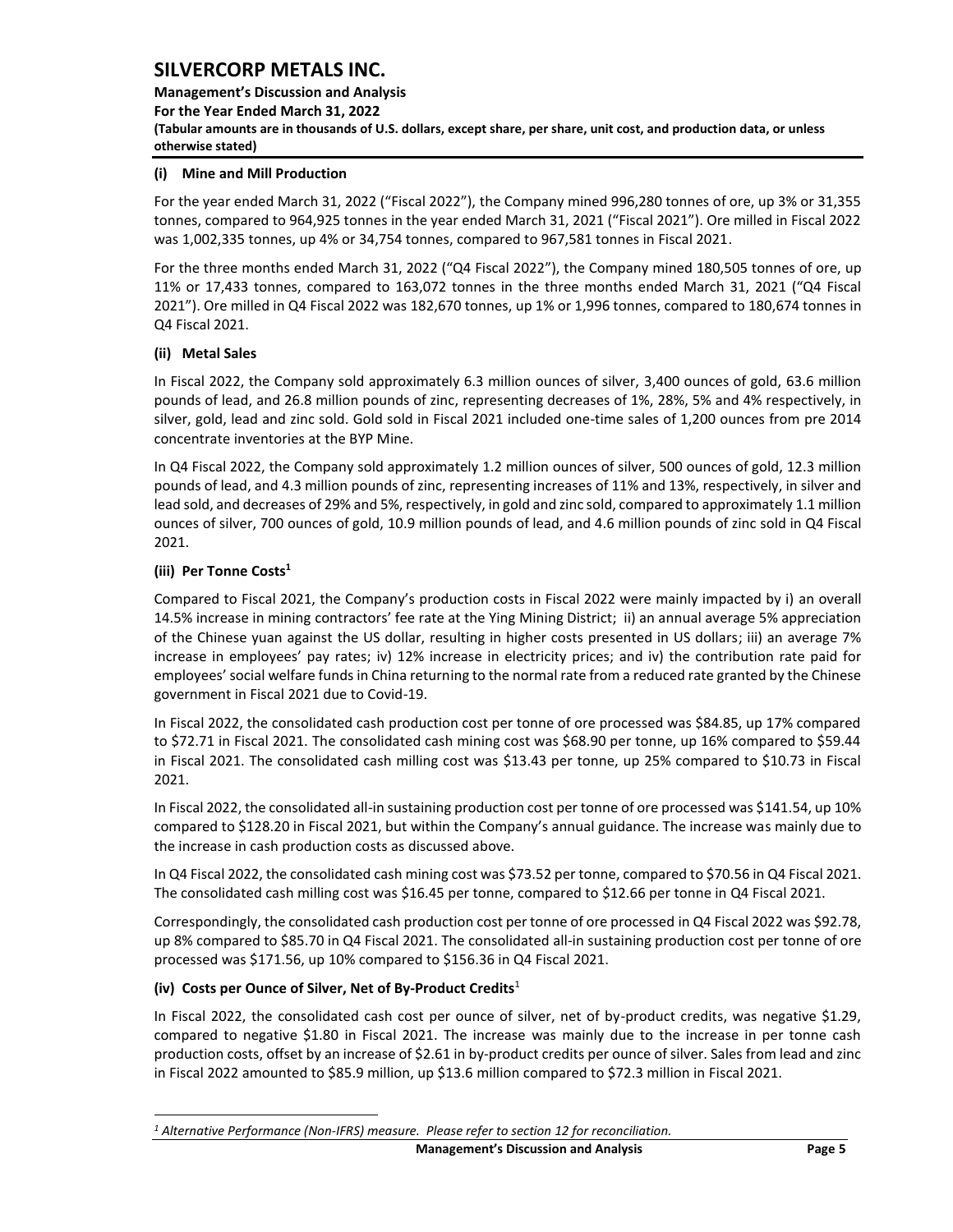#### (i) Mine and Mill Production

For the year ended March 31, 2022 ("Fiscal 2022"), the Company mined 996,280 tonnes of ore, up 3% or 31,355 tonnes, compared to 964,925 tonnes in the year ended March 31, 2021 ("Fiscal 2021"). Ore milled in Fiscal 2022 was 1,002,335 tonnes, up 4% or 34,754 tonnes, compared to 967,581 tonnes in Fiscal 2021.

For the three months ended March 31, 2022 ("Q4 Fiscal 2022"), the Company mined 180,505 tonnes of ore, up 11% or 17,433 tonnes, compared to 163,072 tonnes in the three months ended March 31, 2021 ("Q4 Fiscal 2021"). Ore milled in Q4 Fiscal 2022 was 182,670 tonnes, up 1% or 1,996 tonnes, compared to 180,674 tonnes in Q4 Fiscal 2021.

#### (ii) Metal Sales

In Fiscal 2022, the Company sold approximately 6.3 million ounces of silver, 3,400 ounces of gold, 63.6 million pounds of lead, and 26.8 million pounds of zinc, representing decreases of 1%, 28%, 5% and 4% respectively, in silver, gold, lead and zinc sold. Gold sold in Fiscal 2021 included one-time sales of 1,200 ounces from pre 2014 concentrate inventories at the BYP Mine.

In Q4 Fiscal 2022, the Company sold approximately 1.2 million ounces of silver, 500 ounces of gold, 12.3 million pounds of lead, and 4.3 million pounds of zinc, representing increases of 11% and 13%, respectively, in silver and lead sold, and decreases of 29% and 5%, respectively, in gold and zinc sold, compared to approximately 1.1 million ounces of silver, 700 ounces of gold, 10.9 million pounds of lead, and 4.6 million pounds of zinc sold in Q4 Fiscal 2021.

#### (iii) Per Tonne Costs[1]

Compared to Fiscal 2021, the Company's production costs in Fiscal 2022 were mainly impacted by i) an overall 14.5% increase in mining contractors' fee rate at the Ying Mining District; ii) an annual average 5% appreciation of the Chinese yuan against the US dollar, resulting in higher costs presented in US dollars; iii) an average 7% increase in employees' pay rates; iv) 12% increase in electricity prices; and iv) the contribution rate paid for employees' social welfare funds in China returning to the normal rate from a reduced rate granted by the Chinese government in Fiscal 2021 due to Covid-19.

In Fiscal 2022, the consolidated cash production cost per tonne of ore processed was $84.85, up 17% compared to $72.71 in Fiscal 2021. The consolidated cash mining cost was $68.90 per tonne, up 16% compared to $59.44 in Fiscal 2021. The consolidated cash milling cost was $13.43 per tonne, up 25% compared to $10.73 in Fiscal 2021.

In Fiscal 2022, the consolidated all-in sustaining production cost per tonne of ore processed was $141.54, up 10% compared to $128.20 in Fiscal 2021, but within the Company's annual guidance. The increase was mainly due to the increase in cash production costs as discussed above.

In Q4 Fiscal 2022, the consolidated cash mining cost was $73.52 per tonne, compared to $70.56 in Q4 Fiscal 2021. The consolidated cash milling cost was $16.45 per tonne, compared to $12.66 per tonne in Q4 Fiscal 2021.

Correspondingly, the consolidated cash production cost per tonne of ore processed in Q4 Fiscal 2022 was $92.78, up 8% compared to $85.70 in Q4 Fiscal 2021. The consolidated all-in sustaining production cost per tonne of ore processed was $171.56, up 10% compared to $156.36 in Q4 Fiscal 2021.

#### (iv) Costs per Ounce of Silver, Net of By-Product Credits[1]

In Fiscal 2022, the consolidated cash cost per ounce of silver, net of by-product credits, was negative $1.29, compared to negative $1.80 in Fiscal 2021. The increase was mainly due to the increase in per tonne cash production costs, offset by an increase of $2.61 in by-product credits per ounce of silver. Sales from lead and zinc in Fiscal 2022 amounted to $85.9 million, up $13.6 million compared to $72.3 million in Fiscal 2021.

---

[1] *Alternative Performance (Non-IFRS) measure. Please refer to section 12 for reconciliation.*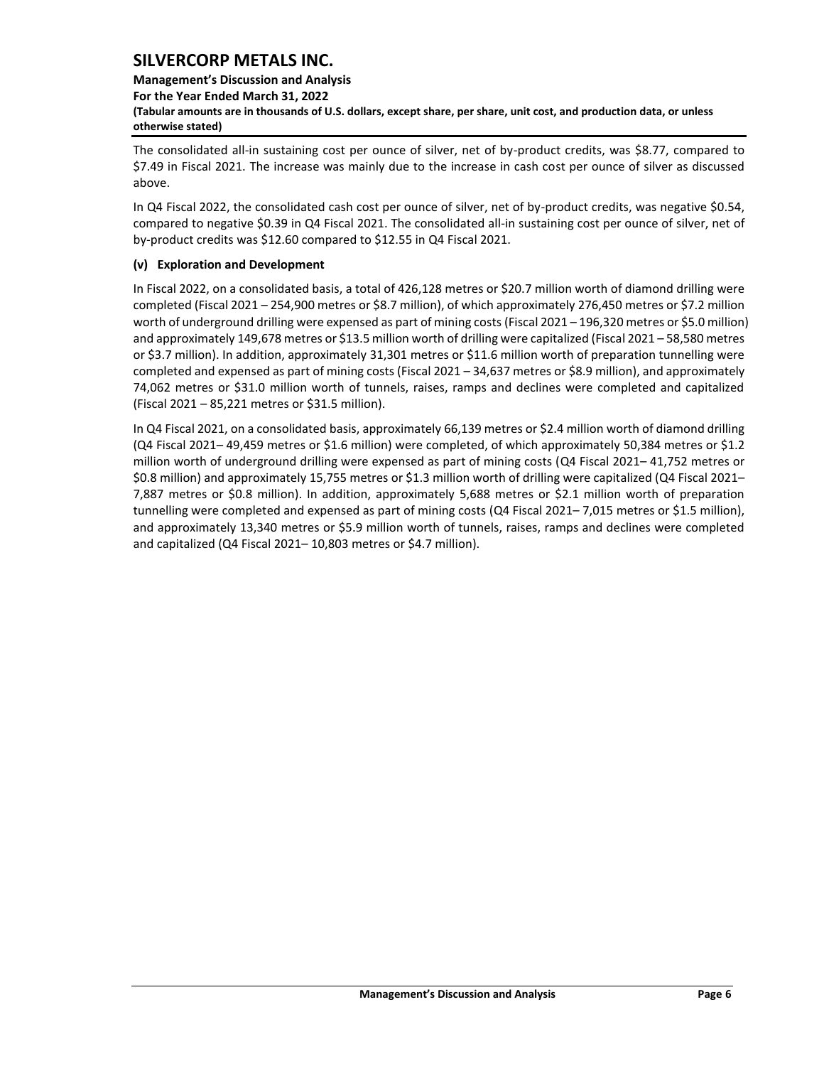The consolidated all-in sustaining cost per ounce of silver, net of by-product credits, was $8.77, compared to $7.49 in Fiscal 2021. The increase was mainly due to the increase in cash cost per ounce of silver as discussed above.

In Q4 Fiscal 2022, the consolidated cash cost per ounce of silver, net of by-product credits, was negative $0.54, compared to negative $0.39 in Q4 Fiscal 2021. The consolidated all-in sustaining cost per ounce of silver, net of by-product credits was $12.60 compared to $12.55 in Q4 Fiscal 2021.

**(v) Exploration and Development**

In Fiscal 2022, on a consolidated basis, a total of 426,128 metres or $20.7 million worth of diamond drilling were completed (Fiscal 2021 – 254,900 metres or $8.7 million), of which approximately 276,450 metres or $7.2 million worth of underground drilling were expensed as part of mining costs (Fiscal 2021 – 196,320 metres or $5.0 million) and approximately 149,678 metres or $13.5 million worth of drilling were capitalized (Fiscal 2021 – 58,580 metres or $3.7 million). In addition, approximately 31,301 metres or $11.6 million worth of preparation tunnelling were completed and expensed as part of mining costs (Fiscal 2021 – 34,637 metres or $8.9 million), and approximately 74,062 metres or $31.0 million worth of tunnels, raises, ramps and declines were completed and capitalized (Fiscal 2021 – 85,221 metres or $31.5 million).

In Q4 Fiscal 2021, on a consolidated basis, approximately 66,139 metres or $2.4 million worth of diamond drilling (Q4 Fiscal 2021– 49,459 metres or $1.6 million) were completed, of which approximately 50,384 metres or $1.2 million worth of underground drilling were expensed as part of mining costs (Q4 Fiscal 2021– 41,752 metres or $0.8 million) and approximately 15,755 metres or $1.3 million worth of drilling were capitalized (Q4 Fiscal 2021– 7,887 metres or $0.8 million). In addition, approximately 5,688 metres or $2.1 million worth of preparation tunnelling were completed and expensed as part of mining costs (Q4 Fiscal 2021– 7,015 metres or $1.5 million), and approximately 13,340 metres or $5.9 million worth of tunnels, raises, ramps and declines were completed and capitalized (Q4 Fiscal 2021– 10,803 metres or $4.7 million).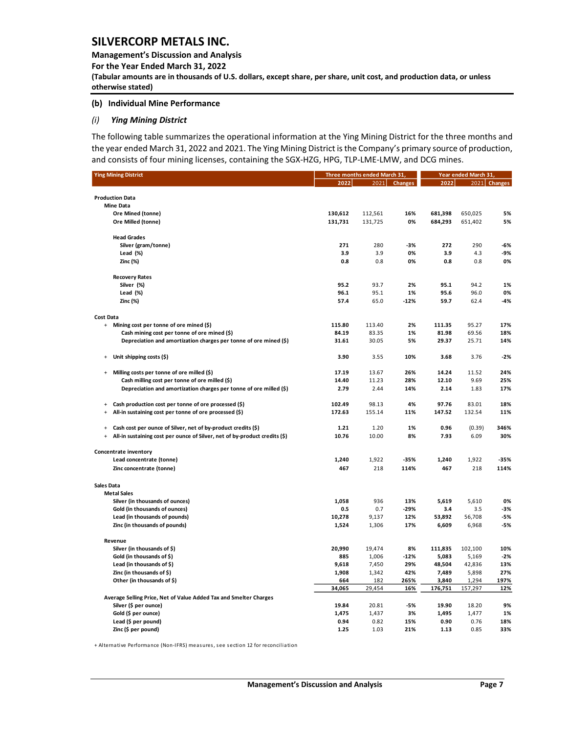SILVERCORP METALS INC.

Management's Discussion and Analysis
For the Year Ended March 31, 2022
(Tabular amounts are in thousands of U.S. dollars, except share, per share, unit cost, and production data, or unless otherwise stated)

### (b) Individual Mine Performance

#### *(i) Ying Mining District*

The following table summarizes the operational information at the Ying Mining District for the three months and the year ended March 31, 2022 and 2021. The Ying Mining District is the Company's primary source of production, and consists of four mining licenses, containing the SGX-HZG, HPG, TLP-LME-LMW, and DCG mines.

| Ying Mining District | Three months ended March 31, | | | Year ended March 31, | | |
|---|---|---|---|---|---|---|
| | **2022** | 2021 | **Changes** | **2022** | 2021 | **Changes** |
| **Production Data** | | | | | | |
| **Mine Data** | | | | | | |
| Ore Mined (tonne) | **130,612** | 112,561 | **16%** | **681,398** | 650,025 | **5%** |
| Ore Milled (tonne) | **131,731** | 131,725 | **0%** | **684,293** | 651,402 | **5%** |
| **Head Grades** | | | | | | |
| Silver (gram/tonne) | **271** | 280 | **-3%** | **272** | 290 | **-6%** |
| Lead (%) | **3.9** | 3.9 | **0%** | **3.9** | 4.3 | **-9%** |
| Zinc (%) | **0.8** | 0.8 | **0%** | **0.8** | 0.8 | **0%** |
| **Recovery Rates** | | | | | | |
| Silver (%) | **95.2** | 93.7 | **2%** | **95.1** | 94.2 | **1%** |
| Lead (%) | **96.1** | 95.1 | **1%** | **95.6** | 96.0 | **0%** |
| Zinc (%) | **57.4** | 65.0 | **-12%** | **59.7** | 62.4 | **-4%** |
| **Cost Data** | | | | | | |
| + Mining cost per tonne of ore mined ($) | **115.80** | 113.40 | **2%** | **111.35** | 95.27 | **17%** |
| Cash mining cost per tonne of ore mined ($) | **84.19** | 83.35 | **1%** | **81.98** | 69.56 | **18%** |
| Depreciation and amortization charges per tonne of ore mined ($) | **31.61** | 30.05 | **5%** | **29.37** | 25.71 | **14%** |
| + Unit shipping costs ($) | **3.90** | 3.55 | **10%** | **3.68** | 3.76 | **-2%** |
| + Milling costs per tonne of ore milled ($) | **17.19** | 13.67 | **26%** | **14.24** | 11.52 | **24%** |
| Cash milling cost per tonne of ore milled ($) | **14.40** | 11.23 | **28%** | **12.10** | 9.69 | **25%** |
| Depreciation and amortization charges per tonne of ore milled ($) | **2.79** | 2.44 | **14%** | **2.14** | 1.83 | **17%** |
| + Cash production cost per tonne of ore processed ($) | **102.49** | 98.13 | **4%** | **97.76** | 83.01 | **18%** |
| + All-in sustaining cost per tonne of ore processed ($) | **172.63** | 155.14 | **11%** | **147.52** | 132.54 | **11%** |
| + Cash cost per ounce of Silver, net of by-product credits ($) | **1.21** | 1.20 | **1%** | **0.96** | (0.39) | **346%** |
| + All-in sustaining cost per ounce of Silver, net of by-product credits ($) | **10.76** | 10.00 | **8%** | **7.93** | 6.09 | **30%** |
| **Concentrate inventory** | | | | | | |
| Lead concentrate (tonne) | **1,240** | 1,922 | **-35%** | **1,240** | 1,922 | **-35%** |
| Zinc concentrate (tonne) | **467** | 218 | **114%** | **467** | 218 | **114%** |
| **Sales Data** | | | | | | |
| **Metal Sales** | | | | | | |
| Silver (in thousands of ounces) | **1,058** | 936 | **13%** | **5,619** | 5,610 | **0%** |
| Gold (in thousands of ounces) | **0.5** | 0.7 | **-29%** | **3.4** | 3.5 | **-3%** |
| Lead (in thousands of pounds) | **10,278** | 9,137 | **12%** | **53,892** | 56,708 | **-5%** |
| Zinc (in thousands of pounds) | **1,524** | 1,306 | **17%** | **6,609** | 6,968 | **-5%** |
| **Revenue** | | | | | | |
| Silver (in thousands of $) | **20,990** | 19,474 | **8%** | **111,835** | 102,100 | **10%** |
| Gold (in thousands of $) | **885** | 1,006 | **-12%** | **5,083** | 5,169 | **-2%** |
| Lead (in thousands of $) | **9,618** | 7,450 | **29%** | **48,504** | 42,836 | **13%** |
| Zinc (in thousands of $) | **1,908** | 1,342 | **42%** | **7,489** | 5,898 | **27%** |
| Other (in thousands of $) | **664** | 182 | **265%** | **3,840** | 1,294 | **197%** |
| | **34,065** | 29,454 | **16%** | **176,751** | 157,297 | **12%** |
| **Average Selling Price, Net of Value Added Tax and Smelter Charges** | | | | | | |
| Silver ($ per ounce) | **19.84** | 20.81 | **-5%** | **19.90** | 18.20 | **9%** |
| Gold ($ per ounce) | **1,475** | 1,437 | **3%** | **1,495** | 1,477 | **1%** |
| Lead ($ per pound) | **0.94** | 0.82 | **15%** | **0.90** | 0.76 | **18%** |
| Zinc ($ per pound) | **1.25** | 1.03 | **21%** | **1.13** | 0.85 | **33%** |

+ Alternative Performance (Non-IFRS) measures, see section 12 for reconciliation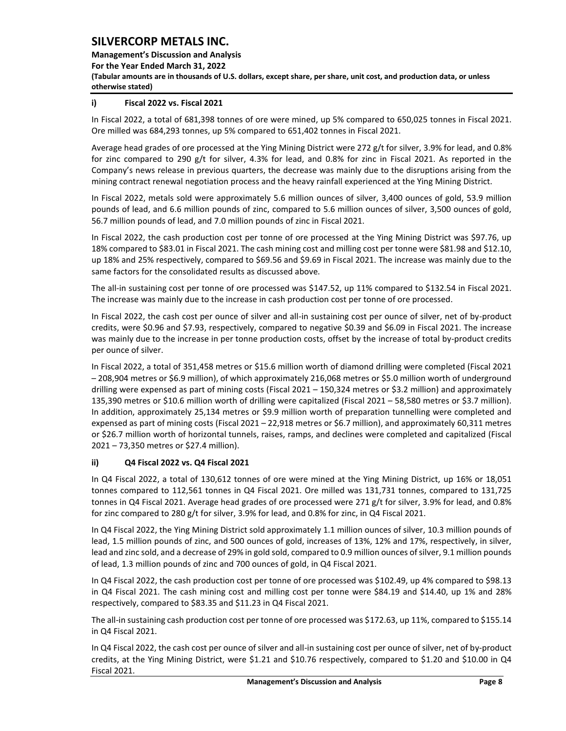### i) Fiscal 2022 vs. Fiscal 2021

In Fiscal 2022, a total of 681,398 tonnes of ore were mined, up 5% compared to 650,025 tonnes in Fiscal 2021. Ore milled was 684,293 tonnes, up 5% compared to 651,402 tonnes in Fiscal 2021.

Average head grades of ore processed at the Ying Mining District were 272 g/t for silver, 3.9% for lead, and 0.8% for zinc compared to 290 g/t for silver, 4.3% for lead, and 0.8% for zinc in Fiscal 2021. As reported in the Company's news release in previous quarters, the decrease was mainly due to the disruptions arising from the mining contract renewal negotiation process and the heavy rainfall experienced at the Ying Mining District.

In Fiscal 2022, metals sold were approximately 5.6 million ounces of silver, 3,400 ounces of gold, 53.9 million pounds of lead, and 6.6 million pounds of zinc, compared to 5.6 million ounces of silver, 3,500 ounces of gold, 56.7 million pounds of lead, and 7.0 million pounds of zinc in Fiscal 2021.

In Fiscal 2022, the cash production cost per tonne of ore processed at the Ying Mining District was $97.76, up 18% compared to $83.01 in Fiscal 2021. The cash mining cost and milling cost per tonne were $81.98 and $12.10, up 18% and 25% respectively, compared to $69.56 and $9.69 in Fiscal 2021. The increase was mainly due to the same factors for the consolidated results as discussed above.

The all-in sustaining cost per tonne of ore processed was $147.52, up 11% compared to $132.54 in Fiscal 2021. The increase was mainly due to the increase in cash production cost per tonne of ore processed.

In Fiscal 2022, the cash cost per ounce of silver and all-in sustaining cost per ounce of silver, net of by-product credits, were $0.96 and $7.93, respectively, compared to negative $0.39 and $6.09 in Fiscal 2021. The increase was mainly due to the increase in per tonne production costs, offset by the increase of total by-product credits per ounce of silver.

In Fiscal 2022, a total of 351,458 metres or $15.6 million worth of diamond drilling were completed (Fiscal 2021 – 208,904 metres or $6.9 million), of which approximately 216,068 metres or $5.0 million worth of underground drilling were expensed as part of mining costs (Fiscal 2021 – 150,324 metres or $3.2 million) and approximately 135,390 metres or $10.6 million worth of drilling were capitalized (Fiscal 2021 – 58,580 metres or $3.7 million). In addition, approximately 25,134 metres or $9.9 million worth of preparation tunnelling were completed and expensed as part of mining costs (Fiscal 2021 – 22,918 metres or $6.7 million), and approximately 60,311 metres or $26.7 million worth of horizontal tunnels, raises, ramps, and declines were completed and capitalized (Fiscal 2021 – 73,350 metres or $27.4 million).

### ii) Q4 Fiscal 2022 vs. Q4 Fiscal 2021

In Q4 Fiscal 2022, a total of 130,612 tonnes of ore were mined at the Ying Mining District, up 16% or 18,051 tonnes compared to 112,561 tonnes in Q4 Fiscal 2021. Ore milled was 131,731 tonnes, compared to 131,725 tonnes in Q4 Fiscal 2021. Average head grades of ore processed were 271 g/t for silver, 3.9% for lead, and 0.8% for zinc compared to 280 g/t for silver, 3.9% for lead, and 0.8% for zinc, in Q4 Fiscal 2021.

In Q4 Fiscal 2022, the Ying Mining District sold approximately 1.1 million ounces of silver, 10.3 million pounds of lead, 1.5 million pounds of zinc, and 500 ounces of gold, increases of 13%, 12% and 17%, respectively, in silver, lead and zinc sold, and a decrease of 29% in gold sold, compared to 0.9 million ounces of silver, 9.1 million pounds of lead, 1.3 million pounds of zinc and 700 ounces of gold, in Q4 Fiscal 2021.

In Q4 Fiscal 2022, the cash production cost per tonne of ore processed was $102.49, up 4% compared to $98.13 in Q4 Fiscal 2021. The cash mining cost and milling cost per tonne were $84.19 and $14.40, up 1% and 28% respectively, compared to $83.35 and $11.23 in Q4 Fiscal 2021.

The all-in sustaining cash production cost per tonne of ore processed was $172.63, up 11%, compared to $155.14 in Q4 Fiscal 2021.

In Q4 Fiscal 2022, the cash cost per ounce of silver and all-in sustaining cost per ounce of silver, net of by-product credits, at the Ying Mining District, were $1.21 and $10.76 respectively, compared to $1.20 and $10.00 in Q4 Fiscal 2021.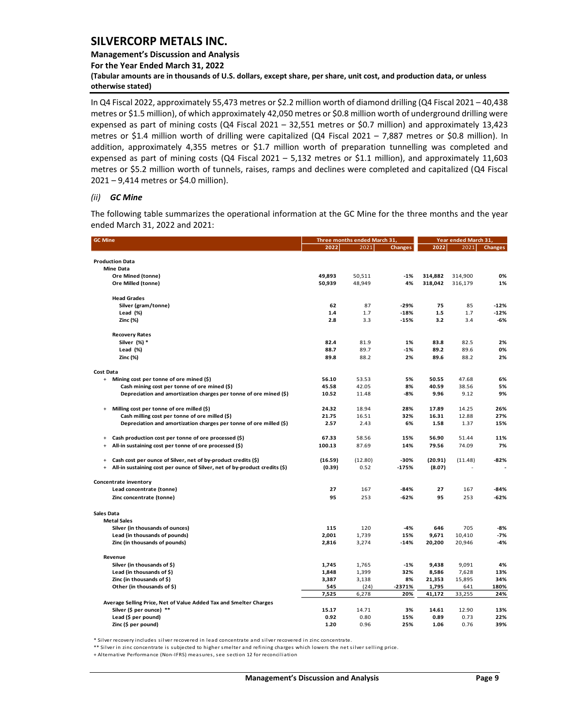In Q4 Fiscal 2022, approximately 55,473 metres or $2.2 million worth of diamond drilling (Q4 Fiscal 2021 – 40,438 metres or $1.5 million), of which approximately 42,050 metres or $0.8 million worth of underground drilling were expensed as part of mining costs (Q4 Fiscal 2021 – 32,551 metres or $0.7 million) and approximately 13,423 metres or $1.4 million worth of drilling were capitalized (Q4 Fiscal 2021 – 7,887 metres or $0.8 million). In addition, approximately 4,355 metres or $1.7 million worth of preparation tunnelling was completed and expensed as part of mining costs (Q4 Fiscal 2021 – 5,132 metres or $1.1 million), and approximately 11,603 metres or $5.2 million worth of tunnels, raises, ramps and declines were completed and capitalized (Q4 Fiscal 2021 – 9,414 metres or $4.0 million).

### *(ii) GC Mine*

The following table summarizes the operational information at the GC Mine for the three months and the year ended March 31, 2022 and 2021:

| GC Mine | Three months ended March 31, | | | Year ended March 31, | | |
|---|---|---|---|---|---|---|
| | 2022 | 2021 | Changes | 2022 | 2021 | Changes |
| **Production Data** | | | | | | |
| **Mine Data** | | | | | | |
| Ore Mined (tonne) | 49,893 | 50,511 | -1% | 314,882 | 314,900 | 0% |
| Ore Milled (tonne) | 50,939 | 48,949 | 4% | 318,042 | 316,179 | 1% |
| **Head Grades** | | | | | | |
| Silver (gram/tonne) | 62 | 87 | -29% | 75 | 85 | -12% |
| Lead (%) | 1.4 | 1.7 | -18% | 1.5 | 1.7 | -12% |
| Zinc (%) | 2.8 | 3.3 | -15% | 3.2 | 3.4 | -6% |
| **Recovery Rates** | | | | | | |
| Silver (%) * | 82.4 | 81.9 | 1% | 83.8 | 82.5 | 2% |
| Lead (%) | 88.7 | 89.7 | -1% | 89.2 | 89.6 | 0% |
| Zinc (%) | 89.8 | 88.2 | 2% | 89.6 | 88.2 | 2% |
| **Cost Data** | | | | | | |
| + Mining cost per tonne of ore mined ($) | 56.10 | 53.53 | 5% | 50.55 | 47.68 | 6% |
| Cash mining cost per tonne of ore mined ($) | 45.58 | 42.05 | 8% | 40.59 | 38.56 | 5% |
| Depreciation and amortization charges per tonne of ore mined ($) | 10.52 | 11.48 | -8% | 9.96 | 9.12 | 9% |
| + Milling cost per tonne of ore milled ($) | 24.32 | 18.94 | 28% | 17.89 | 14.25 | 26% |
| Cash milling cost per tonne of ore milled ($) | 21.75 | 16.51 | 32% | 16.31 | 12.88 | 27% |
| Depreciation and amortization charges per tonne of ore milled ($) | 2.57 | 2.43 | 6% | 1.58 | 1.37 | 15% |
| + Cash production cost per tonne of ore processed ($) | 67.33 | 58.56 | 15% | 56.90 | 51.44 | 11% |
| + All-in sustaining cost per tonne of ore processed ($) | 100.13 | 87.69 | 14% | 79.56 | 74.09 | 7% |
| + Cash cost per ounce of Silver, net of by-product credits ($) | (16.59) | (12.80) | -30% | (20.91) | (11.48) | -82% |
| + All-in sustaining cost per ounce of Silver, net of by-product credits ($) | (0.39) | 0.52 | -175% | (8.07) | - | - |
| **Concentrate inventory** | | | | | | |
| Lead concentrate (tonne) | 27 | 167 | -84% | 27 | 167 | -84% |
| Zinc concentrate (tonne) | 95 | 253 | -62% | 95 | 253 | -62% |
| **Sales Data** | | | | | | |
| **Metal Sales** | | | | | | |
| Silver (in thousands of ounces) | 115 | 120 | -4% | 646 | 705 | -8% |
| Lead (in thousands of pounds) | 2,001 | 1,739 | 15% | 9,671 | 10,410 | -7% |
| Zinc (in thousands of pounds) | 2,816 | 3,274 | -14% | 20,200 | 20,946 | -4% |
| **Revenue** | | | | | | |
| Silver (in thousands of $) | 1,745 | 1,765 | -1% | 9,438 | 9,091 | 4% |
| Lead (in thousands of $) | 1,848 | 1,399 | 32% | 8,586 | 7,628 | 13% |
| Zinc (in thousands of $) | 3,387 | 3,138 | 8% | 21,353 | 15,895 | 34% |
| Other (in thousands of $) | 545 | (24) | -2371% | 1,795 | 641 | 180% |
| | 7,525 | 6,278 | 20% | 41,172 | 33,255 | 24% |
| **Average Selling Price, Net of Value Added Tax and Smelter Charges** | | | | | | |
| Silver ($ per ounce) ** | 15.17 | 14.71 | 3% | 14.61 | 12.90 | 13% |
| Lead ($ per pound) | 0.92 | 0.80 | 15% | 0.89 | 0.73 | 22% |
| Zinc ($ per pound) | 1.20 | 0.96 | 25% | 1.06 | 0.76 | 39% |

\* Silver recovery includes silver recovered in lead concentrate and silver recovered in zinc concentrate.

** Silver in zinc concentrate is subjected to higher smelter and refining charges which lowers the net silver selling price.

+ Alternative Performance (Non-IFRS) measures, see section 12 for reconciliation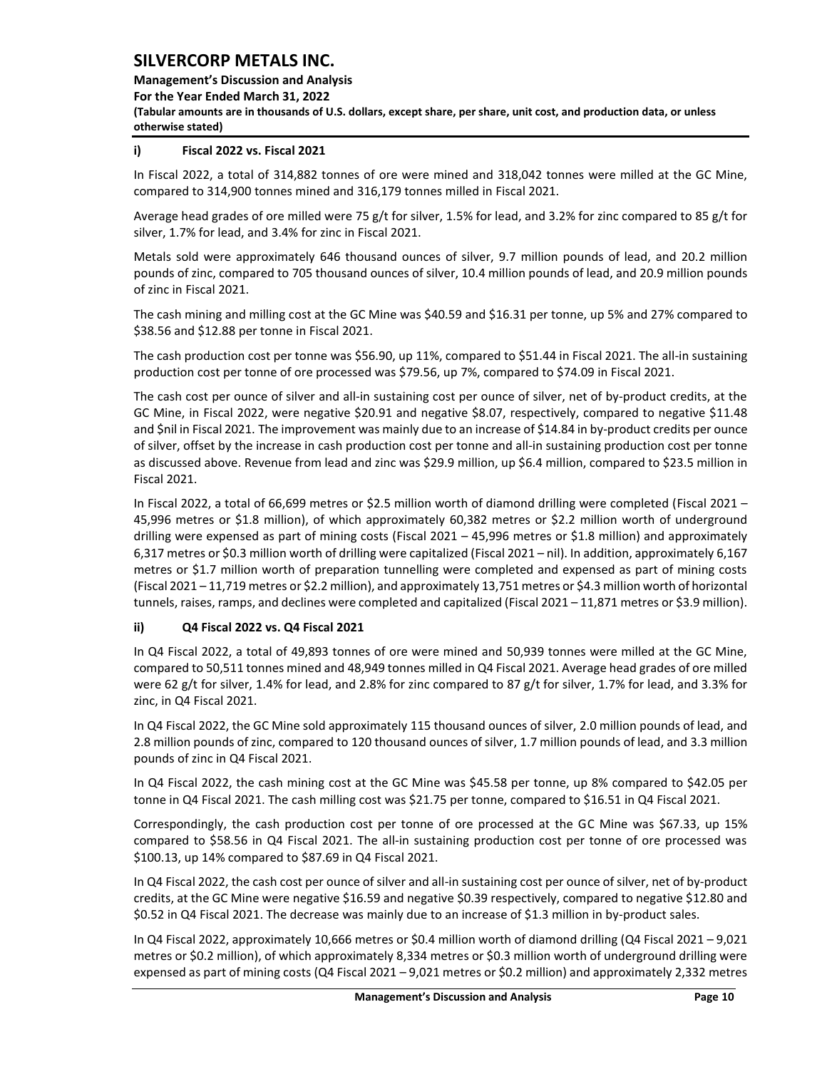#### i) Fiscal 2022 vs. Fiscal 2021

In Fiscal 2022, a total of 314,882 tonnes of ore were mined and 318,042 tonnes were milled at the GC Mine, compared to 314,900 tonnes mined and 316,179 tonnes milled in Fiscal 2021.

Average head grades of ore milled were 75 g/t for silver, 1.5% for lead, and 3.2% for zinc compared to 85 g/t for silver, 1.7% for lead, and 3.4% for zinc in Fiscal 2021.

Metals sold were approximately 646 thousand ounces of silver, 9.7 million pounds of lead, and 20.2 million pounds of zinc, compared to 705 thousand ounces of silver, 10.4 million pounds of lead, and 20.9 million pounds of zinc in Fiscal 2021.

The cash mining and milling cost at the GC Mine was $40.59 and $16.31 per tonne, up 5% and 27% compared to $38.56 and $12.88 per tonne in Fiscal 2021.

The cash production cost per tonne was $56.90, up 11%, compared to $51.44 in Fiscal 2021. The all-in sustaining production cost per tonne of ore processed was $79.56, up 7%, compared to $74.09 in Fiscal 2021.

The cash cost per ounce of silver and all-in sustaining cost per ounce of silver, net of by-product credits, at the GC Mine, in Fiscal 2022, were negative $20.91 and negative $8.07, respectively, compared to negative $11.48 and $nil in Fiscal 2021. The improvement was mainly due to an increase of $14.84 in by-product credits per ounce of silver, offset by the increase in cash production cost per tonne and all-in sustaining production cost per tonne as discussed above. Revenue from lead and zinc was $29.9 million, up $6.4 million, compared to $23.5 million in Fiscal 2021.

In Fiscal 2022, a total of 66,699 metres or $2.5 million worth of diamond drilling were completed (Fiscal 2021 – 45,996 metres or $1.8 million), of which approximately 60,382 metres or $2.2 million worth of underground drilling were expensed as part of mining costs (Fiscal 2021 – 45,996 metres or $1.8 million) and approximately 6,317 metres or $0.3 million worth of drilling were capitalized (Fiscal 2021 – nil). In addition, approximately 6,167 metres or $1.7 million worth of preparation tunnelling were completed and expensed as part of mining costs (Fiscal 2021 – 11,719 metres or $2.2 million), and approximately 13,751 metres or $4.3 million worth of horizontal tunnels, raises, ramps, and declines were completed and capitalized (Fiscal 2021 – 11,871 metres or $3.9 million).

#### ii) Q4 Fiscal 2022 vs. Q4 Fiscal 2021

In Q4 Fiscal 2022, a total of 49,893 tonnes of ore were mined and 50,939 tonnes were milled at the GC Mine, compared to 50,511 tonnes mined and 48,949 tonnes milled in Q4 Fiscal 2021. Average head grades of ore milled were 62 g/t for silver, 1.4% for lead, and 2.8% for zinc compared to 87 g/t for silver, 1.7% for lead, and 3.3% for zinc, in Q4 Fiscal 2021.

In Q4 Fiscal 2022, the GC Mine sold approximately 115 thousand ounces of silver, 2.0 million pounds of lead, and 2.8 million pounds of zinc, compared to 120 thousand ounces of silver, 1.7 million pounds of lead, and 3.3 million pounds of zinc in Q4 Fiscal 2021.

In Q4 Fiscal 2022, the cash mining cost at the GC Mine was $45.58 per tonne, up 8% compared to $42.05 per tonne in Q4 Fiscal 2021. The cash milling cost was $21.75 per tonne, compared to $16.51 in Q4 Fiscal 2021.

Correspondingly, the cash production cost per tonne of ore processed at the GC Mine was $67.33, up 15% compared to $58.56 in Q4 Fiscal 2021. The all-in sustaining production cost per tonne of ore processed was $100.13, up 14% compared to $87.69 in Q4 Fiscal 2021.

In Q4 Fiscal 2022, the cash cost per ounce of silver and all-in sustaining cost per ounce of silver, net of by-product credits, at the GC Mine were negative $16.59 and negative $0.39 respectively, compared to negative $12.80 and $0.52 in Q4 Fiscal 2021. The decrease was mainly due to an increase of $1.3 million in by-product sales.

In Q4 Fiscal 2022, approximately 10,666 metres or $0.4 million worth of diamond drilling (Q4 Fiscal 2021 – 9,021 metres or $0.2 million), of which approximately 8,334 metres or $0.3 million worth of underground drilling were expensed as part of mining costs (Q4 Fiscal 2021 – 9,021 metres or $0.2 million) and approximately 2,332 metres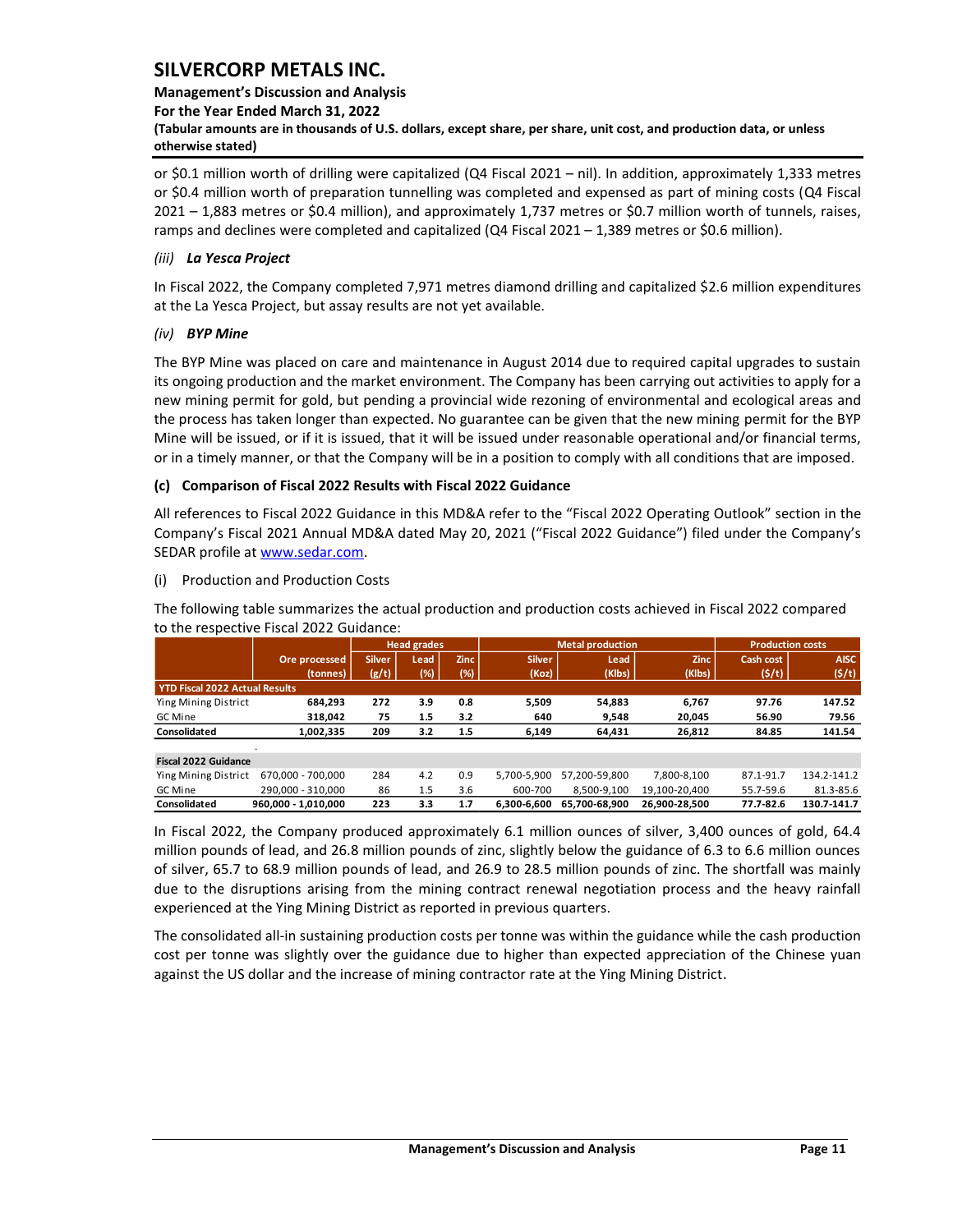or $0.1 million worth of drilling were capitalized (Q4 Fiscal 2021 – nil). In addition, approximately 1,333 metres or $0.4 million worth of preparation tunnelling was completed and expensed as part of mining costs (Q4 Fiscal 2021 – 1,883 metres or $0.4 million), and approximately 1,737 metres or $0.7 million worth of tunnels, raises, ramps and declines were completed and capitalized (Q4 Fiscal 2021 – 1,389 metres or $0.6 million).

*(iii)* ***La Yesca Project***

In Fiscal 2022, the Company completed 7,971 metres diamond drilling and capitalized $2.6 million expenditures at the La Yesca Project, but assay results are not yet available.

*(iv)* ***BYP Mine***

The BYP Mine was placed on care and maintenance in August 2014 due to required capital upgrades to sustain its ongoing production and the market environment. The Company has been carrying out activities to apply for a new mining permit for gold, but pending a provincial wide rezoning of environmental and ecological areas and the process has taken longer than expected. No guarantee can be given that the new mining permit for the BYP Mine will be issued, or if it is issued, that it will be issued under reasonable operational and/or financial terms, or in a timely manner, or that the Company will be in a position to comply with all conditions that are imposed.

### (c) Comparison of Fiscal 2022 Results with Fiscal 2022 Guidance

All references to Fiscal 2022 Guidance in this MD&A refer to the "Fiscal 2022 Operating Outlook" section in the Company's Fiscal 2021 Annual MD&A dated May 20, 2021 ("Fiscal 2022 Guidance") filed under the Company's SEDAR profile at www.sedar.com.

(i) Production and Production Costs

The following table summarizes the actual production and production costs achieved in Fiscal 2022 compared to the respective Fiscal 2022 Guidance:

| | | Head grades | | | Metal production | | | Production costs | |
|---|---|---|---|---|---|---|---|---|---|
| | Ore processed (tonnes) | Silver (g/t) | Lead (%) | Zinc (%) | Silver (Koz) | Lead (Klbs) | Zinc (Klbs) | Cash cost ($/t) | AISC ($/t) |
| **YTD Fiscal 2022 Actual Results** | | | | | | | | | |
| Ying Mining District | **684,293** | **272** | **3.9** | **0.8** | **5,509** | **54,883** | **6,767** | **97.76** | **147.52** |
| GC Mine | **318,042** | **75** | **1.5** | **3.2** | **640** | **9,548** | **20,045** | **56.90** | **79.56** |
| **Consolidated** | **1,002,335** | **209** | **3.2** | **1.5** | **6,149** | **64,431** | **26,812** | **84.85** | **141.54** |
| **Fiscal 2022 Guidance** | | | | | | | | | |
| Ying Mining District | 670,000 - 700,000 | 284 | 4.2 | 0.9 | 5,700-5,900 | 57,200-59,800 | 7,800-8,100 | 87.1-91.7 | 134.2-141.2 |
| GC Mine | 290,000 - 310,000 | 86 | 1.5 | 3.6 | 600-700 | 8,500-9,100 | 19,100-20,400 | 55.7-59.6 | 81.3-85.6 |
| **Consolidated** | **960,000 - 1,010,000** | **223** | **3.3** | **1.7** | **6,300-6,600** | **65,700-68,900** | **26,900-28,500** | **77.7-82.6** | **130.7-141.7** |

In Fiscal 2022, the Company produced approximately 6.1 million ounces of silver, 3,400 ounces of gold, 64.4 million pounds of lead, and 26.8 million pounds of zinc, slightly below the guidance of 6.3 to 6.6 million ounces of silver, 65.7 to 68.9 million pounds of lead, and 26.9 to 28.5 million pounds of zinc. The shortfall was mainly due to the disruptions arising from the mining contract renewal negotiation process and the heavy rainfall experienced at the Ying Mining District as reported in previous quarters.

The consolidated all-in sustaining production costs per tonne was within the guidance while the cash production cost per tonne was slightly over the guidance due to higher than expected appreciation of the Chinese yuan against the US dollar and the increase of mining contractor rate at the Ying Mining District.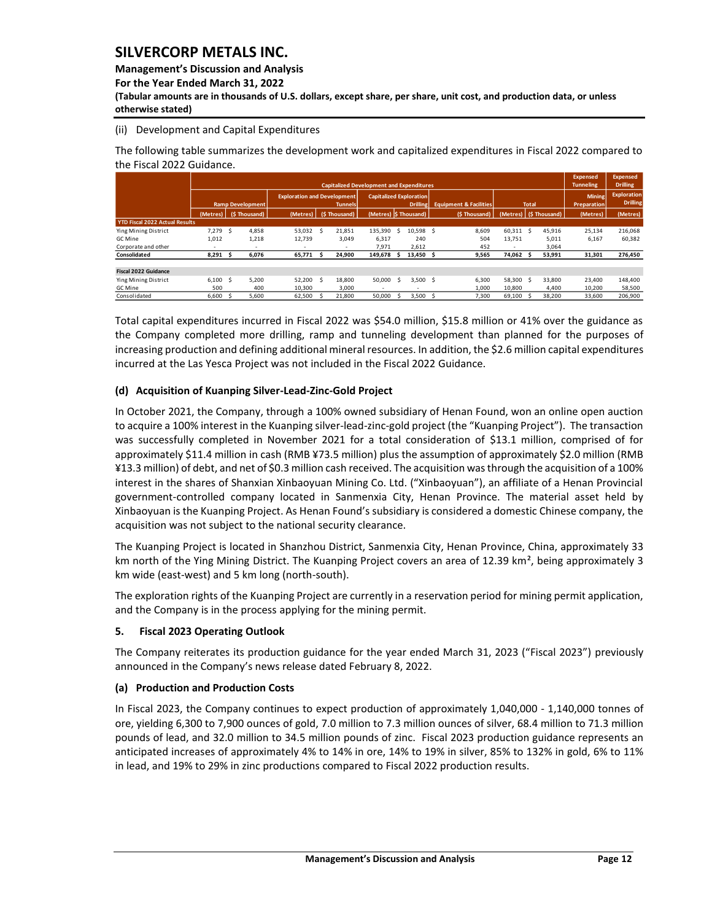(ii) Development and Capital Expenditures

The following table summarizes the development work and capitalized expenditures in Fiscal 2022 compared to the Fiscal 2022 Guidance.

| | Capitalized Development and Expenditures | | | | | | | | | | Expensed Tunneling | Expensed Drilling |
|---|---|---|---|---|---|---|---|---|---|---|---|---|
| | Ramp Development | | Exploration and Development Tunnels | | Capitalized Exploration Drilling | | Equipment & Facilities | Total | | | Mining Preparation | Exploration Drilling |
| | (Metres) | ($ Thousand) | (Metres) | ($ Thousand) | (Metres) | ($ Thousand) | ($ Thousand) | (Metres) | ($ Thousand) | | (Metres) | (Metres) |
| **YTD Fiscal 2022 Actual Results** | | | | | | | | | | | | |
| Ying Mining District | 7,279 | $ 4,858 | 53,032 | $ 21,851 | 135,390 | $ 10,598 | $ 8,609 | 60,311 | $ 45,916 | | 25,134 | 216,068 |
| GC Mine | 1,012 | 1,218 | 12,739 | 3,049 | 6,317 | 240 | 504 | 13,751 | 5,011 | | 6,167 | 60,382 |
| Corporate and other | - | - | - | - | 7,971 | 2,612 | 452 | - | 3,064 | | | |
| **Consolidated** | **8,291** | **$ 6,076** | **65,771** | **$ 24,900** | **149,678** | **$ 13,450** | **$ 9,565** | **74,062** | **$ 53,991** | | **31,301** | **276,450** |
| | | | | | | | | | | | | |
| **Fiscal 2022 Guidance** | | | | | | | | | | | | |
| Ying Mining District | 6,100 | $ 5,200 | 52,200 | $ 18,800 | 50,000 | $ 3,500 | $ 6,300 | 58,300 | $ 33,800 | | 23,400 | 148,400 |
| GC Mine | 500 | 400 | 10,300 | 3,000 | - | - | 1,000 | 10,800 | 4,400 | | 10,200 | 58,500 |
| Consolidated | 6,600 | $ 5,600 | 62,500 | $ 21,800 | 50,000 | $ 3,500 | $ 7,300 | 69,100 | $ 38,200 | | 33,600 | 206,900 |

Total capital expenditures incurred in Fiscal 2022 was $54.0 million, $15.8 million or 41% over the guidance as the Company completed more drilling, ramp and tunneling development than planned for the purposes of increasing production and defining additional mineral resources. In addition, the $2.6 million capital expenditures incurred at the Las Yesca Project was not included in the Fiscal 2022 Guidance.

### (d) Acquisition of Kuanping Silver-Lead-Zinc-Gold Project

In October 2021, the Company, through a 100% owned subsidiary of Henan Found, won an online open auction to acquire a 100% interest in the Kuanping silver-lead-zinc-gold project (the "Kuanping Project"). The transaction was successfully completed in November 2021 for a total consideration of $13.1 million, comprised of for approximately $11.4 million in cash (RMB ¥73.5 million) plus the assumption of approximately $2.0 million (RMB ¥13.3 million) of debt, and net of $0.3 million cash received. The acquisition was through the acquisition of a 100% interest in the shares of Shanxian Xinbaoyuan Mining Co. Ltd. ("Xinbaoyuan"), an affiliate of a Henan Provincial government-controlled company located in Sanmenxia City, Henan Province. The material asset held by Xinbaoyuan is the Kuanping Project. As Henan Found's subsidiary is considered a domestic Chinese company, the acquisition was not subject to the national security clearance.

The Kuanping Project is located in Shanzhou District, Sanmenxia City, Henan Province, China, approximately 33 km north of the Ying Mining District. The Kuanping Project covers an area of 12.39 km², being approximately 3 km wide (east-west) and 5 km long (north-south).

The exploration rights of the Kuanping Project are currently in a reservation period for mining permit application, and the Company is in the process applying for the mining permit.

## 5. Fiscal 2023 Operating Outlook

The Company reiterates its production guidance for the year ended March 31, 2023 ("Fiscal 2023") previously announced in the Company's news release dated February 8, 2022.

### (a) Production and Production Costs

In Fiscal 2023, the Company continues to expect production of approximately 1,040,000 - 1,140,000 tonnes of ore, yielding 6,300 to 7,900 ounces of gold, 7.0 million to 7.3 million ounces of silver, 68.4 million to 71.3 million pounds of lead, and 32.0 million to 34.5 million pounds of zinc. Fiscal 2023 production guidance represents an anticipated increases of approximately 4% to 14% in ore, 14% to 19% in silver, 85% to 132% in gold, 6% to 11% in lead, and 19% to 29% in zinc productions compared to Fiscal 2022 production results.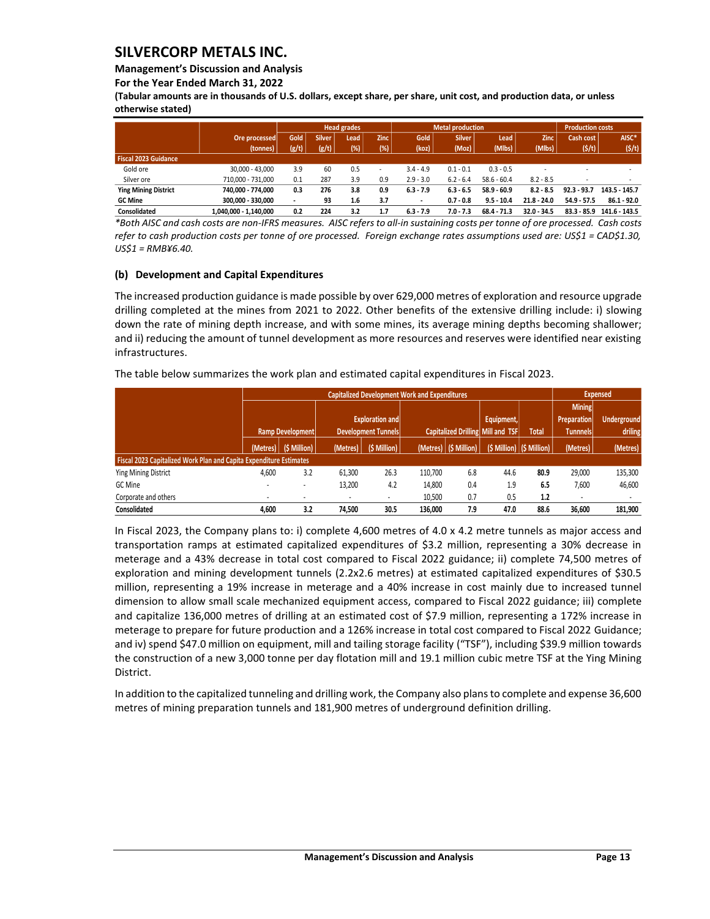| | Ore processed (tonnes) | Head grades | | | | Metal production | | | | Production costs | |
|---|---|---|---|---|---|---|---|---|---|---|---|
| | | Gold (g/t) | Silver (g/t) | Lead (%) | Zinc (%) | Gold (koz) | Silver (Moz) | Lead (Mlbs) | Zinc (Mlbs) | Cash cost ($/t) | AISC* ($/t) |
| **Fiscal 2023 Guidance** | | | | | | | | | | | |
| Gold ore | 30,000 - 43,000 | 3.9 | 60 | 0.5 | - | 3.4 - 4.9 | 0.1 - 0.1 | 0.3 - 0.5 | - | - | - |
| Silver ore | 710,000 - 731,000 | 0.1 | 287 | 3.9 | 0.9 | 2.9 - 3.0 | 6.2 - 6.4 | 58.6 - 60.4 | 8.2 - 8.5 | - | - |
| **Ying Mining District** | **740,000 - 774,000** | **0.3** | **276** | **3.8** | **0.9** | **6.3 - 7.9** | **6.3 - 6.5** | **58.9 - 60.9** | **8.2 - 8.5** | **92.3 - 93.7** | **143.5 - 145.7** |
| **GC Mine** | **300,000 - 330,000** | **-** | **93** | **1.6** | **3.7** | **-** | **0.7 - 0.8** | **9.5 - 10.4** | **21.8 - 24.0** | **54.9 - 57.5** | **86.1 - 92.0** |
| **Consolidated** | **1,040,000 - 1,140,000** | **0.2** | **224** | **3.2** | **1.7** | **6.3 - 7.9** | **7.0 - 7.3** | **68.4 - 71.3** | **32.0 - 34.5** | **83.3 - 85.9** | **141.6 - 143.5** |

*\*Both AISC and cash costs are non-IFRS measures. AISC refers to all-in sustaining costs per tonne of ore processed. Cash costs refer to cash production costs per tonne of ore processed. Foreign exchange rates assumptions used are: US$1 = CAD$1.30, US$1 = RMB¥6.40.*

### (b) Development and Capital Expenditures

The increased production guidance is made possible by over 629,000 metres of exploration and resource upgrade drilling completed at the mines from 2021 to 2022. Other benefits of the extensive drilling include: i) slowing down the rate of mining depth increase, and with some mines, its average mining depths becoming shallower; and ii) reducing the amount of tunnel development as more resources and reserves were identified near existing infrastructures.

The table below summarizes the work plan and estimated capital expenditures in Fiscal 2023.

| | Capitalized Development Work and Expenditures | | | | | | | | Expensed | |
|---|---|---|---|---|---|---|---|---|---|---|
| | Ramp Development | | Exploration and Development Tunnels | | Capitalized Drilling | | Equipment, Mill and TSF | Total | Mining Preparation Tunnels | Underground driling |
| | (Metres) | ($ Million) | (Metres) | ($ Million) | (Metres) | ($ Million) | ($ Million) | ($ Million) | (Metres) | (Metres) |
| **Fiscal 2023 Capitalized Work Plan and Capita Expenditure Estimates** | | | | | | | | | | |
| Ying Mining District | 4,600 | 3.2 | 61,300 | 26.3 | 110,700 | 6.8 | 44.6 | **80.9** | 29,000 | 135,300 |
| GC Mine | - | - | 13,200 | 4.2 | 14,800 | 0.4 | 1.9 | **6.5** | 7,600 | 46,600 |
| Corporate and others | - | - | - | - | 10,500 | 0.7 | 0.5 | **1.2** | - | - |
| **Consolidated** | **4,600** | **3.2** | **74,500** | **30.5** | **136,000** | **7.9** | **47.0** | **88.6** | **36,600** | **181,900** |

In Fiscal 2023, the Company plans to: i) complete 4,600 metres of 4.0 x 4.2 metre tunnels as major access and transportation ramps at estimated capitalized expenditures of $3.2 million, representing a 30% decrease in meterage and a 43% decrease in total cost compared to Fiscal 2022 guidance; ii) complete 74,500 metres of exploration and mining development tunnels (2.2x2.6 metres) at estimated capitalized expenditures of $30.5 million, representing a 19% increase in meterage and a 40% increase in cost mainly due to increased tunnel dimension to allow small scale mechanized equipment access, compared to Fiscal 2022 guidance; iii) complete and capitalize 136,000 metres of drilling at an estimated cost of $7.9 million, representing a 172% increase in meterage to prepare for future production and a 126% increase in total cost compared to Fiscal 2022 Guidance; and iv) spend $47.0 million on equipment, mill and tailing storage facility ("TSF"), including $39.9 million towards the construction of a new 3,000 tonne per day flotation mill and 19.1 million cubic metre TSF at the Ying Mining District.

In addition to the capitalized tunneling and drilling work, the Company also plans to complete and expense 36,600 metres of mining preparation tunnels and 181,900 metres of underground definition drilling.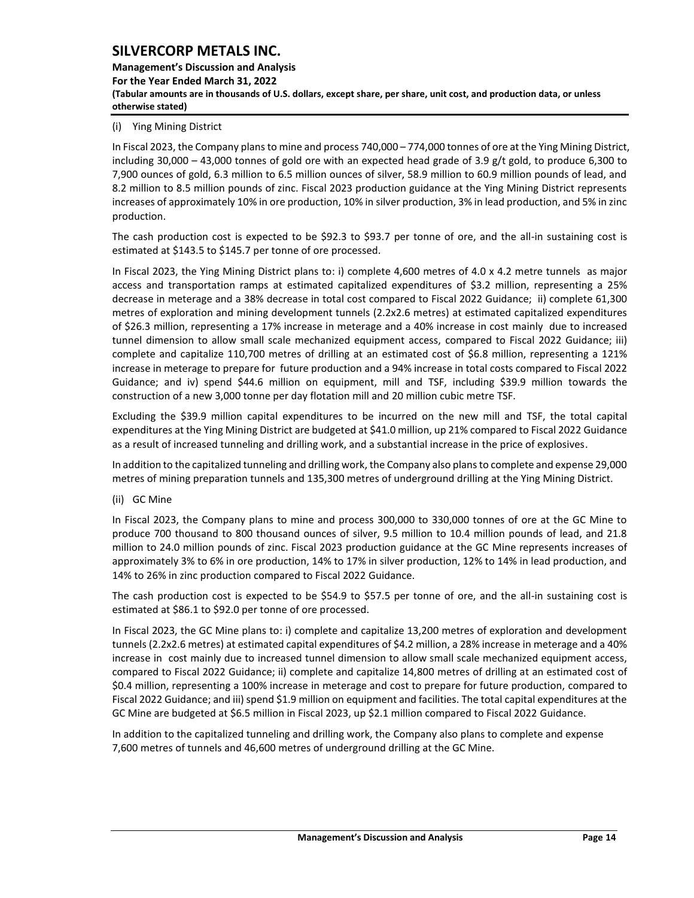(i) Ying Mining District

In Fiscal 2023, the Company plans to mine and process 740,000 – 774,000 tonnes of ore at the Ying Mining District, including 30,000 – 43,000 tonnes of gold ore with an expected head grade of 3.9 g/t gold, to produce 6,300 to 7,900 ounces of gold, 6.3 million to 6.5 million ounces of silver, 58.9 million to 60.9 million pounds of lead, and 8.2 million to 8.5 million pounds of zinc. Fiscal 2023 production guidance at the Ying Mining District represents increases of approximately 10% in ore production, 10% in silver production, 3% in lead production, and 5% in zinc production.

The cash production cost is expected to be $92.3 to $93.7 per tonne of ore, and the all-in sustaining cost is estimated at $143.5 to $145.7 per tonne of ore processed.

In Fiscal 2023, the Ying Mining District plans to: i) complete 4,600 metres of 4.0 x 4.2 metre tunnels as major access and transportation ramps at estimated capitalized expenditures of $3.2 million, representing a 25% decrease in meterage and a 38% decrease in total cost compared to Fiscal 2022 Guidance; ii) complete 61,300 metres of exploration and mining development tunnels (2.2x2.6 metres) at estimated capitalized expenditures of $26.3 million, representing a 17% increase in meterage and a 40% increase in cost mainly due to increased tunnel dimension to allow small scale mechanized equipment access, compared to Fiscal 2022 Guidance; iii) complete and capitalize 110,700 metres of drilling at an estimated cost of $6.8 million, representing a 121% increase in meterage to prepare for future production and a 94% increase in total costs compared to Fiscal 2022 Guidance; and iv) spend $44.6 million on equipment, mill and TSF, including $39.9 million towards the construction of a new 3,000 tonne per day flotation mill and 20 million cubic metre TSF.

Excluding the $39.9 million capital expenditures to be incurred on the new mill and TSF, the total capital expenditures at the Ying Mining District are budgeted at $41.0 million, up 21% compared to Fiscal 2022 Guidance as a result of increased tunneling and drilling work, and a substantial increase in the price of explosives.

In addition to the capitalized tunneling and drilling work, the Company also plans to complete and expense 29,000 metres of mining preparation tunnels and 135,300 metres of underground drilling at the Ying Mining District.

(ii) GC Mine

In Fiscal 2023, the Company plans to mine and process 300,000 to 330,000 tonnes of ore at the GC Mine to produce 700 thousand to 800 thousand ounces of silver, 9.5 million to 10.4 million pounds of lead, and 21.8 million to 24.0 million pounds of zinc. Fiscal 2023 production guidance at the GC Mine represents increases of approximately 3% to 6% in ore production, 14% to 17% in silver production, 12% to 14% in lead production, and 14% to 26% in zinc production compared to Fiscal 2022 Guidance.

The cash production cost is expected to be $54.9 to $57.5 per tonne of ore, and the all-in sustaining cost is estimated at $86.1 to $92.0 per tonne of ore processed.

In Fiscal 2023, the GC Mine plans to: i) complete and capitalize 13,200 metres of exploration and development tunnels (2.2x2.6 metres) at estimated capital expenditures of $4.2 million, a 28% increase in meterage and a 40% increase in cost mainly due to increased tunnel dimension to allow small scale mechanized equipment access, compared to Fiscal 2022 Guidance; ii) complete and capitalize 14,800 metres of drilling at an estimated cost of $0.4 million, representing a 100% increase in meterage and cost to prepare for future production, compared to Fiscal 2022 Guidance; and iii) spend $1.9 million on equipment and facilities. The total capital expenditures at the GC Mine are budgeted at $6.5 million in Fiscal 2023, up $2.1 million compared to Fiscal 2022 Guidance.

In addition to the capitalized tunneling and drilling work, the Company also plans to complete and expense 7,600 metres of tunnels and 46,600 metres of underground drilling at the GC Mine.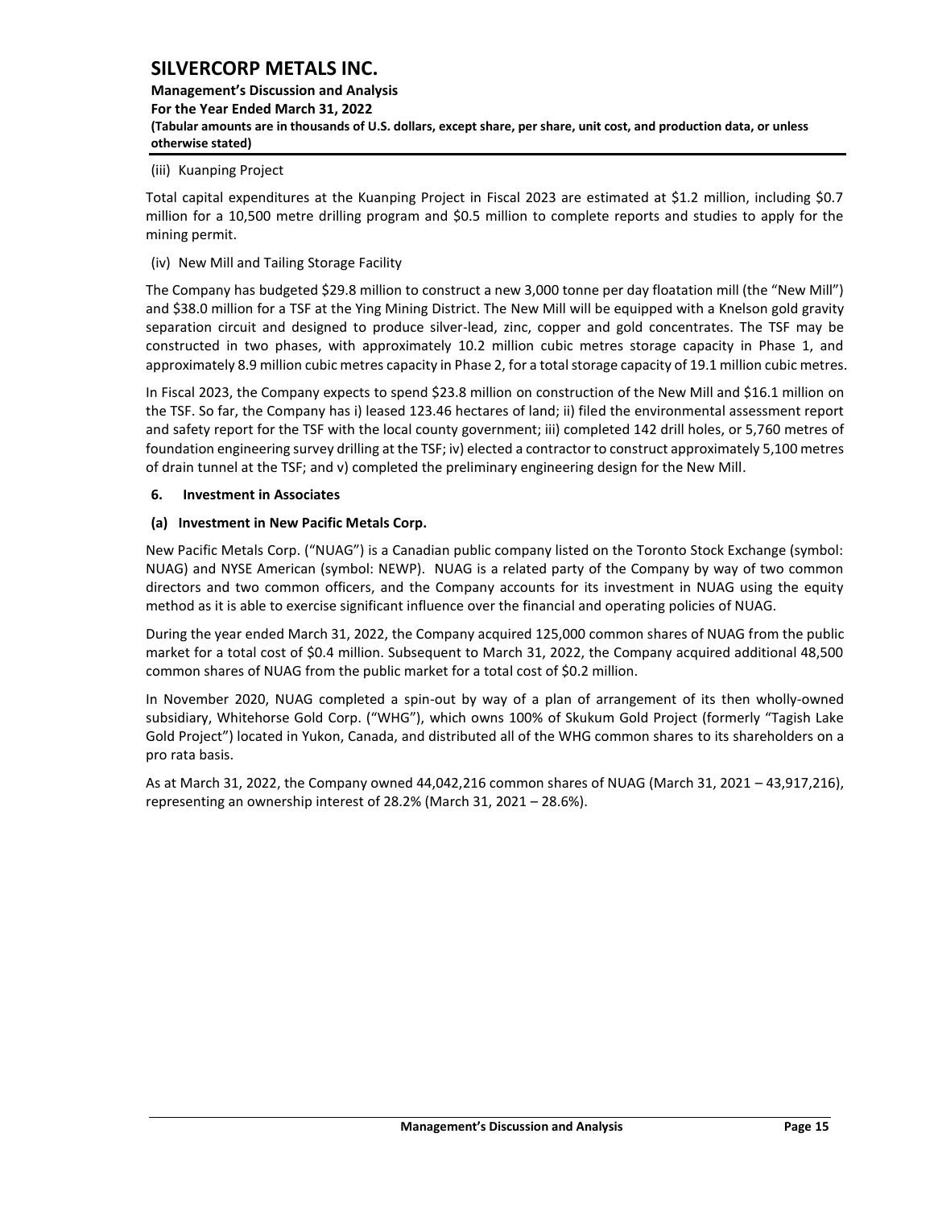(iii) Kuanping Project

Total capital expenditures at the Kuanping Project in Fiscal 2023 are estimated at $1.2 million, including $0.7 million for a 10,500 metre drilling program and $0.5 million to complete reports and studies to apply for the mining permit.

(iv) New Mill and Tailing Storage Facility

The Company has budgeted $29.8 million to construct a new 3,000 tonne per day floatation mill (the "New Mill") and $38.0 million for a TSF at the Ying Mining District. The New Mill will be equipped with a Knelson gold gravity separation circuit and designed to produce silver-lead, zinc, copper and gold concentrates. The TSF may be constructed in two phases, with approximately 10.2 million cubic metres storage capacity in Phase 1, and approximately 8.9 million cubic metres capacity in Phase 2, for a total storage capacity of 19.1 million cubic metres.

In Fiscal 2023, the Company expects to spend $23.8 million on construction of the New Mill and $16.1 million on the TSF. So far, the Company has i) leased 123.46 hectares of land; ii) filed the environmental assessment report and safety report for the TSF with the local county government; iii) completed 142 drill holes, or 5,760 metres of foundation engineering survey drilling at the TSF; iv) elected a contractor to construct approximately 5,100 metres of drain tunnel at the TSF; and v) completed the preliminary engineering design for the New Mill.

## 6. Investment in Associates

### (a) Investment in New Pacific Metals Corp.

New Pacific Metals Corp. ("NUAG") is a Canadian public company listed on the Toronto Stock Exchange (symbol: NUAG) and NYSE American (symbol: NEWP). NUAG is a related party of the Company by way of two common directors and two common officers, and the Company accounts for its investment in NUAG using the equity method as it is able to exercise significant influence over the financial and operating policies of NUAG.

During the year ended March 31, 2022, the Company acquired 125,000 common shares of NUAG from the public market for a total cost of $0.4 million. Subsequent to March 31, 2022, the Company acquired additional 48,500 common shares of NUAG from the public market for a total cost of $0.2 million.

In November 2020, NUAG completed a spin-out by way of a plan of arrangement of its then wholly-owned subsidiary, Whitehorse Gold Corp. ("WHG"), which owns 100% of Skukum Gold Project (formerly "Tagish Lake Gold Project") located in Yukon, Canada, and distributed all of the WHG common shares to its shareholders on a pro rata basis.

As at March 31, 2022, the Company owned 44,042,216 common shares of NUAG (March 31, 2021 – 43,917,216), representing an ownership interest of 28.2% (March 31, 2021 – 28.6%).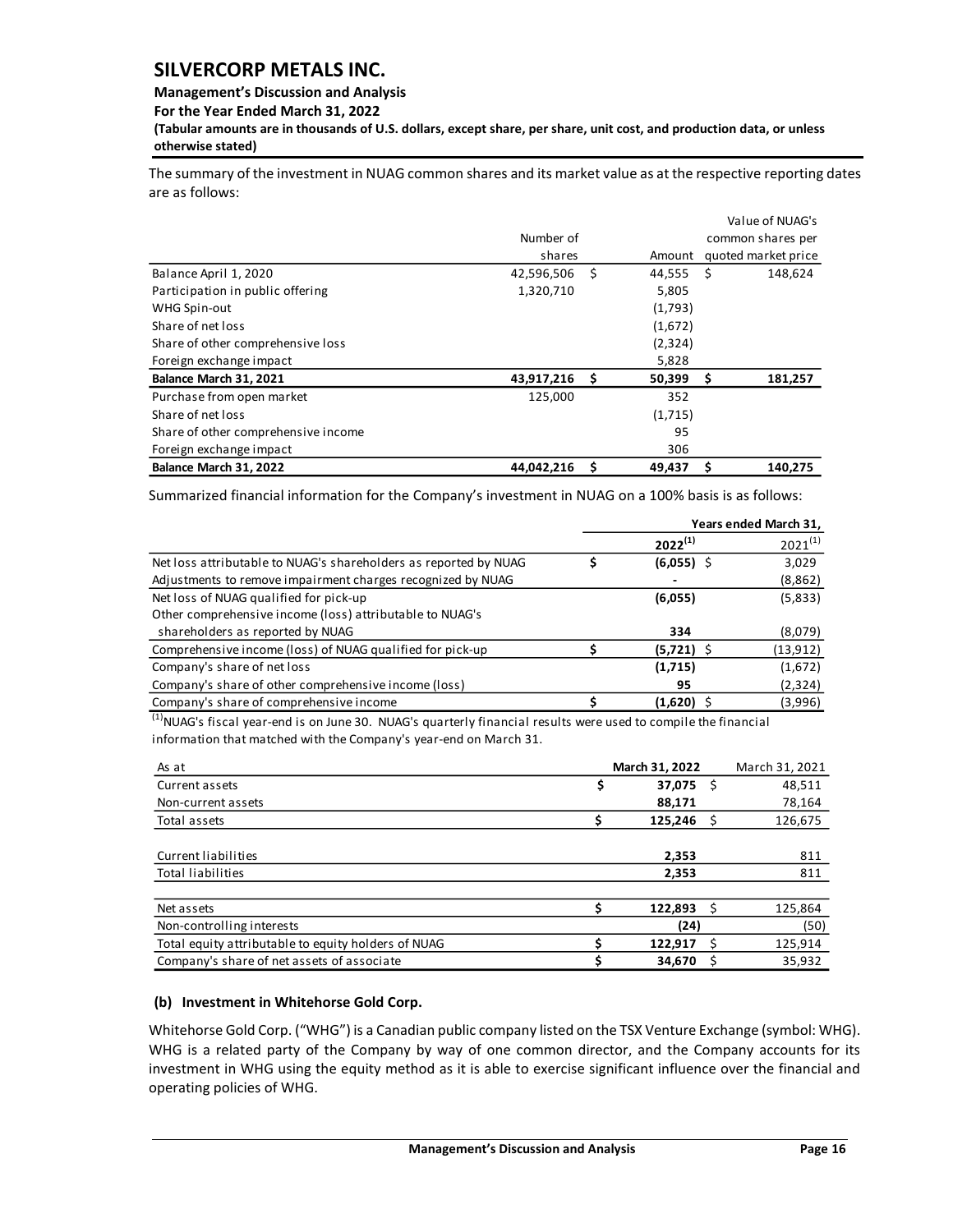The summary of the investment in NUAG common shares and its market value as at the respective reporting dates are as follows:

| | Number of shares | Amount | Value of NUAG's common shares per quoted market price |
|---|---|---|---|
| Balance April 1, 2020 | 42,596,506 | $ 44,555 | $ 148,624 |
| Participation in public offering | 1,320,710 | 5,805 | |
| WHG Spin-out | | (1,793) | |
| Share of net loss | | (1,672) | |
| Share of other comprehensive loss | | (2,324) | |
| Foreign exchange impact | | 5,828 | |
| **Balance March 31, 2021** | **43,917,216** | **$ 50,399** | **$ 181,257** |
| Purchase from open market | 125,000 | 352 | |
| Share of net loss | | (1,715) | |
| Share of other comprehensive income | | 95 | |
| Foreign exchange impact | | 306 | |
| **Balance March 31, 2022** | **44,042,216** | **$ 49,437** | **$ 140,275** |

Summarized financial information for the Company's investment in NUAG on a 100% basis is as follows:

| | Years ended March 31, | |
|---|---|---|
| | **2022**[(1)] | 2021[(1)] |
| Net loss attributable to NUAG's shareholders as reported by NUAG | $ (6,055) | $ 3,029 |
| Adjustments to remove impairment charges recognized by NUAG | - | (8,862) |
| Net loss of NUAG qualified for pick-up | (6,055) | (5,833) |
| Other comprehensive income (loss) attributable to NUAG's shareholders as reported by NUAG | 334 | (8,079) |
| Comprehensive income (loss) of NUAG qualified for pick-up | $ (5,721) | $ (13,912) |
| Company's share of net loss | (1,715) | (1,672) |
| Company's share of other comprehensive income (loss) | 95 | (2,324) |
| Company's share of comprehensive income | $ (1,620) | $ (3,996) |

[(1)]NUAG's fiscal year-end is on June 30. NUAG's quarterly financial results were used to compile the financial information that matched with the Company's year-end on March 31.

| As at | **March 31, 2022** | March 31, 2021 |
|---|---|---|
| Current assets | $ 37,075 | $ 48,511 |
| Non-current assets | 88,171 | 78,164 |
| Total assets | $ 125,246 | $ 126,675 |
| | | |
| Current liabilities | 2,353 | 811 |
| Total liabilities | 2,353 | 811 |
| | | |
| Net assets | $ 122,893 | $ 125,864 |
| Non-controlling interests | (24) | (50) |
| Total equity attributable to equity holders of NUAG | $ 122,917 | $ 125,914 |
| Company's share of net assets of associate | $ 34,670 | $ 35,932 |

### (b) Investment in Whitehorse Gold Corp.

Whitehorse Gold Corp. ("WHG") is a Canadian public company listed on the TSX Venture Exchange (symbol: WHG). WHG is a related party of the Company by way of one common director, and the Company accounts for its investment in WHG using the equity method as it is able to exercise significant influence over the financial and operating policies of WHG.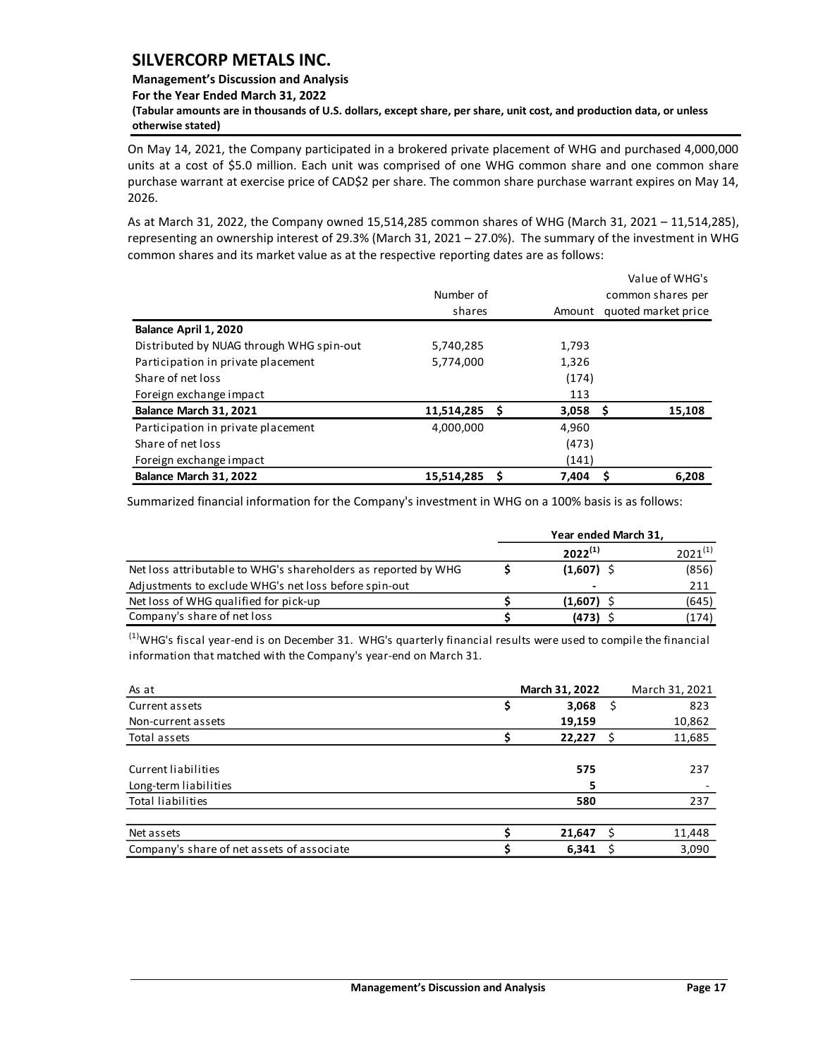On May 14, 2021, the Company participated in a brokered private placement of WHG and purchased 4,000,000 units at a cost of $5.0 million. Each unit was comprised of one WHG common share and one common share purchase warrant at exercise price of CAD$2 per share. The common share purchase warrant expires on May 14, 2026.

As at March 31, 2022, the Company owned 15,514,285 common shares of WHG (March 31, 2021 – 11,514,285), representing an ownership interest of 29.3% (March 31, 2021 – 27.0%). The summary of the investment in WHG common shares and its market value as at the respective reporting dates are as follows:

| | Number of shares | Amount | Value of WHG's common shares per quoted market price |
|---|---|---|---|
| **Balance April 1, 2020** | | | |
| Distributed by NUAG through WHG spin-out | 5,740,285 | 1,793 | |
| Participation in private placement | 5,774,000 | 1,326 | |
| Share of net loss | | (174) | |
| Foreign exchange impact | | 113 | |
| **Balance March 31, 2021** | **11,514,285** | **$ 3,058** | **$ 15,108** |
| Participation in private placement | 4,000,000 | 4,960 | |
| Share of net loss | | (473) | |
| Foreign exchange impact | | (141) | |
| **Balance March 31, 2022** | **15,514,285** | **$ 7,404** | **$ 6,208** |

Summarized financial information for the Company's investment in WHG on a 100% basis is as follows:

| | Year ended March 31, | |
|---|---|---|
| | **2022[(1)]** | 2021[(1)] |
| Net loss attributable to WHG's shareholders as reported by WHG | **$ (1,607)** | $ (856) |
| Adjustments to exclude WHG's net loss before spin-out | **-** | 211 |
| Net loss of WHG qualified for pick-up | **$ (1,607)** | $ (645) |
| Company's share of net loss | **$ (473)** | $ (174) |

[(1)]WHG's fiscal year-end is on December 31. WHG's quarterly financial results were used to compile the financial information that matched with the Company's year-end on March 31.

| As at | **March 31, 2022** | March 31, 2021 |
|---|---|---|
| Current assets | **$ 3,068** | $ 823 |
| Non-current assets | **19,159** | 10,862 |
| Total assets | **$ 22,227** | $ 11,685 |
| | | |
| Current liabilities | **575** | 237 |
| Long-term liabilities | **5** | - |
| Total liabilities | **580** | 237 |
| | | |
| Net assets | **$ 21,647** | $ 11,448 |
| Company's share of net assets of associate | **$ 6,341** | $ 3,090 |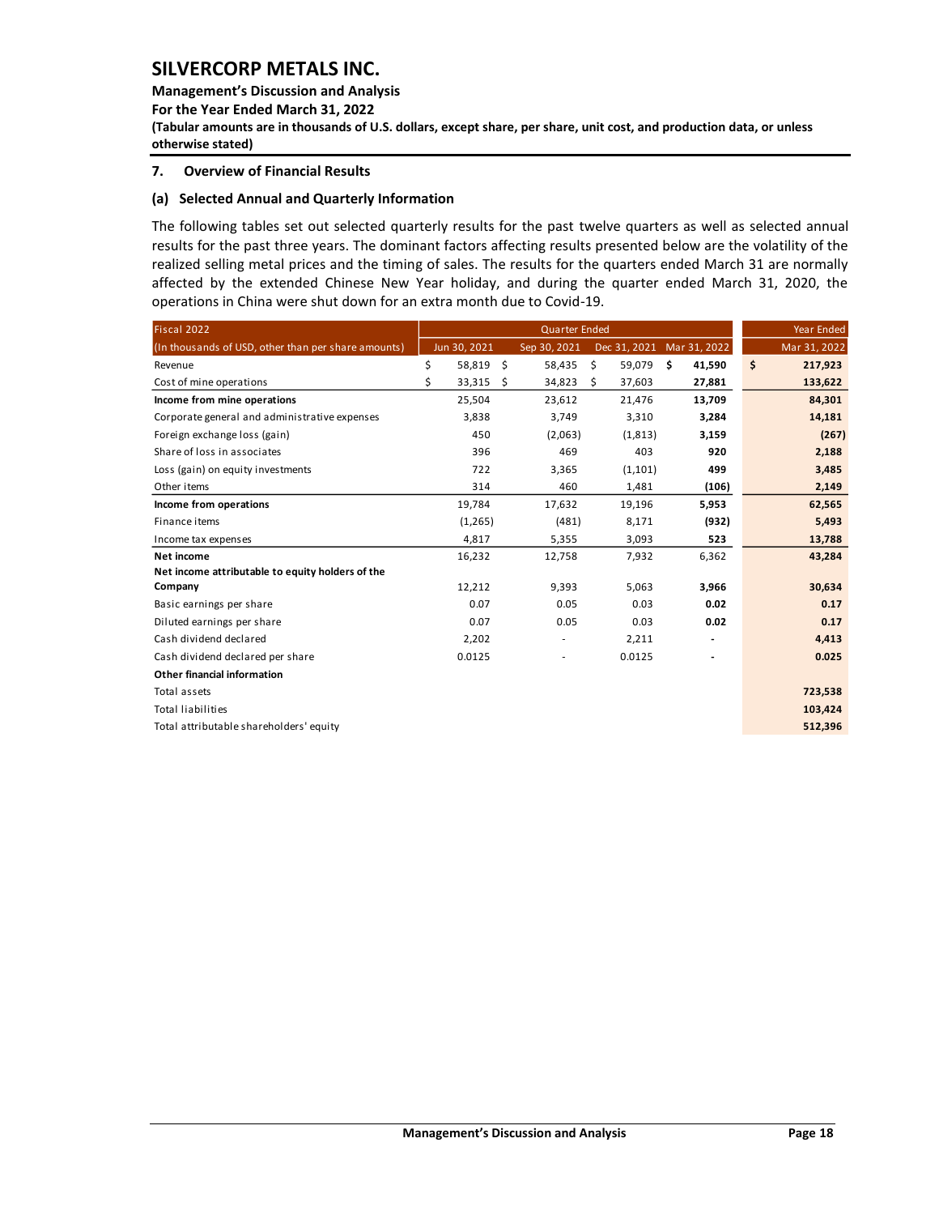**SILVERCORP METALS INC.**

**Management's Discussion and Analysis**
**For the Year Ended March 31, 2022**
**(Tabular amounts are in thousands of U.S. dollars, except share, per share, unit cost, and production data, or unless otherwise stated)**

## 7. Overview of Financial Results

### (a) Selected Annual and Quarterly Information

The following tables set out selected quarterly results for the past twelve quarters as well as selected annual results for the past three years. The dominant factors affecting results presented below are the volatility of the realized selling metal prices and the timing of sales. The results for the quarters ended March 31 are normally affected by the extended Chinese New Year holiday, and during the quarter ended March 31, 2020, the operations in China were shut down for an extra month due to Covid-19.

| Fiscal 2022 | Quarter Ended | | | | Year Ended |
|---|---|---|---|---|---|
| (In thousands of USD, other than per share amounts) | Jun 30, 2021 | Sep 30, 2021 | Dec 31, 2021 | Mar 31, 2022 | Mar 31, 2022 |
| Revenue | $ 58,819 | $ 58,435 | $ 59,079 | **$ 41,590** | **$ 217,923** |
| Cost of mine operations | $ 33,315 | $ 34,823 | $ 37,603 | **27,881** | **133,622** |
| **Income from mine operations** | 25,504 | 23,612 | 21,476 | **13,709** | **84,301** |
| Corporate general and administrative expenses | 3,838 | 3,749 | 3,310 | **3,284** | **14,181** |
| Foreign exchange loss (gain) | 450 | (2,063) | (1,813) | **3,159** | **(267)** |
| Share of loss in associates | 396 | 469 | 403 | **920** | **2,188** |
| Loss (gain) on equity investments | 722 | 3,365 | (1,101) | **499** | **3,485** |
| Other items | 314 | 460 | 1,481 | **(106)** | **2,149** |
| **Income from operations** | 19,784 | 17,632 | 19,196 | **5,953** | **62,565** |
| Finance items | (1,265) | (481) | 8,171 | **(932)** | **5,493** |
| Income tax expenses | 4,817 | 5,355 | 3,093 | **523** | **13,788** |
| **Net income** | 16,232 | 12,758 | 7,932 | 6,362 | **43,284** |
| **Net income attributable to equity holders of the Company** | 12,212 | 9,393 | 5,063 | **3,966** | **30,634** |
| Basic earnings per share | 0.07 | 0.05 | 0.03 | **0.02** | **0.17** |
| Diluted earnings per share | 0.07 | 0.05 | 0.03 | **0.02** | **0.17** |
| Cash dividend declared | 2,202 | - | 2,211 | **-** | **4,413** |
| Cash dividend declared per share | 0.0125 | - | 0.0125 | **-** | **0.025** |
| **Other financial information** | | | | | |
| Total assets | | | | | **723,538** |
| Total liabilities | | | | | **103,424** |
| Total attributable shareholders' equity | | | | | **512,396** |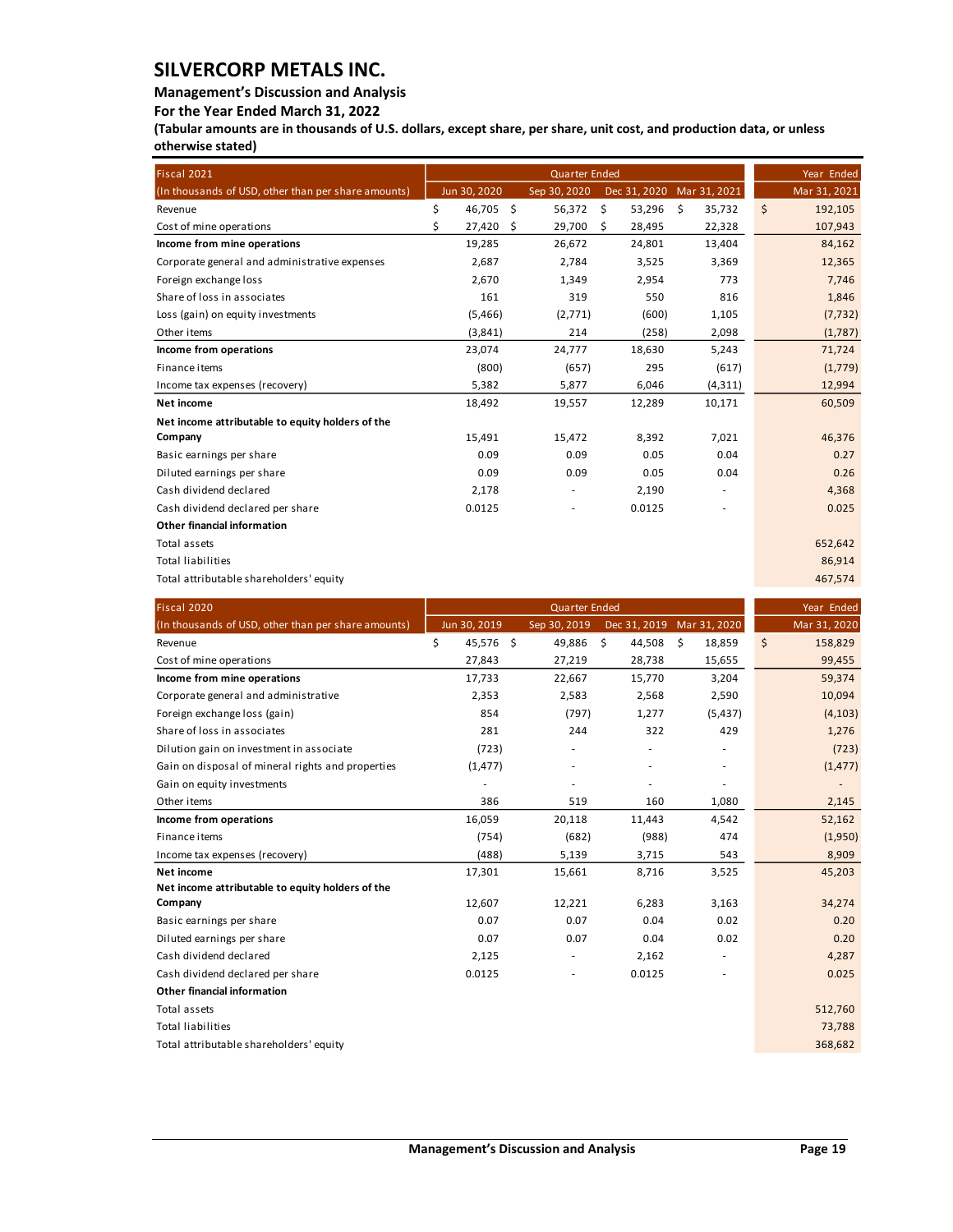# SILVERCORP METALS INC.

**Management's Discussion and Analysis**

**For the Year Ended March 31, 2022**

**(Tabular amounts are in thousands of U.S. dollars, except share, per share, unit cost, and production data, or unless otherwise stated)**

| Fiscal 2021 | Quarter Ended | | | | Year Ended |
|---|---|---|---|---|---|
| (In thousands of USD, other than per share amounts) | Jun 30, 2020 | Sep 30, 2020 | Dec 31, 2020 | Mar 31, 2021 | Mar 31, 2021 |
| Revenue | $ 46,705 | $ 56,372 | $ 53,296 | $ 35,732 | $ 192,105 |
| Cost of mine operations | $ 27,420 | $ 29,700 | $ 28,495 | 22,328 | 107,943 |
| **Income from mine operations** | 19,285 | 26,672 | 24,801 | 13,404 | 84,162 |
| Corporate general and administrative expenses | 2,687 | 2,784 | 3,525 | 3,369 | 12,365 |
| Foreign exchange loss | 2,670 | 1,349 | 2,954 | 773 | 7,746 |
| Share of loss in associates | 161 | 319 | 550 | 816 | 1,846 |
| Loss (gain) on equity investments | (5,466) | (2,771) | (600) | 1,105 | (7,732) |
| Other items | (3,841) | 214 | (258) | 2,098 | (1,787) |
| **Income from operations** | 23,074 | 24,777 | 18,630 | 5,243 | 71,724 |
| Finance items | (800) | (657) | 295 | (617) | (1,779) |
| Income tax expenses (recovery) | 5,382 | 5,877 | 6,046 | (4,311) | 12,994 |
| **Net income** | 18,492 | 19,557 | 12,289 | 10,171 | 60,509 |
| **Net income attributable to equity holders of the Company** | 15,491 | 15,472 | 8,392 | 7,021 | 46,376 |
| Basic earnings per share | 0.09 | 0.09 | 0.05 | 0.04 | 0.27 |
| Diluted earnings per share | 0.09 | 0.09 | 0.05 | 0.04 | 0.26 |
| Cash dividend declared | 2,178 | - | 2,190 | - | 4,368 |
| Cash dividend declared per share | 0.0125 | - | 0.0125 | - | 0.025 |
| **Other financial information** | | | | | |
| Total assets | | | | | 652,642 |
| Total liabilities | | | | | 86,914 |
| Total attributable shareholders' equity | | | | | 467,574 |

| Fiscal 2020 | Quarter Ended | | | | Year Ended |
|---|---|---|---|---|---|
| (In thousands of USD, other than per share amounts) | Jun 30, 2019 | Sep 30, 2019 | Dec 31, 2019 | Mar 31, 2020 | Mar 31, 2020 |
| Revenue | $ 45,576 | $ 49,886 | $ 44,508 | $ 18,859 | $ 158,829 |
| Cost of mine operations | 27,843 | 27,219 | 28,738 | 15,655 | 99,455 |
| **Income from mine operations** | 17,733 | 22,667 | 15,770 | 3,204 | 59,374 |
| Corporate general and administrative | 2,353 | 2,583 | 2,568 | 2,590 | 10,094 |
| Foreign exchange loss (gain) | 854 | (797) | 1,277 | (5,437) | (4,103) |
| Share of loss in associates | 281 | 244 | 322 | 429 | 1,276 |
| Dilution gain on investment in associate | (723) | - | - | - | (723) |
| Gain on disposal of mineral rights and properties | (1,477) | - | - | - | (1,477) |
| Gain on equity investments | - | - | - | - | - |
| Other items | 386 | 519 | 160 | 1,080 | 2,145 |
| **Income from operations** | 16,059 | 20,118 | 11,443 | 4,542 | 52,162 |
| Finance items | (754) | (682) | (988) | 474 | (1,950) |
| Income tax expenses (recovery) | (488) | 5,139 | 3,715 | 543 | 8,909 |
| **Net income** | 17,301 | 15,661 | 8,716 | 3,525 | 45,203 |
| **Net income attributable to equity holders of the Company** | 12,607 | 12,221 | 6,283 | 3,163 | 34,274 |
| Basic earnings per share | 0.07 | 0.07 | 0.04 | 0.02 | 0.20 |
| Diluted earnings per share | 0.07 | 0.07 | 0.04 | 0.02 | 0.20 |
| Cash dividend declared | 2,125 | - | 2,162 | - | 4,287 |
| Cash dividend declared per share | 0.0125 | - | 0.0125 | - | 0.025 |
| **Other financial information** | | | | | |
| Total assets | | | | | 512,760 |
| Total liabilities | | | | | 73,788 |
| Total attributable shareholders' equity | | | | | 368,682 |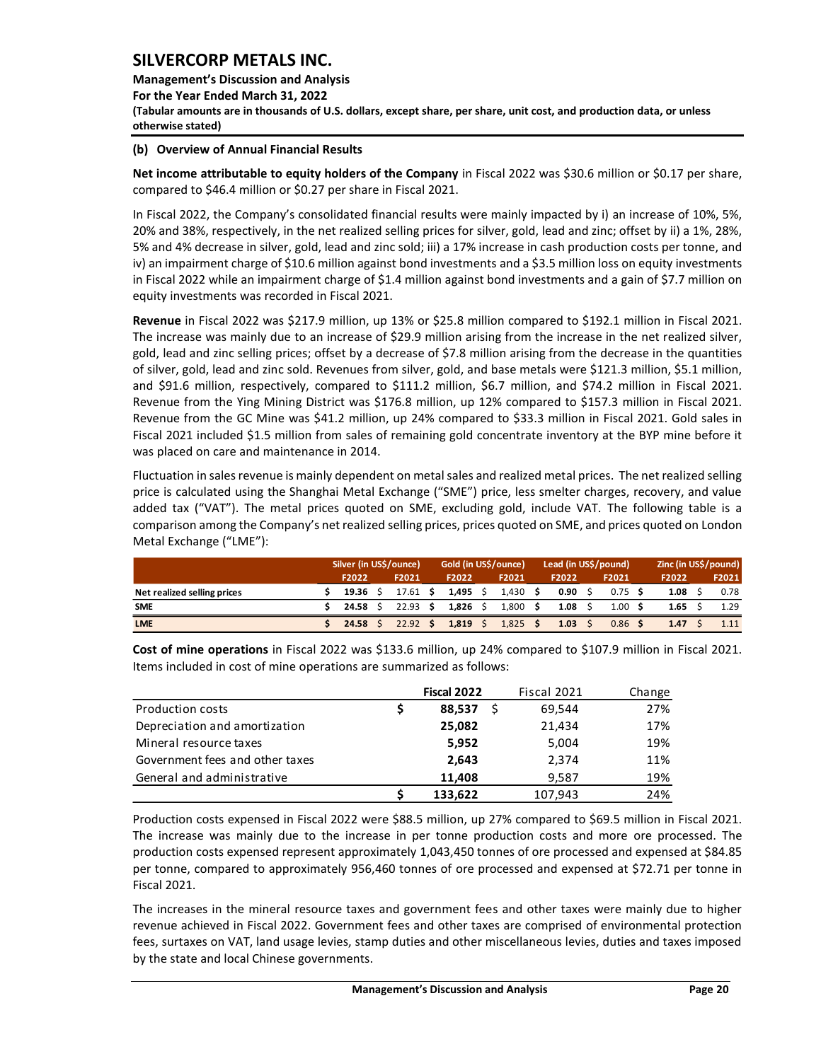### (b) Overview of Annual Financial Results

**Net income attributable to equity holders of the Company** in Fiscal 2022 was $30.6 million or $0.17 per share, compared to $46.4 million or $0.27 per share in Fiscal 2021.

In Fiscal 2022, the Company's consolidated financial results were mainly impacted by i) an increase of 10%, 5%, 20% and 38%, respectively, in the net realized selling prices for silver, gold, lead and zinc; offset by ii) a 1%, 28%, 5% and 4% decrease in silver, gold, lead and zinc sold; iii) a 17% increase in cash production costs per tonne, and iv) an impairment charge of $10.6 million against bond investments and a $3.5 million loss on equity investments in Fiscal 2022 while an impairment charge of $1.4 million against bond investments and a gain of $7.7 million on equity investments was recorded in Fiscal 2021.

**Revenue** in Fiscal 2022 was $217.9 million, up 13% or $25.8 million compared to $192.1 million in Fiscal 2021. The increase was mainly due to an increase of $29.9 million arising from the increase in the net realized silver, gold, lead and zinc selling prices; offset by a decrease of $7.8 million arising from the decrease in the quantities of silver, gold, lead and zinc sold. Revenues from silver, gold, and base metals were $121.3 million, $5.1 million, and $91.6 million, respectively, compared to $111.2 million, $6.7 million, and $74.2 million in Fiscal 2021. Revenue from the Ying Mining District was $176.8 million, up 12% compared to $157.3 million in Fiscal 2021. Revenue from the GC Mine was $41.2 million, up 24% compared to $33.3 million in Fiscal 2021. Gold sales in Fiscal 2021 included $1.5 million from sales of remaining gold concentrate inventory at the BYP mine before it was placed on care and maintenance in 2014.

Fluctuation in sales revenue is mainly dependent on metal sales and realized metal prices. The net realized selling price is calculated using the Shanghai Metal Exchange ("SME") price, less smelter charges, recovery, and value added tax ("VAT"). The metal prices quoted on SME, excluding gold, include VAT. The following table is a comparison among the Company's net realized selling prices, prices quoted on SME, and prices quoted on London Metal Exchange ("LME"):

| | Silver (in US$/ounce) | | Gold (in US$/ounce) | | Lead (in US$/pound) | | Zinc (in US$/pound) | |
|---|---|---|---|---|---|---|---|---|
| | F2022 | F2021 | F2022 | F2021 | F2022 | F2021 | F2022 | F2021 |
| **Net realized selling prices** | **$ 19.36** | $ 17.61 | **$ 1,495** | $ 1,430 | **$ 0.90** | $ 0.75 | **$ 1.08** | $ 0.78 |
| **SME** | **$ 24.58** | $ 22.93 | **$ 1,826** | $ 1,800 | **$ 1.08** | $ 1.00 | **$ 1.65** | $ 1.29 |
| **LME** | **$ 24.58** | $ 22.92 | **$ 1,819** | $ 1,825 | **$ 1.03** | $ 0.86 | **$ 1.47** | $ 1.11 |

**Cost of mine operations** in Fiscal 2022 was $133.6 million, up 24% compared to $107.9 million in Fiscal 2021. Items included in cost of mine operations are summarized as follows:

| | Fiscal 2022 | Fiscal 2021 | Change |
|---|---|---|---|
| Production costs | **$ 88,537** | $ 69,544 | 27% |
| Depreciation and amortization | **25,082** | 21,434 | 17% |
| Mineral resource taxes | **5,952** | 5,004 | 19% |
| Government fees and other taxes | **2,643** | 2,374 | 11% |
| General and administrative | **11,408** | 9,587 | 19% |
| | **$ 133,622** | 107,943 | 24% |

Production costs expensed in Fiscal 2022 were $88.5 million, up 27% compared to $69.5 million in Fiscal 2021. The increase was mainly due to the increase in per tonne production costs and more ore processed. The production costs expensed represent approximately 1,043,450 tonnes of ore processed and expensed at $84.85 per tonne, compared to approximately 956,460 tonnes of ore processed and expensed at $72.71 per tonne in Fiscal 2021.

The increases in the mineral resource taxes and government fees and other taxes were mainly due to higher revenue achieved in Fiscal 2022. Government fees and other taxes are comprised of environmental protection fees, surtaxes on VAT, land usage levies, stamp duties and other miscellaneous levies, duties and taxes imposed by the state and local Chinese governments.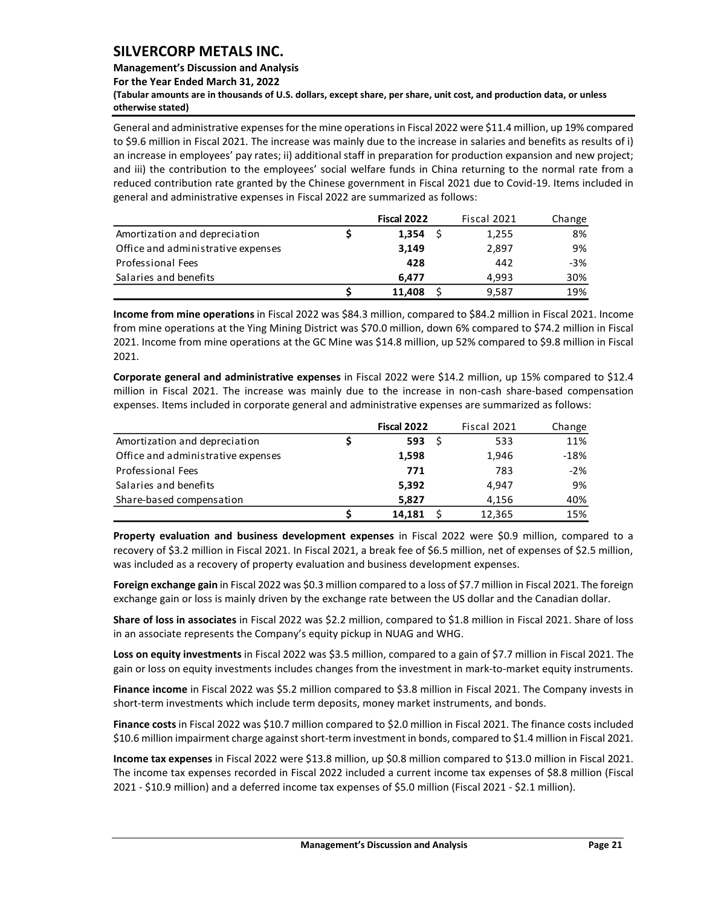General and administrative expenses for the mine operations in Fiscal 2022 were $11.4 million, up 19% compared to $9.6 million in Fiscal 2021. The increase was mainly due to the increase in salaries and benefits as results of i) an increase in employees' pay rates; ii) additional staff in preparation for production expansion and new project; and iii) the contribution to the employees' social welfare funds in China returning to the normal rate from a reduced contribution rate granted by the Chinese government in Fiscal 2021 due to Covid-19. Items included in general and administrative expenses in Fiscal 2022 are summarized as follows:

| | Fiscal 2022 | Fiscal 2021 | Change |
|---|---|---|---|
| Amortization and depreciation | $ 1,354 | $ 1,255 | 8% |
| Office and administrative expenses | 3,149 | 2,897 | 9% |
| Professional Fees | 428 | 442 | -3% |
| Salaries and benefits | 6,477 | 4,993 | 30% |
| | $ 11,408 | $ 9,587 | 19% |

**Income from mine operations** in Fiscal 2022 was $84.3 million, compared to $84.2 million in Fiscal 2021. Income from mine operations at the Ying Mining District was $70.0 million, down 6% compared to $74.2 million in Fiscal 2021. Income from mine operations at the GC Mine was $14.8 million, up 52% compared to $9.8 million in Fiscal 2021.

**Corporate general and administrative expenses** in Fiscal 2022 were $14.2 million, up 15% compared to $12.4 million in Fiscal 2021. The increase was mainly due to the increase in non-cash share-based compensation expenses. Items included in corporate general and administrative expenses are summarized as follows:

| | Fiscal 2022 | Fiscal 2021 | Change |
|---|---|---|---|
| Amortization and depreciation | $ 593 | $ 533 | 11% |
| Office and administrative expenses | 1,598 | 1,946 | -18% |
| Professional Fees | 771 | 783 | -2% |
| Salaries and benefits | 5,392 | 4,947 | 9% |
| Share-based compensation | 5,827 | 4,156 | 40% |
| | $ 14,181 | $ 12,365 | 15% |

**Property evaluation and business development expenses** in Fiscal 2022 were $0.9 million, compared to a recovery of $3.2 million in Fiscal 2021. In Fiscal 2021, a break fee of $6.5 million, net of expenses of $2.5 million, was included as a recovery of property evaluation and business development expenses.

**Foreign exchange gain** in Fiscal 2022 was $0.3 million compared to a loss of $7.7 million in Fiscal 2021. The foreign exchange gain or loss is mainly driven by the exchange rate between the US dollar and the Canadian dollar.

**Share of loss in associates** in Fiscal 2022 was $2.2 million, compared to $1.8 million in Fiscal 2021. Share of loss in an associate represents the Company's equity pickup in NUAG and WHG.

**Loss on equity investments** in Fiscal 2022 was $3.5 million, compared to a gain of $7.7 million in Fiscal 2021. The gain or loss on equity investments includes changes from the investment in mark-to-market equity instruments.

**Finance income** in Fiscal 2022 was $5.2 million compared to $3.8 million in Fiscal 2021. The Company invests in short-term investments which include term deposits, money market instruments, and bonds.

**Finance costs** in Fiscal 2022 was $10.7 million compared to $2.0 million in Fiscal 2021. The finance costs included $10.6 million impairment charge against short-term investment in bonds, compared to $1.4 million in Fiscal 2021.

**Income tax expenses** in Fiscal 2022 were $13.8 million, up $0.8 million compared to $13.0 million in Fiscal 2021. The income tax expenses recorded in Fiscal 2022 included a current income tax expenses of $8.8 million (Fiscal 2021 - $10.9 million) and a deferred income tax expenses of $5.0 million (Fiscal 2021 - $2.1 million).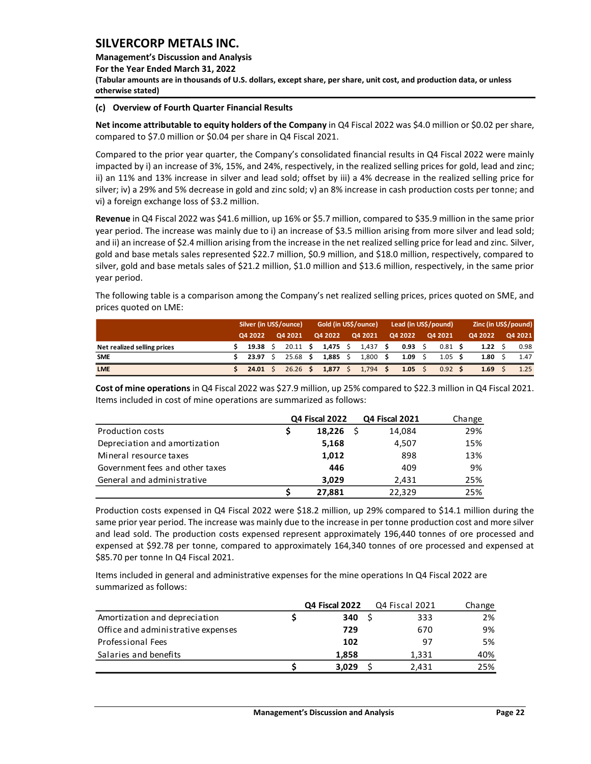### (c) Overview of Fourth Quarter Financial Results

**Net income attributable to equity holders of the Company** in Q4 Fiscal 2022 was $4.0 million or $0.02 per share, compared to $7.0 million or $0.04 per share in Q4 Fiscal 2021.

Compared to the prior year quarter, the Company's consolidated financial results in Q4 Fiscal 2022 were mainly impacted by i) an increase of 3%, 15%, and 24%, respectively, in the realized selling prices for gold, lead and zinc; ii) an 11% and 13% increase in silver and lead sold; offset by iii) a 4% decrease in the realized selling price for silver; iv) a 29% and 5% decrease in gold and zinc sold; v) an 8% increase in cash production costs per tonne; and vi) a foreign exchange loss of $3.2 million.

**Revenue** in Q4 Fiscal 2022 was $41.6 million, up 16% or $5.7 million, compared to $35.9 million in the same prior year period. The increase was mainly due to i) an increase of $3.5 million arising from more silver and lead sold; and ii) an increase of $2.4 million arising from the increase in the net realized selling price for lead and zinc. Silver, gold and base metals sales represented $22.7 million, $0.9 million, and $18.0 million, respectively, compared to silver, gold and base metals sales of $21.2 million, $1.0 million and $13.6 million, respectively, in the same prior year period.

The following table is a comparison among the Company's net realized selling prices, prices quoted on SME, and prices quoted on LME:

| | Silver (in US$/ounce) | | Gold (in US$/ounce) | | Lead (in US$/pound) | | Zinc (in US$/pound) | |
|---|---|---|---|---|---|---|---|---|
| | Q4 2022 | Q4 2021 | Q4 2022 | Q4 2021 | Q4 2022 | Q4 2021 | Q4 2022 | Q4 2021 |
| Net realized selling prices | $ 19.38 | $ 20.11 | $ 1,475 | $ 1,437 | $ 0.93 | $ 0.81 | $ 1.22 | $ 0.98 |
| SME | $ 23.97 | $ 25.68 | $ 1,885 | $ 1,800 | $ 1.09 | $ 1.05 | $ 1.80 | $ 1.47 |
| LME | $ 24.01 | $ 26.26 | $ 1,877 | $ 1,794 | $ 1.05 | $ 0.92 | $ 1.69 | $ 1.25 |

**Cost of mine operations** in Q4 Fiscal 2022 was $27.9 million, up 25% compared to $22.3 million in Q4 Fiscal 2021. Items included in cost of mine operations are summarized as follows:

| | Q4 Fiscal 2022 | Q4 Fiscal 2021 | Change |
|---|---|---|---|
| Production costs | $ 18,226 | $ 14,084 | 29% |
| Depreciation and amortization | 5,168 | 4,507 | 15% |
| Mineral resource taxes | 1,012 | 898 | 13% |
| Government fees and other taxes | 446 | 409 | 9% |
| General and administrative | 3,029 | 2,431 | 25% |
| | $ 27,881 | 22,329 | 25% |

Production costs expensed in Q4 Fiscal 2022 were $18.2 million, up 29% compared to $14.1 million during the same prior year period. The increase was mainly due to the increase in per tonne production cost and more silver and lead sold. The production costs expensed represent approximately 196,440 tonnes of ore processed and expensed at $92.78 per tonne, compared to approximately 164,340 tonnes of ore processed and expensed at $85.70 per tonne In Q4 Fiscal 2021.

Items included in general and administrative expenses for the mine operations In Q4 Fiscal 2022 are summarized as follows:

| | Q4 Fiscal 2022 | Q4 Fiscal 2021 | Change |
|---|---|---|---|
| Amortization and depreciation | $ 340 | $ 333 | 2% |
| Office and administrative expenses | 729 | 670 | 9% |
| Professional Fees | 102 | 97 | 5% |
| Salaries and benefits | 1,858 | 1,331 | 40% |
| | $ 3,029 | $ 2,431 | 25% |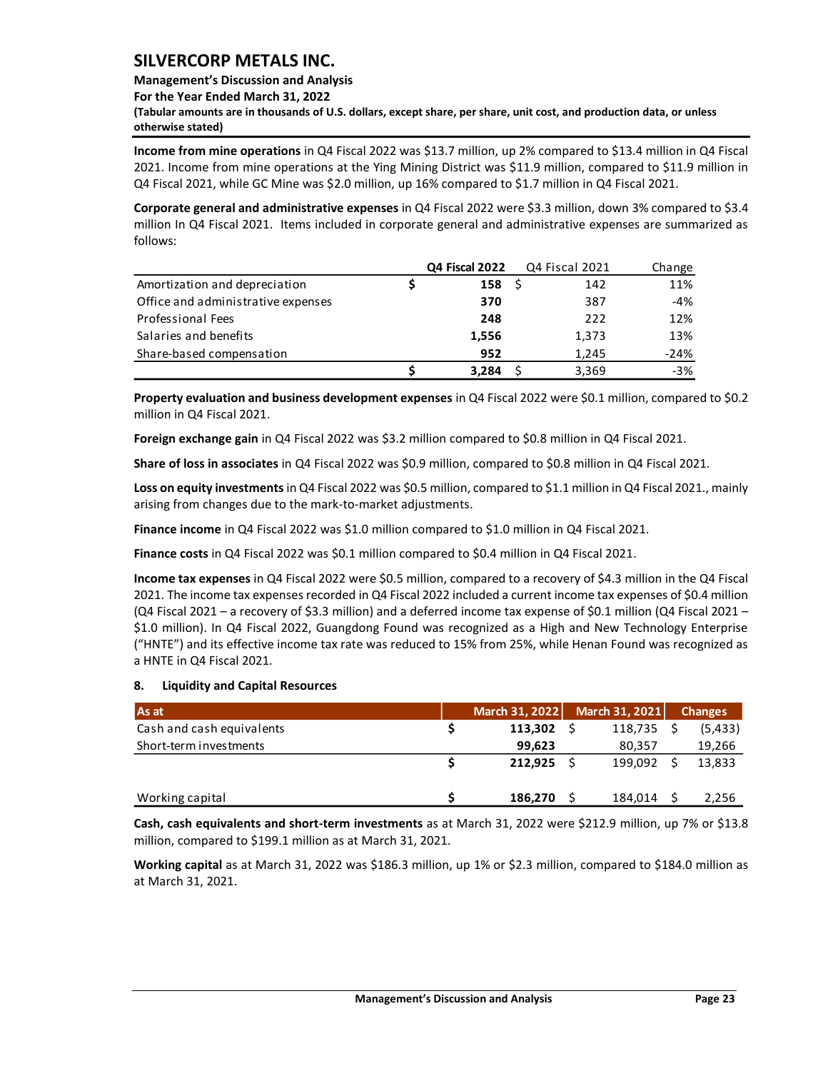**Income from mine operations** in Q4 Fiscal 2022 was $13.7 million, up 2% compared to $13.4 million in Q4 Fiscal 2021. Income from mine operations at the Ying Mining District was $11.9 million, compared to $11.9 million in Q4 Fiscal 2021, while GC Mine was $2.0 million, up 16% compared to $1.7 million in Q4 Fiscal 2021.

**Corporate general and administrative expenses** in Q4 Fiscal 2022 were $3.3 million, down 3% compared to $3.4 million In Q4 Fiscal 2021. Items included in corporate general and administrative expenses are summarized as follows:

| | **Q4 Fiscal 2022** | Q4 Fiscal 2021 | Change |
|---|---|---|---|
| Amortization and depreciation | **$ 158** | $ 142 | 11% |
| Office and administrative expenses | **370** | 387 | -4% |
| Professional Fees | **248** | 222 | 12% |
| Salaries and benefits | **1,556** | 1,373 | 13% |
| Share-based compensation | **952** | 1,245 | -24% |
| | **$ 3,284** | $ 3,369 | -3% |

**Property evaluation and business development expenses** in Q4 Fiscal 2022 were $0.1 million, compared to $0.2 million in Q4 Fiscal 2021.

**Foreign exchange gain** in Q4 Fiscal 2022 was $3.2 million compared to $0.8 million in Q4 Fiscal 2021.

**Share of loss in associates** in Q4 Fiscal 2022 was $0.9 million, compared to $0.8 million in Q4 Fiscal 2021.

**Loss on equity investments** in Q4 Fiscal 2022 was $0.5 million, compared to $1.1 million in Q4 Fiscal 2021., mainly arising from changes due to the mark-to-market adjustments.

**Finance income** in Q4 Fiscal 2022 was $1.0 million compared to $1.0 million in Q4 Fiscal 2021.

**Finance costs** in Q4 Fiscal 2022 was $0.1 million compared to $0.4 million in Q4 Fiscal 2021.

**Income tax expenses** in Q4 Fiscal 2022 were $0.5 million, compared to a recovery of $4.3 million in the Q4 Fiscal 2021. The income tax expenses recorded in Q4 Fiscal 2022 included a current income tax expenses of $0.4 million (Q4 Fiscal 2021 – a recovery of $3.3 million) and a deferred income tax expense of $0.1 million (Q4 Fiscal 2021 – $1.0 million). In Q4 Fiscal 2022, Guangdong Found was recognized as a High and New Technology Enterprise ("HNTE") and its effective income tax rate was reduced to 15% from 25%, while Henan Found was recognized as a HNTE in Q4 Fiscal 2021.

## 8. Liquidity and Capital Resources

| As at | March 31, 2022 | March 31, 2021 | Changes |
|---|---|---|---|
| Cash and cash equivalents | **$ 113,302** | $ 118,735 | $ (5,433) |
| Short-term investments | **99,623** | 80,357 | 19,266 |
| | **$ 212,925** | $ 199,092 | $ 13,833 |
| Working capital | **$ 186,270** | $ 184,014 | $ 2,256 |

**Cash, cash equivalents and short-term investments** as at March 31, 2022 were $212.9 million, up 7% or $13.8 million, compared to $199.1 million as at March 31, 2021.

**Working capital** as at March 31, 2022 was $186.3 million, up 1% or $2.3 million, compared to $184.0 million as at March 31, 2021.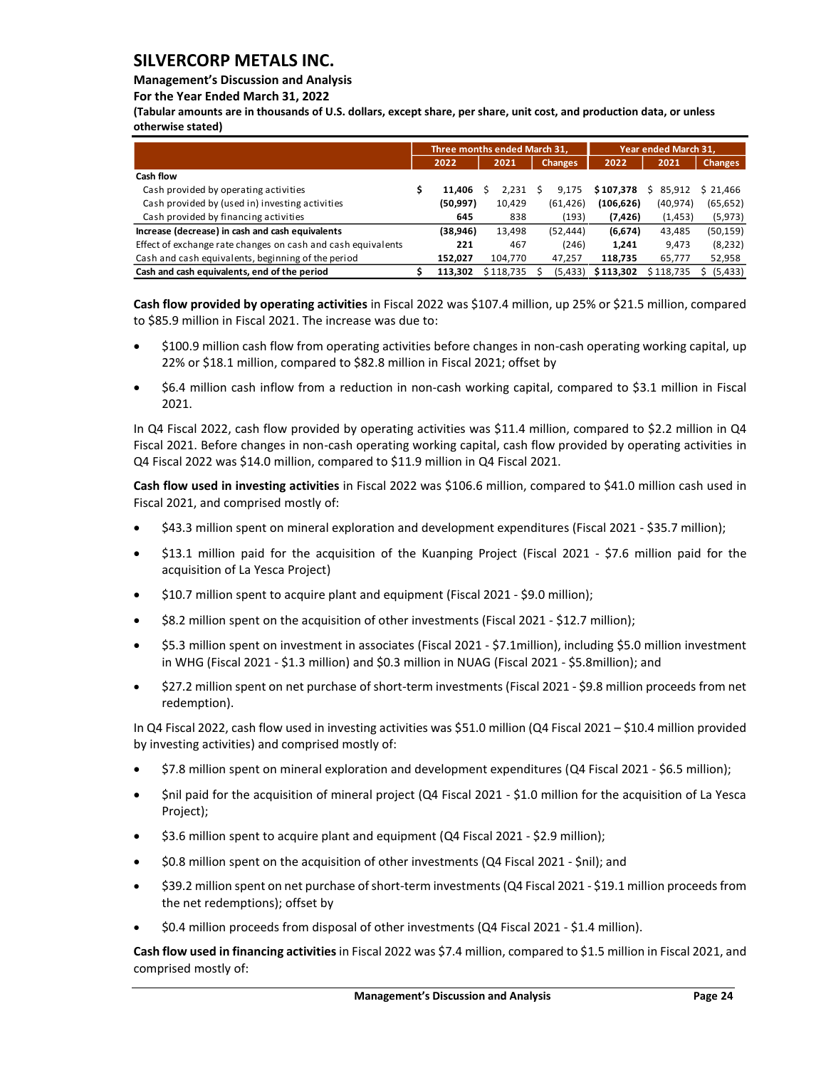| | Three months ended March 31, | | | Year ended March 31, | | |
|---|---|---|---|---|---|---|
| | 2022 | 2021 | Changes | 2022 | 2021 | Changes |
| **Cash flow** | | | | | | |
| Cash provided by operating activities | $ **11,406** | $ 2,231 | $ 9,175 | **$ 107,378** | $ 85,912 | $ 21,466 |
| Cash provided by (used in) investing activities | **(50,997)** | 10,429 | (61,426) | **(106,626)** | (40,974) | (65,652) |
| Cash provided by financing activities | **645** | 838 | (193) | **(7,426)** | (1,453) | (5,973) |
| **Increase (decrease) in cash and cash equivalents** | **(38,946)** | 13,498 | (52,444) | **(6,674)** | 43,485 | (50,159) |
| Effect of exchange rate changes on cash and cash equivalents | **221** | 467 | (246) | **1,241** | 9,473 | (8,232) |
| Cash and cash equivalents, beginning of the period | **152,027** | 104,770 | 47,257 | **118,735** | 65,777 | 52,958 |
| **Cash and cash equivalents, end of the period** | $ **113,302** | $ 118,735 | $ (5,433) | **$ 113,302** | $ 118,735 | $ (5,433) |

**Cash flow provided by operating activities** in Fiscal 2022 was $107.4 million, up 25% or $21.5 million, compared to $85.9 million in Fiscal 2021. The increase was due to:

- $100.9 million cash flow from operating activities before changes in non-cash operating working capital, up 22% or $18.1 million, compared to $82.8 million in Fiscal 2021; offset by
- $6.4 million cash inflow from a reduction in non-cash working capital, compared to $3.1 million in Fiscal 2021.

In Q4 Fiscal 2022, cash flow provided by operating activities was $11.4 million, compared to $2.2 million in Q4 Fiscal 2021. Before changes in non-cash operating working capital, cash flow provided by operating activities in Q4 Fiscal 2022 was $14.0 million, compared to $11.9 million in Q4 Fiscal 2021.

**Cash flow used in investing activities** in Fiscal 2022 was $106.6 million, compared to $41.0 million cash used in Fiscal 2021, and comprised mostly of:

- $43.3 million spent on mineral exploration and development expenditures (Fiscal 2021 - $35.7 million);
- $13.1 million paid for the acquisition of the Kuanping Project (Fiscal 2021 - $7.6 million paid for the acquisition of La Yesca Project)
- $10.7 million spent to acquire plant and equipment (Fiscal 2021 - $9.0 million);
- $8.2 million spent on the acquisition of other investments (Fiscal 2021 - $12.7 million);
- $5.3 million spent on investment in associates (Fiscal 2021 - $7.1million), including $5.0 million investment in WHG (Fiscal 2021 - $1.3 million) and $0.3 million in NUAG (Fiscal 2021 - $5.8million); and
- $27.2 million spent on net purchase of short-term investments (Fiscal 2021 - $9.8 million proceeds from net redemption).

In Q4 Fiscal 2022, cash flow used in investing activities was $51.0 million (Q4 Fiscal 2021 – $10.4 million provided by investing activities) and comprised mostly of:

- $7.8 million spent on mineral exploration and development expenditures (Q4 Fiscal 2021 - $6.5 million);
- $nil paid for the acquisition of mineral project (Q4 Fiscal 2021 - $1.0 million for the acquisition of La Yesca Project);
- $3.6 million spent to acquire plant and equipment (Q4 Fiscal 2021 - $2.9 million);
- $0.8 million spent on the acquisition of other investments (Q4 Fiscal 2021 - $nil); and
- $39.2 million spent on net purchase of short-term investments (Q4 Fiscal 2021 - $19.1 million proceeds from the net redemptions); offset by
- $0.4 million proceeds from disposal of other investments (Q4 Fiscal 2021 - $1.4 million).

**Cash flow used in financing activities** in Fiscal 2022 was $7.4 million, compared to $1.5 million in Fiscal 2021, and comprised mostly of: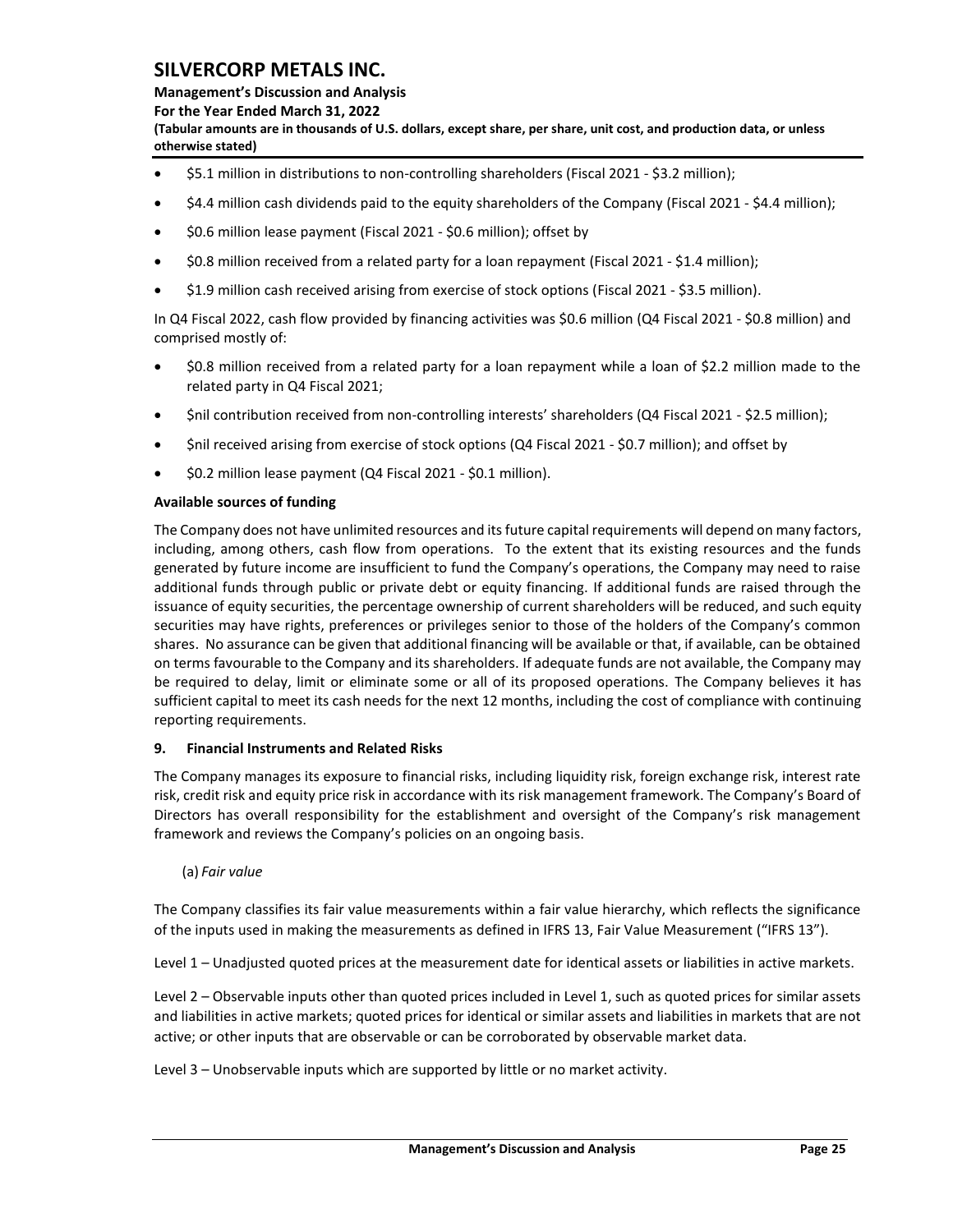- \$5.1 million in distributions to non-controlling shareholders (Fiscal 2021 - \$3.2 million);
- \$4.4 million cash dividends paid to the equity shareholders of the Company (Fiscal 2021 - \$4.4 million);
- \$0.6 million lease payment (Fiscal 2021 - \$0.6 million); offset by
- \$0.8 million received from a related party for a loan repayment (Fiscal 2021 - \$1.4 million);
- \$1.9 million cash received arising from exercise of stock options (Fiscal 2021 - \$3.5 million).

In Q4 Fiscal 2022, cash flow provided by financing activities was \$0.6 million (Q4 Fiscal 2021 - \$0.8 million) and comprised mostly of:

- \$0.8 million received from a related party for a loan repayment while a loan of \$2.2 million made to the related party in Q4 Fiscal 2021;
- \$nil contribution received from non-controlling interests' shareholders (Q4 Fiscal 2021 - \$2.5 million);
- \$nil received arising from exercise of stock options (Q4 Fiscal 2021 - \$0.7 million); and offset by
- \$0.2 million lease payment (Q4 Fiscal 2021 - \$0.1 million).

**Available sources of funding**

The Company does not have unlimited resources and its future capital requirements will depend on many factors, including, among others, cash flow from operations. To the extent that its existing resources and the funds generated by future income are insufficient to fund the Company's operations, the Company may need to raise additional funds through public or private debt or equity financing. If additional funds are raised through the issuance of equity securities, the percentage ownership of current shareholders will be reduced, and such equity securities may have rights, preferences or privileges senior to those of the holders of the Company's common shares. No assurance can be given that additional financing will be available or that, if available, can be obtained on terms favourable to the Company and its shareholders. If adequate funds are not available, the Company may be required to delay, limit or eliminate some or all of its proposed operations. The Company believes it has sufficient capital to meet its cash needs for the next 12 months, including the cost of compliance with continuing reporting requirements.

## 9. Financial Instruments and Related Risks

The Company manages its exposure to financial risks, including liquidity risk, foreign exchange risk, interest rate risk, credit risk and equity price risk in accordance with its risk management framework. The Company's Board of Directors has overall responsibility for the establishment and oversight of the Company's risk management framework and reviews the Company's policies on an ongoing basis.

(a) *Fair value*

The Company classifies its fair value measurements within a fair value hierarchy, which reflects the significance of the inputs used in making the measurements as defined in IFRS 13, Fair Value Measurement ("IFRS 13").

Level 1 – Unadjusted quoted prices at the measurement date for identical assets or liabilities in active markets.

Level 2 – Observable inputs other than quoted prices included in Level 1, such as quoted prices for similar assets and liabilities in active markets; quoted prices for identical or similar assets and liabilities in markets that are not active; or other inputs that are observable or can be corroborated by observable market data.

Level 3 – Unobservable inputs which are supported by little or no market activity.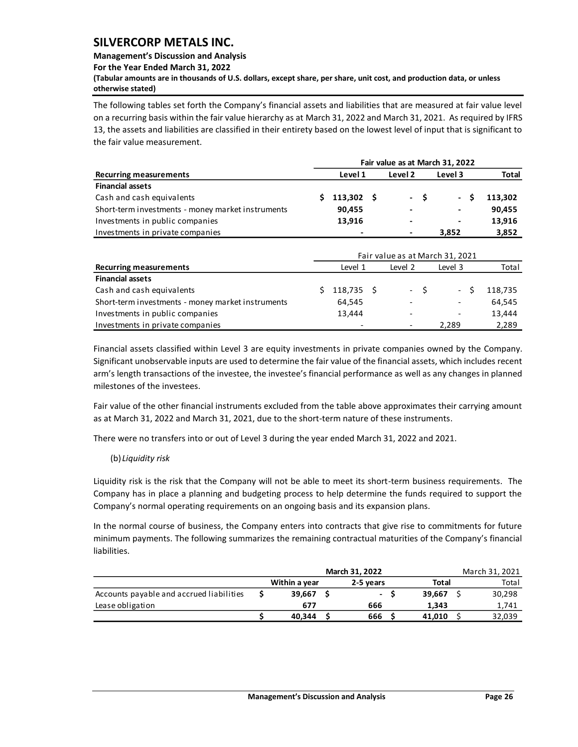The following tables set forth the Company's financial assets and liabilities that are measured at fair value level on a recurring basis within the fair value hierarchy as at March 31, 2022 and March 31, 2021. As required by IFRS 13, the assets and liabilities are classified in their entirety based on the lowest level of input that is significant to the fair value measurement.

| | Fair value as at March 31, 2022 | | | |
|---|---|---|---|---|
| **Recurring measurements** | **Level 1** | **Level 2** | **Level 3** | **Total** |
| **Financial assets** | | | | |
| Cash and cash equivalents | **$ 113,302** | **$ -** | **$ -** | **$ 113,302** |
| Short-term investments - money market instruments | **90,455** | **-** | **-** | **90,455** |
| Investments in public companies | **13,916** | **-** | **-** | **13,916** |
| Investments in private companies | **-** | **-** | **3,852** | **3,852** |

| | Fair value as at March 31, 2021 | | | |
|---|---|---|---|---|
| **Recurring measurements** | Level 1 | Level 2 | Level 3 | Total |
| **Financial assets** | | | | |
| Cash and cash equivalents | $ 118,735 | $ - | $ - | $ 118,735 |
| Short-term investments - money market instruments | 64,545 | - | - | 64,545 |
| Investments in public companies | 13,444 | - | - | 13,444 |
| Investments in private companies | - | - | 2,289 | 2,289 |

Financial assets classified within Level 3 are equity investments in private companies owned by the Company. Significant unobservable inputs are used to determine the fair value of the financial assets, which includes recent arm's length transactions of the investee, the investee's financial performance as well as any changes in planned milestones of the investees.

Fair value of the other financial instruments excluded from the table above approximates their carrying amount as at March 31, 2022 and March 31, 2021, due to the short-term nature of these instruments.

There were no transfers into or out of Level 3 during the year ended March 31, 2022 and 2021.

(b) *Liquidity risk*

Liquidity risk is the risk that the Company will not be able to meet its short-term business requirements. The Company has in place a planning and budgeting process to help determine the funds required to support the Company's normal operating requirements on an ongoing basis and its expansion plans.

In the normal course of business, the Company enters into contracts that give rise to commitments for future minimum payments. The following summarizes the remaining contractual maturities of the Company's financial liabilities.

| | March 31, 2022 | | | March 31, 2021 |
|---|---|---|---|---|
| | **Within a year** | **2-5 years** | **Total** | Total |
| Accounts payable and accrued liabilities | **$ 39,667** | **$ -** | **$ 39,667** | $ 30,298 |
| Lease obligation | **677** | **666** | **1,343** | 1,741 |
| | **$ 40,344** | **$ 666** | **$ 41,010** | $ 32,039 |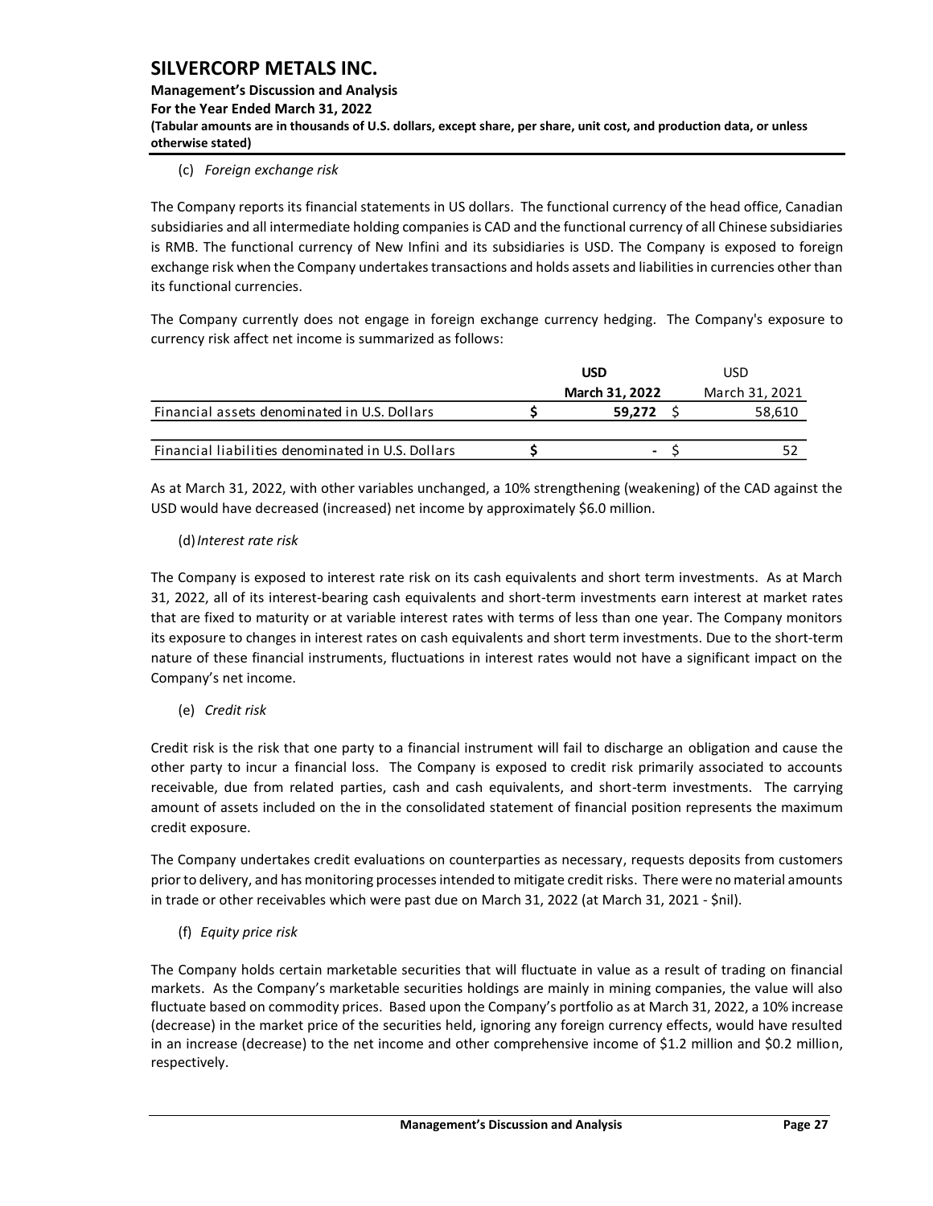(c) *Foreign exchange risk*

The Company reports its financial statements in US dollars. The functional currency of the head office, Canadian subsidiaries and all intermediate holding companies is CAD and the functional currency of all Chinese subsidiaries is RMB. The functional currency of New Infini and its subsidiaries is USD. The Company is exposed to foreign exchange risk when the Company undertakes transactions and holds assets and liabilities in currencies other than its functional currencies.

The Company currently does not engage in foreign exchange currency hedging. The Company's exposure to currency risk affect net income is summarized as follows:

| | **USD** | USD |
|---|---|---|
| | **March 31, 2022** | March 31, 2021 |
| Financial assets denominated in U.S. Dollars | **$ 59,272** | $ 58,610 |
| Financial liabilities denominated in U.S. Dollars | **$ -** | $ 52 |

As at March 31, 2022, with other variables unchanged, a 10% strengthening (weakening) of the CAD against the USD would have decreased (increased) net income by approximately $6.0 million.

(d) *Interest rate risk*

The Company is exposed to interest rate risk on its cash equivalents and short term investments. As at March 31, 2022, all of its interest-bearing cash equivalents and short-term investments earn interest at market rates that are fixed to maturity or at variable interest rates with terms of less than one year. The Company monitors its exposure to changes in interest rates on cash equivalents and short term investments. Due to the short-term nature of these financial instruments, fluctuations in interest rates would not have a significant impact on the Company's net income.

(e) *Credit risk*

Credit risk is the risk that one party to a financial instrument will fail to discharge an obligation and cause the other party to incur a financial loss. The Company is exposed to credit risk primarily associated to accounts receivable, due from related parties, cash and cash equivalents, and short-term investments. The carrying amount of assets included on the in the consolidated statement of financial position represents the maximum credit exposure.

The Company undertakes credit evaluations on counterparties as necessary, requests deposits from customers prior to delivery, and has monitoring processes intended to mitigate credit risks. There were no material amounts in trade or other receivables which were past due on March 31, 2022 (at March 31, 2021 - $nil).

(f) *Equity price risk*

The Company holds certain marketable securities that will fluctuate in value as a result of trading on financial markets. As the Company's marketable securities holdings are mainly in mining companies, the value will also fluctuate based on commodity prices. Based upon the Company's portfolio as at March 31, 2022, a 10% increase (decrease) in the market price of the securities held, ignoring any foreign currency effects, would have resulted in an increase (decrease) to the net income and other comprehensive income of $1.2 million and $0.2 million, respectively.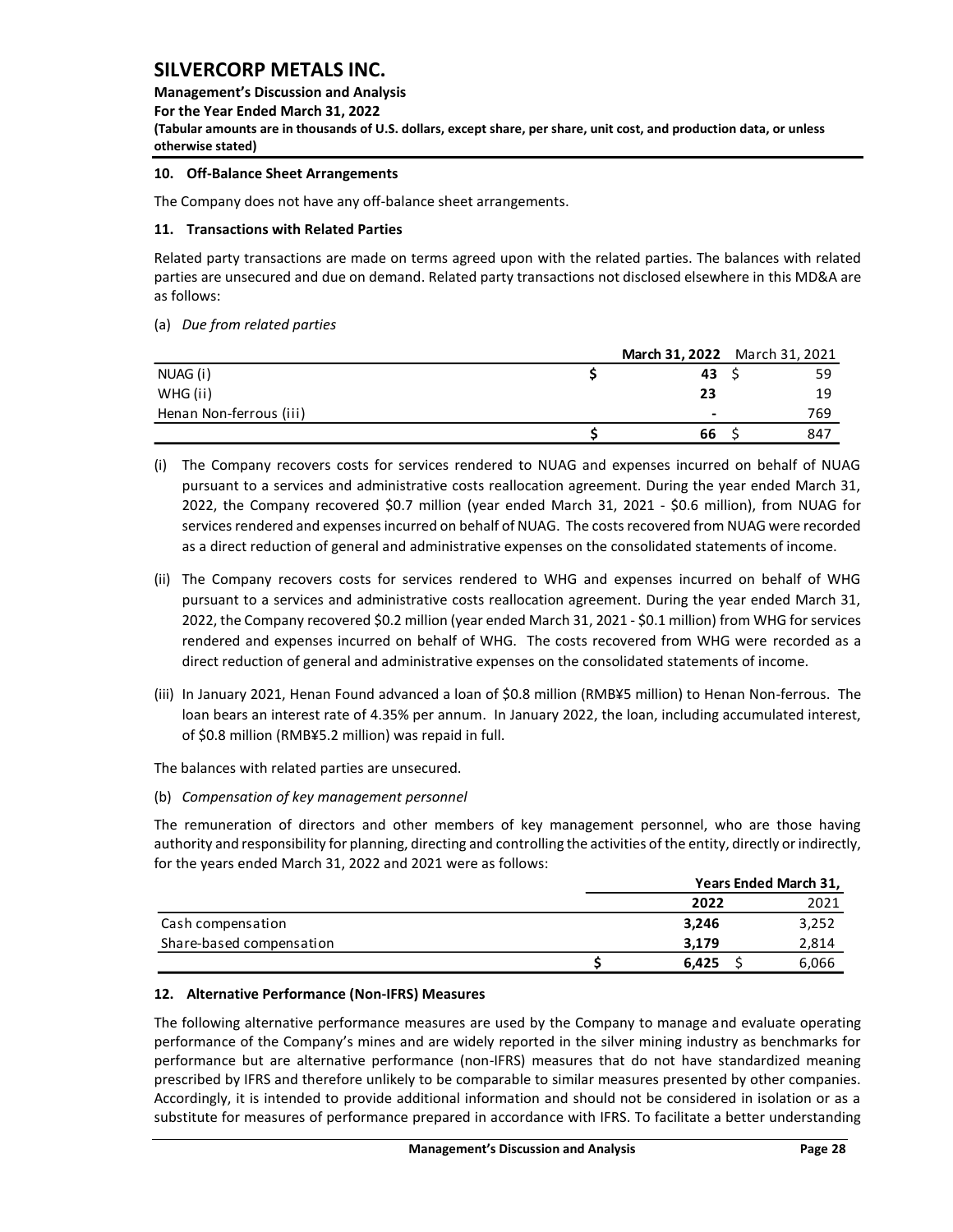## 10. Off-Balance Sheet Arrangements

The Company does not have any off-balance sheet arrangements.

## 11. Transactions with Related Parties

Related party transactions are made on terms agreed upon with the related parties. The balances with related parties are unsecured and due on demand. Related party transactions not disclosed elsewhere in this MD&A are as follows:

(a) *Due from related parties*

| | March 31, 2022 | March 31, 2021 |
|---|---|---|
| NUAG (i) | $ 43 | $ 59 |
| WHG (ii) | 23 | 19 |
| Henan Non-ferrous (iii) | - | 769 |
| | $ 66 | $ 847 |

(i) The Company recovers costs for services rendered to NUAG and expenses incurred on behalf of NUAG pursuant to a services and administrative costs reallocation agreement. During the year ended March 31, 2022, the Company recovered $0.7 million (year ended March 31, 2021 - $0.6 million), from NUAG for services rendered and expenses incurred on behalf of NUAG. The costs recovered from NUAG were recorded as a direct reduction of general and administrative expenses on the consolidated statements of income.

(ii) The Company recovers costs for services rendered to WHG and expenses incurred on behalf of WHG pursuant to a services and administrative costs reallocation agreement. During the year ended March 31, 2022, the Company recovered $0.2 million (year ended March 31, 2021 - $0.1 million) from WHG for services rendered and expenses incurred on behalf of WHG. The costs recovered from WHG were recorded as a direct reduction of general and administrative expenses on the consolidated statements of income.

(iii) In January 2021, Henan Found advanced a loan of $0.8 million (RMB¥5 million) to Henan Non-ferrous. The loan bears an interest rate of 4.35% per annum. In January 2022, the loan, including accumulated interest, of $0.8 million (RMB¥5.2 million) was repaid in full.

The balances with related parties are unsecured.

(b) *Compensation of key management personnel*

The remuneration of directors and other members of key management personnel, who are those having authority and responsibility for planning, directing and controlling the activities of the entity, directly or indirectly, for the years ended March 31, 2022 and 2021 were as follows:

| | Years Ended March 31, | |
|---|---|---|
| | 2022 | 2021 |
| Cash compensation | 3,246 | 3,252 |
| Share-based compensation | 3,179 | 2,814 |
| | $ 6,425 | $ 6,066 |

## 12. Alternative Performance (Non-IFRS) Measures

The following alternative performance measures are used by the Company to manage and evaluate operating performance of the Company's mines and are widely reported in the silver mining industry as benchmarks for performance but are alternative performance (non-IFRS) measures that do not have standardized meaning prescribed by IFRS and therefore unlikely to be comparable to similar measures presented by other companies. Accordingly, it is intended to provide additional information and should not be considered in isolation or as a substitute for measures of performance prepared in accordance with IFRS. To facilitate a better understanding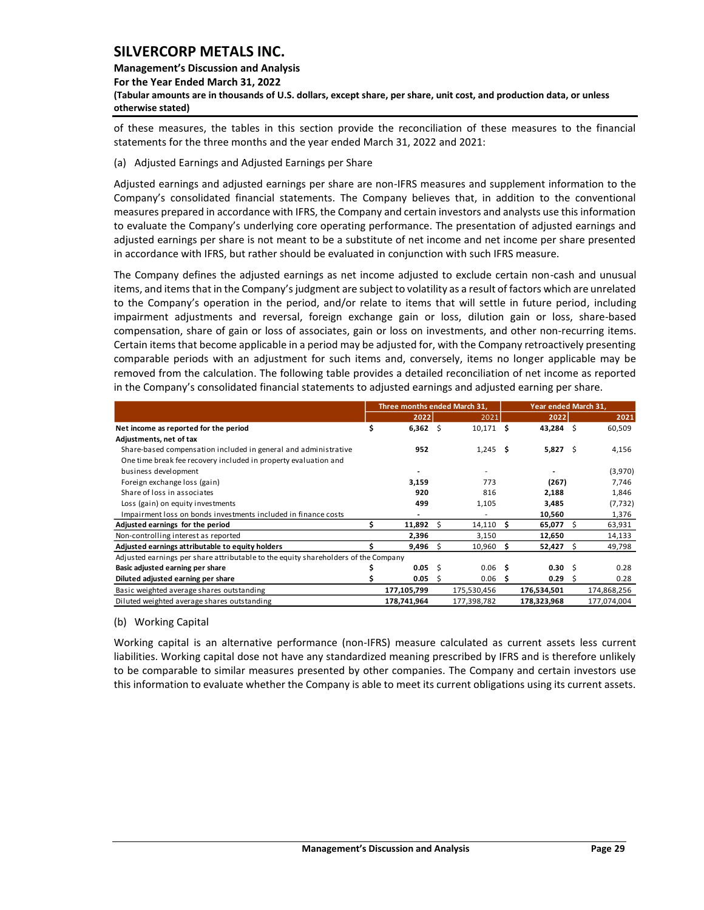of these measures, the tables in this section provide the reconciliation of these measures to the financial statements for the three months and the year ended March 31, 2022 and 2021:

(a) Adjusted Earnings and Adjusted Earnings per Share

Adjusted earnings and adjusted earnings per share are non-IFRS measures and supplement information to the Company's consolidated financial statements. The Company believes that, in addition to the conventional measures prepared in accordance with IFRS, the Company and certain investors and analysts use this information to evaluate the Company's underlying core operating performance. The presentation of adjusted earnings and adjusted earnings per share is not meant to be a substitute of net income and net income per share presented in accordance with IFRS, but rather should be evaluated in conjunction with such IFRS measure.

The Company defines the adjusted earnings as net income adjusted to exclude certain non-cash and unusual items, and items that in the Company's judgment are subject to volatility as a result of factors which are unrelated to the Company's operation in the period, and/or relate to items that will settle in future period, including impairment adjustments and reversal, foreign exchange gain or loss, dilution gain or loss, share-based compensation, share of gain or loss of associates, gain or loss on investments, and other non-recurring items. Certain items that become applicable in a period may be adjusted for, with the Company retroactively presenting comparable periods with an adjustment for such items and, conversely, items no longer applicable may be removed from the calculation. The following table provides a detailed reconciliation of net income as reported in the Company's consolidated financial statements to adjusted earnings and adjusted earning per share.

| | Three months ended March 31, | | Year ended March 31, | |
|---|---|---|---|---|
| | 2022 | 2021 | 2022 | 2021 |
| **Net income as reported for the period** | $ **6,362** | $ 10,171 | $ **43,284** | $ 60,509 |
| **Adjustments, net of tax** | | | | |
| Share-based compensation included in general and administrative | **952** | 1,245 | $ **5,827** | $ 4,156 |
| One time break fee recovery included in property evaluation and business development | **-** | - | **-** | (3,970) |
| Foreign exchange loss (gain) | **3,159** | 773 | **(267)** | 7,746 |
| Share of loss in associates | **920** | 816 | **2,188** | 1,846 |
| Loss (gain) on equity investments | **499** | 1,105 | **3,485** | (7,732) |
| Impairment loss on bonds investments included in finance costs | **-** | - | **10,560** | 1,376 |
| **Adjusted earnings for the period** | $ **11,892** | $ 14,110 | $ **65,077** | $ 63,931 |
| Non-controlling interest as reported | **2,396** | 3,150 | **12,650** | 14,133 |
| **Adjusted earnings attributable to equity holders** | $ **9,496** | $ 10,960 | $ **52,427** | $ 49,798 |
| Adjusted earnings per share attributable to the equity shareholders of the Company | | | | |
| **Basic adjusted earning per share** | $ **0.05** | $ 0.06 | $ **0.30** | $ 0.28 |
| **Diluted adjusted earning per share** | $ **0.05** | $ 0.06 | $ **0.29** | $ 0.28 |
| Basic weighted average shares outstanding | **177,105,799** | 175,530,456 | **176,534,501** | 174,868,256 |
| Diluted weighted average shares outstanding | **178,741,964** | 177,398,782 | **178,323,968** | 177,074,004 |

(b) Working Capital

Working capital is an alternative performance (non-IFRS) measure calculated as current assets less current liabilities. Working capital dose not have any standardized meaning prescribed by IFRS and is therefore unlikely to be comparable to similar measures presented by other companies. The Company and certain investors use this information to evaluate whether the Company is able to meet its current obligations using its current assets.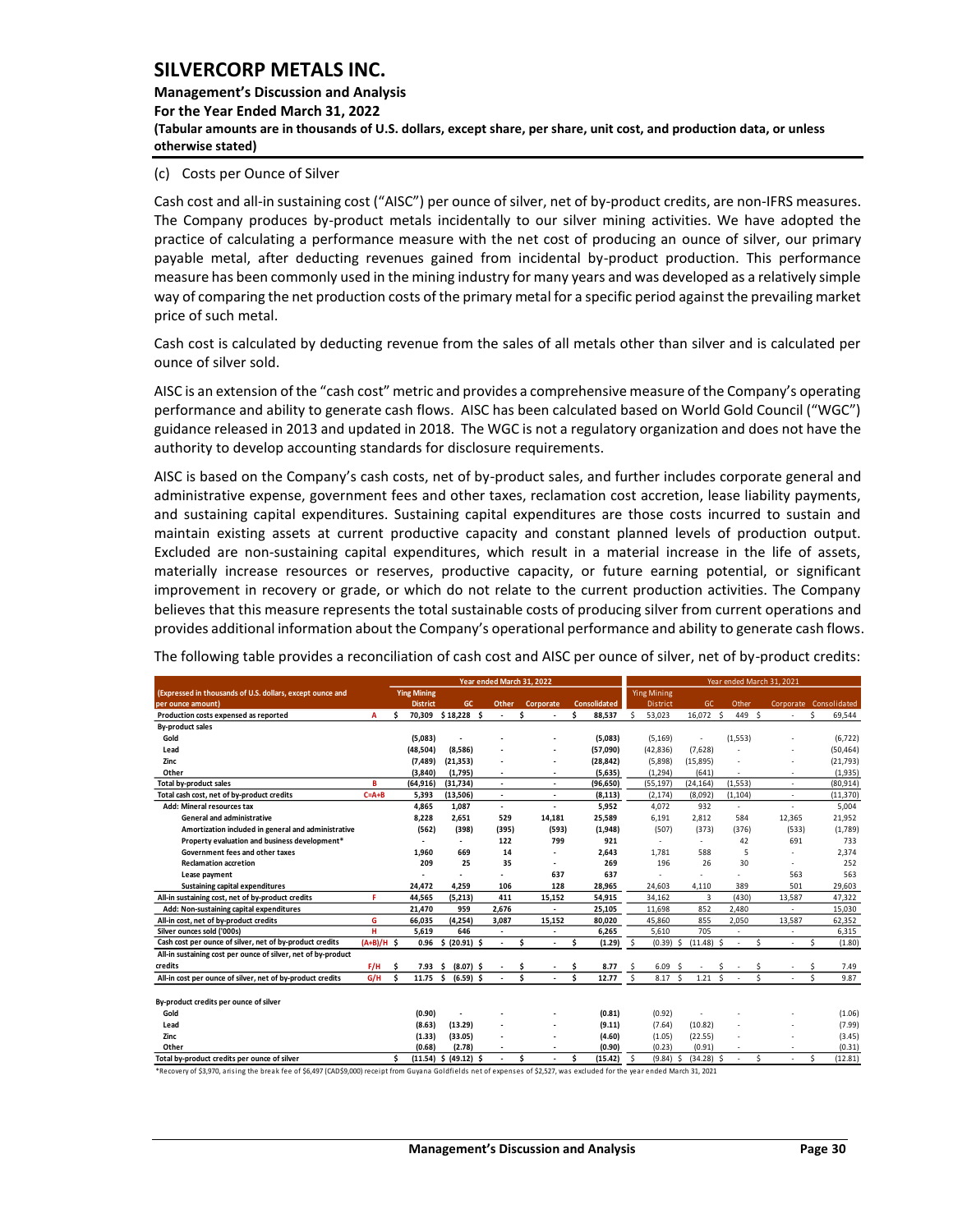### (c) Costs per Ounce of Silver

Cash cost and all-in sustaining cost ("AISC") per ounce of silver, net of by-product credits, are non-IFRS measures. The Company produces by-product metals incidentally to our silver mining activities. We have adopted the practice of calculating a performance measure with the net cost of producing an ounce of silver, our primary payable metal, after deducting revenues gained from incidental by-product production. This performance measure has been commonly used in the mining industry for many years and was developed as a relatively simple way of comparing the net production costs of the primary metal for a specific period against the prevailing market price of such metal.

Cash cost is calculated by deducting revenue from the sales of all metals other than silver and is calculated per ounce of silver sold.

AISC is an extension of the "cash cost" metric and provides a comprehensive measure of the Company's operating performance and ability to generate cash flows. AISC has been calculated based on World Gold Council ("WGC") guidance released in 2013 and updated in 2018. The WGC is not a regulatory organization and does not have the authority to develop accounting standards for disclosure requirements.

AISC is based on the Company's cash costs, net of by-product sales, and further includes corporate general and administrative expense, government fees and other taxes, reclamation cost accretion, lease liability payments, and sustaining capital expenditures. Sustaining capital expenditures are those costs incurred to sustain and maintain existing assets at current productive capacity and constant planned levels of production output. Excluded are non-sustaining capital expenditures, which result in a material increase in the life of assets, materially increase resources or reserves, productive capacity, or future earning potential, or significant improvement in recovery or grade, or which do not relate to the current production activities. The Company believes that this measure represents the total sustainable costs of producing silver from current operations and provides additional information about the Company's operational performance and ability to generate cash flows.

The following table provides a reconciliation of cash cost and AISC per ounce of silver, net of by-product credits:

| (Expressed in thousands of U.S. dollars, except ounce and per ounce amount) | | Year ended March 31, 2022 Ying Mining District | GC | Other | Corporate | Consolidated | Year ended March 31, 2021 Ying Mining District | GC | Other | Corporate | Consolidated |
|---|---|---|---|---|---|---|---|---|---|---|---|
| **Production costs expensed as reported** | **A** | **$ 70,309** | **$ 18,228** | **$ -** | **$ -** | **$ 88,537** | $ 53,023 | 16,072 | $ 449 | $ - | $ 69,544 |
| **By-product sales** | | | | | | | | | | | |
| Gold | | (5,083) | - | - | - | (5,083) | (5,169) | - | (1,553) | - | (6,722) |
| Lead | | (48,504) | (8,586) | - | - | (57,090) | (42,836) | (7,628) | - | - | (50,464) |
| Zinc | | (7,489) | (21,353) | - | - | (28,842) | (5,898) | (15,895) | - | - | (21,793) |
| Other | | (3,840) | (1,795) | - | - | (5,635) | (1,294) | (641) | - | - | (1,935) |
| **Total by-product sales** | **B** | **(64,916)** | **(31,734)** | **-** | **-** | **(96,650)** | (55,197) | (24,164) | (1,553) | - | (80,914) |
| **Total cash cost, net of by-product credits** | **C=A+B** | **5,393** | **(13,506)** | **-** | **-** | **(8,113)** | (2,174) | (8,092) | (1,104) | - | (11,370) |
| Add: Mineral resources tax | | 4,865 | 1,087 | - | - | 5,952 | 4,072 | 932 | - | - | 5,004 |
| General and administrative | | 8,228 | 2,651 | 529 | 14,181 | 25,589 | 6,191 | 2,812 | 584 | 12,365 | 21,952 |
| Amortization included in general and administrative | | (562) | (398) | (395) | (593) | (1,948) | (507) | (373) | (376) | (533) | (1,789) |
| Property evaluation and business development* | | - | - | 122 | 799 | 921 | - | - | 42 | 691 | 733 |
| Government fees and other taxes | | 1,960 | 669 | 14 | - | 2,643 | 1,781 | 588 | 5 | - | 2,374 |
| Reclamation accretion | | 209 | 25 | 35 | - | 269 | 196 | 26 | 30 | - | 252 |
| Lease payment | | - | - | - | 637 | 637 | - | - | - | 563 | 563 |
| Sustaining capital expenditures | | 24,472 | 4,259 | 106 | 128 | 28,965 | 24,603 | 4,110 | 389 | 501 | 29,603 |
| **All-in sustaining cost, net of by-product credits** | **F** | **44,565** | **(5,213)** | **411** | **15,152** | **54,915** | 34,162 | 3 | (430) | 13,587 | 47,322 |
| Add: Non-sustaining capital expenditures | | 21,470 | 959 | 2,676 | - | 25,105 | 11,698 | 852 | 2,480 | - | 15,030 |
| **All-in cost, net of by-product credits** | **G** | **66,035** | **(4,254)** | **3,087** | **15,152** | **80,020** | 45,860 | 855 | 2,050 | 13,587 | 62,352 |
| **Silver ounces sold ('000s)** | **H** | **5,619** | **646** | **-** | **-** | **6,265** | 5,610 | 705 | - | - | 6,315 |
| **Cash cost per ounce of silver, net of by-product credits** | **(A+B)/H** | **$ 0.96** | **$ (20.91)** | **$ -** | **$ -** | **$ (1.29)** | $ (0.39) | $ (11.48) | $ - | $ - | $ (1.80) |
| **All-in sustaining cost per ounce of silver, net of by-product credits** | **F/H** | **$ 7.93** | **$ (8.07)** | **$ -** | **$ -** | **$ 8.77** | $ 6.09 | $ - | $ - | $ - | $ 7.49 |
| **All-in cost per ounce of silver, net of by-product credits** | **G/H** | **$ 11.75** | **$ (6.59)** | **$ -** | **$ -** | **$ 12.77** | $ 8.17 | $ 1.21 | $ - | $ - | $ 9.87 |
| **By-product credits per ounce of silver** | | | | | | | | | | | |
| Gold | | (0.90) | - | - | - | (0.81) | (0.92) | - | - | - | (1.06) |
| Lead | | (8.63) | (13.29) | - | - | (9.11) | (7.64) | (10.82) | - | - | (7.99) |
| Zinc | | (1.33) | (33.05) | - | - | (4.60) | (1.05) | (22.55) | - | - | (3.45) |
| Other | | (0.68) | (2.78) | - | - | (0.90) | (0.23) | (0.91) | - | - | (0.31) |
| **Total by-product credits per ounce of silver** | | **$ (11.54)** | **$ (49.12)** | **$ -** | **$ -** | **$ (15.42)** | $ (9.84) | $ (34.28) | $ - | $ - | $ (12.81) |

*Recovery of $3,970, arising the break fee of $6,497 (CAD$9,000) receipt from Guyana Goldfields net of expenses of $2,527, was excluded for the year ended March 31, 2021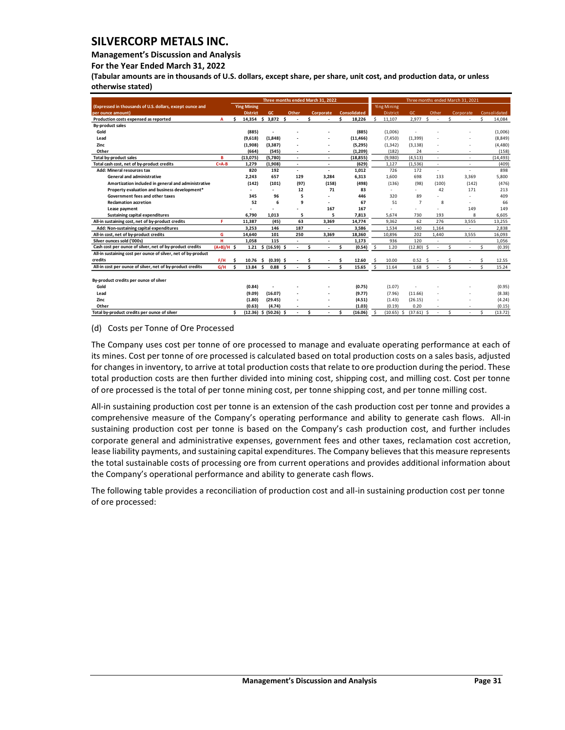# SILVERCORP METALS INC.

**Management's Discussion and Analysis**

**For the Year Ended March 31, 2022**

**(Tabular amounts are in thousands of U.S. dollars, except share, per share, unit cost, and production data, or unless otherwise stated)**

| (Expressed in thousands of U.S. dollars, except ounce and per ounce amount) | | Three months ended March 31, 2022 | | | | | Three months ended March 31, 2021 | | | | |
|---|---|---|---|---|---|---|---|---|---|---|---|
| | | Ying Mining District | GC | Other | Corporate | Consolidated | Ying Mining District | GC | Other | Corporate | Consolidated |
| **Production costs expensed as reported** | A | $ 14,354 | $ 3,872 | $ - | $ - | $ 18,226 | $ 11,107 | 2,977 | $ - | $ - | $ 14,084 |
| **By-product sales** | | | | | | | | | | | |
| Gold | | (885) | - | - | - | (885) | (1,006) | - | - | - | (1,006) |
| Lead | | (9,618) | (1,848) | - | - | (11,466) | (7,450) | (1,399) | - | - | (8,849) |
| Zinc | | (1,908) | (3,387) | - | - | (5,295) | (1,342) | (3,138) | - | - | (4,480) |
| Other | | (664) | (545) | - | - | (1,209) | (182) | 24 | - | - | (158) |
| **Total by-product sales** | B | (13,075) | (5,780) | - | - | (18,855) | (9,980) | (4,513) | - | - | (14,493) |
| **Total cash cost, net of by-product credits** | C=A-B | 1,279 | (1,908) | - | - | (629) | 1,127 | (1,536) | - | - | (409) |
| Add: Mineral resources tax | | 820 | 192 | - | - | 1,012 | 726 | 172 | - | - | 898 |
| General and administrative | | 2,243 | 657 | 129 | 3,284 | 6,313 | 1,600 | 698 | 133 | 3,369 | 5,800 |
| Amortization included in general and administrative | | (142) | (101) | (97) | (158) | (498) | (136) | (98) | (100) | (142) | (476) |
| Property evaluation and business development* | | - | - | 12 | 71 | 83 | - | - | 42 | 171 | 213 |
| Government fees and other taxes | | 345 | 96 | 5 | - | 446 | 320 | 89 | - | - | 409 |
| Reclamation accretion | | 52 | 6 | 9 | - | 67 | 51 | 7 | 8 | - | 66 |
| Lease payment | | - | - | - | 167 | 167 | - | - | - | 149 | 149 |
| Sustaining capital expenditures | | 6,790 | 1,013 | 5 | 5 | 7,813 | 5,674 | 730 | 193 | 8 | 6,605 |
| **All-in sustaining cost, net of by-product credits** | F | 11,387 | (45) | 63 | 3,369 | 14,774 | 9,362 | 62 | 276 | 3,555 | 13,255 |
| Add: Non-sustaining capital expenditures | | 3,253 | 146 | 187 | - | 3,586 | 1,534 | 140 | 1,164 | - | 2,838 |
| **All-in cost, net of by-product credits** | G | 14,640 | 101 | 250 | 3,369 | 18,360 | 10,896 | 202 | 1,440 | 3,555 | 16,093 |
| **Silver ounces sold ('000s)** | H | 1,058 | 115 | - | - | 1,173 | 936 | 120 | - | - | 1,056 |
| **Cash cost per ounce of silver, net of by-product credits** | (A+B)/H | $ 1.21 | $ (16.59) | $ - | $ - | $ (0.54) | $ 1.20 | (12.80) | $ - | $ - | $ (0.39) |
| **All-in sustaining cost per ounce of silver, net of by-product credits** | F/H | $ 10.76 | $ (0.39) | $ - | $ - | $ 12.60 | $ 10.00 | 0.52 | $ - | $ - | $ 12.55 |
| **All-in cost per ounce of silver, net of by-product credits** | G/H | $ 13.84 | $ 0.88 | $ - | $ - | $ 15.65 | $ 11.64 | 1.68 | $ - | $ - | $ 15.24 |
| | | | | | | | | | | | |
| **By-product credits per ounce of silver** | | | | | | | | | | | |
| Gold | | (0.84) | - | - | - | (0.75) | (1.07) | - | - | - | (0.95) |
| Lead | | (9.09) | (16.07) | - | - | (9.77) | (7.96) | (11.66) | - | - | (8.38) |
| Zinc | | (1.80) | (29.45) | - | - | (4.51) | (1.43) | (26.15) | - | - | (4.24) |
| Other | | (0.63) | (4.74) | - | - | (1.03) | (0.19) | 0.20 | - | - | (0.15) |
| **Total by-product credits per ounce of silver** | | $ (12.36) | $ (50.26) | $ - | $ - | $ (16.06) | $ (10.65) | $ (37.61) | $ - | $ - | $ (13.72) |

(d) Costs per Tonne of Ore Processed

The Company uses cost per tonne of ore processed to manage and evaluate operating performance at each of its mines. Cost per tonne of ore processed is calculated based on total production costs on a sales basis, adjusted for changes in inventory, to arrive at total production costs that relate to ore production during the period. These total production costs are then further divided into mining cost, shipping cost, and milling cost. Cost per tonne of ore processed is the total of per tonne mining cost, per tonne shipping cost, and per tonne milling cost.

All-in sustaining production cost per tonne is an extension of the cash production cost per tonne and provides a comprehensive measure of the Company's operating performance and ability to generate cash flows. All-in sustaining production cost per tonne is based on the Company's cash production cost, and further includes corporate general and administrative expenses, government fees and other taxes, reclamation cost accretion, lease liability payments, and sustaining capital expenditures. The Company believes that this measure represents the total sustainable costs of processing ore from current operations and provides additional information about the Company's operational performance and ability to generate cash flows.

The following table provides a reconciliation of production cost and all-in sustaining production cost per tonne of ore processed: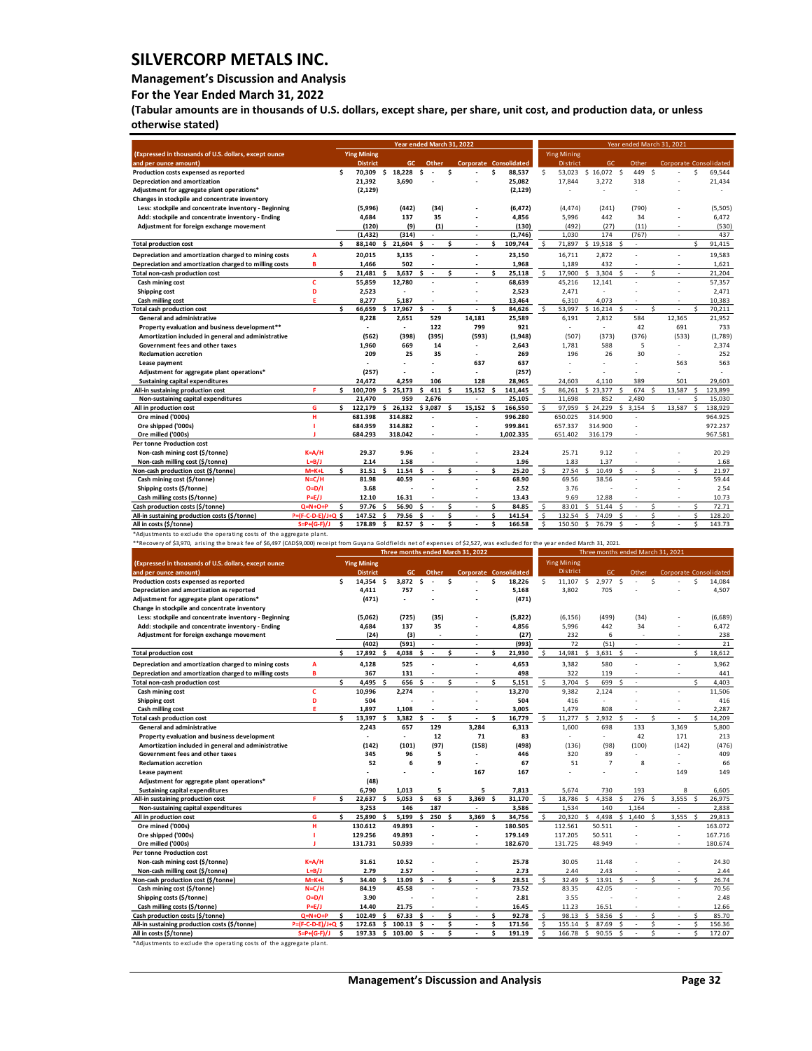# SILVERCORP METALS INC.

**Management's Discussion and Analysis**

**For the Year Ended March 31, 2022**

**(Tabular amounts are in thousands of U.S. dollars, except share, per share, unit cost, and production data, or unless otherwise stated)**

| (Expressed in thousands of U.S. dollars, except ounce and per ounce amount) | | Year ended March 31, 2022 Ying Mining District | GC | Other | Corporate | Consolidated | Year ended March 31, 2021 Ying Mining District | GC | Other | Corporate | Consolidated |
|---|---|---|---|---|---|---|---|---|---|---|---|
| **Production costs expensed as reported** | | $ 70,309 | $ 18,228 | $ - | $ - | $ 88,537 | $ 53,023 | $ 16,072 | $ 449 | $ - | $ 69,544 |
| **Depreciation and amortization** | | 21,392 | 3,690 | - | - | 25,082 | 17,844 | 3,272 | 318 | - | 21,434 |
| **Adjustment for aggregate plant operations*** | | (2,129) | | | | (2,129) | - | - | - | | - |
| **Changes in stockpile and concentrate inventory** | | | | | | | | | | | |
| **Less: stockpile and concentrate inventory - Beginning** | | (5,996) | (442) | (34) | - | (6,472) | (4,474) | (241) | (790) | - | (5,505) |
| **Add: stockpile and concentrate inventory - Ending** | | 4,684 | 137 | 35 | - | 4,856 | 5,996 | 442 | 34 | - | 6,472 |
| **Adjustment for foreign exchange movement** | | (120) | (9) | (1) | - | (130) | (492) | (27) | (11) | - | (530) |
| | | (1,432) | (314) | - | - | (1,746) | 1,030 | 174 | (767) | - | 437 |
| **Total production cost** | | $ 88,140 | $ 21,604 | $ - | $ - | $ 109,744 | $ 71,897 | $ 19,518 | $ - | | $ 91,415 |
| **Depreciation and amortization charged to mining costs** | A | 20,015 | 3,135 | - | - | 23,150 | 16,711 | 2,872 | - | - | 19,583 |
| **Depreciation and amortization charged to milling costs** | B | 1,466 | 502 | - | - | 1,968 | 1,189 | 432 | - | - | 1,621 |
| **Total non-cash production cost** | | $ 21,481 | $ 3,637 | $ - | $ - | $ 25,118 | $ 17,900 | $ 3,304 | $ - | $ - | 21,204 |
| **Cash mining cost** | C | 55,859 | 12,780 | - | - | 68,639 | 45,216 | 12,141 | - | - | 57,357 |
| **Shipping cost** | D | 2,523 | - | - | - | 2,523 | 2,471 | - | - | - | 2,471 |
| **Cash milling cost** | E | 8,277 | 5,187 | - | - | 13,464 | 6,310 | 4,073 | - | - | 10,383 |
| **Total cash production cost** | | $ 66,659 | $ 17,967 | $ - | $ - | $ 84,626 | $ 53,997 | $ 16,214 | $ - | $ - | $ 70,211 |
| **General and administrative** | | 8,228 | 2,651 | 529 | 14,181 | 25,589 | 6,191 | 2,812 | 584 | 12,365 | 21,952 |
| **Property evaluation and business development**** | | - | - | 122 | 799 | 921 | - | - | 42 | 691 | 733 |
| **Amortization included in general and administrative** | | (562) | (398) | (395) | (593) | (1,948) | (507) | (373) | (376) | (533) | (1,789) |
| **Government fees and other taxes** | | 1,960 | 669 | 14 | - | 2,643 | 1,781 | 588 | 5 | - | 2,374 |
| **Reclamation accretion** | | 209 | 25 | 35 | - | 269 | 196 | 26 | 30 | - | 252 |
| **Lease payment** | | - | - | - | 637 | 637 | - | - | - | 563 | 563 |
| **Adjustment for aggregate plant operations*** | | (257) | - | - | - | (257) | - | - | - | - | - |
| **Sustaining capital expenditures** | | 24,472 | 4,259 | 106 | 128 | 28,965 | 24,603 | 4,110 | 389 | 501 | 29,603 |
| **All-in sustaining production cost** | F | $ 100,709 | $ 25,173 | $ 411 | $ 15,152 | $ 141,445 | $ 86,261 | $ 23,377 | $ 674 | $ 13,587 | $ 123,899 |
| **Non-sustaining capital expenditures** | | 21,470 | 959 | 2,676 | - | 25,105 | 11,698 | 852 | 2,480 | - | $ 15,030 |
| **All in production cost** | G | $ 122,179 | $ 26,132 | $ 3,087 | $ 15,152 | $ 166,550 | $ 97,959 | $ 24,229 | $ 3,154 | $ 13,587 | $ 138,929 |
| **Ore mined ('000s)** | H | 681.398 | 314.882 | - | - | 996.280 | 650.025 | 314.900 | - | | 964.925 |
| **Ore shipped ('000s)** | I | 684.959 | 314.882 | - | - | 999.841 | 657.337 | 314.900 | - | | 972.237 |
| **Ore milled ('000s)** | J | 684.293 | 318.042 | - | - | 1,002.335 | 651.402 | 316.179 | - | | 967.581 |
| **Per tonne Production cost** | | | | | | | | | | | |
| **Non-cash mining cost ($/tonne)** | K=A/H | 29.37 | 9.96 | - | - | 23.24 | 25.71 | 9.12 | - | - | 20.29 |
| **Non-cash milling cost ($/tonne)** | L=B/J | 2.14 | 1.58 | - | - | 1.96 | 1.83 | 1.37 | - | - | 1.68 |
| **Non-cash production cost ($/tonne)** | M=K+L | $ 31.51 | $ 11.54 | $ - | $ - | $ 25.20 | $ 27.54 | $ 10.49 | $ - | $ - | $ 21.97 |
| **Cash mining cost ($/tonne)** | N=C/H | 81.98 | 40.59 | - | - | 68.90 | 69.56 | 38.56 | - | - | 59.44 |
| **Shipping costs ($/tonne)** | O=D/I | 3.68 | - | - | - | 2.52 | 3.76 | - | - | - | 2.54 |
| **Cash milling costs ($/tonne)** | P=E/J | 12.10 | 16.31 | - | - | 13.43 | 9.69 | 12.88 | - | - | 10.73 |
| **Cash production costs ($/tonne)** | Q=N+O+P | $ 97.76 | $ 56.90 | $ - | $ - | $ 84.85 | $ 83.01 | $ 51.44 | $ - | $ - | $ 72.71 |
| **All-in sustaining production costs ($/tonne)** | P=(F-C-D-E)/J+Q | $ 147.52 | $ 79.56 | $ - | $ - | $ 141.54 | $ 132.54 | $ 74.09 | $ - | $ - | $ 128.20 |
| **All in costs ($/tonne)** | S=P+(G-F)/J | $ 178.89 | $ 82.57 | $ - | $ - | $ 166.58 | $ 150.50 | $ 76.79 | $ - | $ - | $ 143.73 |

*Adjustments to exclude the operating costs of the aggregate plant.

**Recovery of $3,970, arising the break fee of $6,497 (CAD$9,000) receipt from Guyana Goldfields net of expenses of $2,527, was excluded for the year ended March 31, 2021.

| (Expressed in thousands of U.S. dollars, except ounce and per ounce amount) | | Three months ended March 31, 2022 Ying Mining District | GC | Other | Corporate | Consolidated | Three months ended March 31, 2021 Ying Mining District | GC | Other | Corporate | Consolidated |
|---|---|---|---|---|---|---|---|---|---|---|---|
| **Production costs expensed as reported** | | $ 14,354 | $ 3,872 | $ - | $ - | $ 18,226 | $ 11,107 | $ 2,977 | $ - | $ - | $ 14,084 |
| **Depreciation and amortization as reported** | | 4,411 | 757 | - | - | 5,168 | 3,802 | 705 | - | - | 4,507 |
| **Adjustment for aggregate plant operations*** | | (471) | - | - | - | (471) | | | | | |
| **Change in stockpile and concentrate inventory** | | | | | | | | | | | |
| **Less: stockpile and concentrate inventory - Beginning** | | (5,062) | (725) | (35) | - | (5,822) | (6,156) | (499) | (34) | - | (6,689) |
| **Add: stockpile and concentrate inventory - Ending** | | 4,684 | 137 | 35 | - | 4,856 | 5,996 | 442 | 34 | - | 6,472 |
| **Adjustment for foreign exchange movement** | | (24) | (3) | - | - | (27) | 232 | 6 | - | - | 238 |
| | | (402) | (591) | - | - | (993) | 72 | (51) | - | - | 21 |
| **Total production cost** | | $ 17,892 | $ 4,038 | $ - | $ - | $ 21,930 | $ 14,981 | $ 3,631 | $ - | | $ 18,612 |
| **Depreciation and amortization charged to mining costs** | A | 4,128 | 525 | - | - | 4,653 | 3,382 | 580 | - | - | 3,962 |
| **Depreciation and amortization charged to milling costs** | B | 367 | 131 | - | - | 498 | 322 | 119 | - | - | 441 |
| **Total non-cash production cost** | | $ 4,495 | $ 656 | $ - | $ - | $ 5,151 | $ 3,704 | $ 699 | $ - | | $ 4,403 |
| **Cash mining cost** | C | 10,996 | 2,274 | - | - | 13,270 | 9,382 | 2,124 | - | - | 11,506 |
| **Shipping cost** | D | 504 | - | - | - | 504 | 416 | - | - | - | 416 |
| **Cash milling cost** | E | 1,897 | 1,108 | - | - | 3,005 | 1,479 | 808 | - | - | 2,287 |
| **Total cash production cost** | | $ 13,397 | $ 3,382 | $ - | $ - | $ 16,779 | $ 11,277 | $ 2,932 | $ - | $ - | $ 14,209 |
| **General and administrative** | | 2,243 | 657 | 129 | 3,284 | 6,313 | 1,600 | 698 | 133 | 3,369 | 5,800 |
| **Property evaluation and business development** | | - | - | 12 | 71 | 83 | - | - | 42 | 171 | 213 |
| **Amortization included in general and administrative** | | (142) | (101) | (97) | (158) | (498) | (136) | (98) | (100) | (142) | (476) |
| **Government fees and other taxes** | | 345 | 96 | 5 | - | 446 | 320 | 89 | - | - | 409 |
| **Reclamation accretion** | | 52 | 6 | 9 | - | 67 | 51 | 7 | 8 | - | 66 |
| **Lease payment** | | - | - | - | 167 | 167 | - | - | - | 149 | 149 |
| **Adjustment for aggregate plant operations*** | | (48) | | | | | | | | | |
| **Sustaining capital expenditures** | | 6,790 | 1,013 | 5 | 5 | 7,813 | 5,674 | 730 | 193 | 8 | 6,605 |
| **All-in sustaining production cost** | F | $ 22,637 | $ 5,053 | $ 63 | $ 3,369 | $ 31,170 | $ 18,786 | $ 4,358 | $ 276 | $ 3,555 | $ 26,975 |
| **Non-sustaining capital expenditures** | | 3,253 | 146 | 187 | - | 3,586 | 1,534 | 140 | 1,164 | - | 2,838 |
| **All in production cost** | G | $ 25,890 | $ 5,199 | $ 250 | $ 3,369 | $ 34,756 | $ 20,320 | $ 4,498 | $ 1,440 | $ 3,555 | $ 29,813 |
| **Ore mined ('000s)** | H | 130.612 | 49.893 | - | - | 180.505 | 112.561 | 50.511 | - | - | 163.072 |
| **Ore shipped ('000s)** | I | 129.256 | 49.893 | - | - | 179.149 | 117.205 | 50.511 | - | - | 167.716 |
| **Ore milled ('000s)** | J | 131.731 | 50.939 | - | - | 182.670 | 131.725 | 48.949 | - | - | 180.674 |
| **Per tonne Production cost** | | | | | | | | | | | |
| **Non-cash mining cost ($/tonne)** | K=A/H | 31.61 | 10.52 | - | - | 25.78 | 30.05 | 11.48 | - | - | 24.30 |
| **Non-cash milling cost ($/tonne)** | L=B/J | 2.79 | 2.57 | - | - | 2.73 | 2.44 | 2.43 | - | - | 2.44 |
| **Non-cash production cost ($/tonne)** | M=K+L | $ 34.40 | $ 13.09 | $ - | $ - | $ 28.51 | $ 32.49 | $ 13.91 | $ - | $ - | $ 26.74 |
| **Cash mining cost ($/tonne)** | N=C/H | 84.19 | 45.58 | - | - | 73.52 | 83.35 | 42.05 | - | - | 70.56 |
| **Shipping costs ($/tonne)** | O=D/I | 3.90 | - | - | - | 2.81 | 3.55 | - | - | - | 2.48 |
| **Cash milling costs ($/tonne)** | P=E/J | 14.40 | 21.75 | - | - | 16.45 | 11.23 | 16.51 | - | - | 12.66 |
| **Cash production costs ($/tonne)** | Q=N+O+P | $ 102.49 | $ 67.33 | $ - | $ - | $ 92.78 | $ 98.13 | $ 58.56 | $ - | $ - | $ 85.70 |
| **All-in sustaining production costs ($/tonne)** | P=(F-C-D-E)/J+Q | $ 172.63 | $ 100.13 | $ - | $ - | $ 171.56 | $ 155.14 | $ 87.69 | $ - | $ - | $ 156.36 |
| **All in costs ($/tonne)** | S=P+(G-F)/J | $ 197.33 | $ 103.00 | $ - | $ - | $ 191.19 | $ 166.78 | $ 90.55 | $ - | $ - | $ 172.07 |

*Adjustments to exclude the operating costs of the aggregate plant.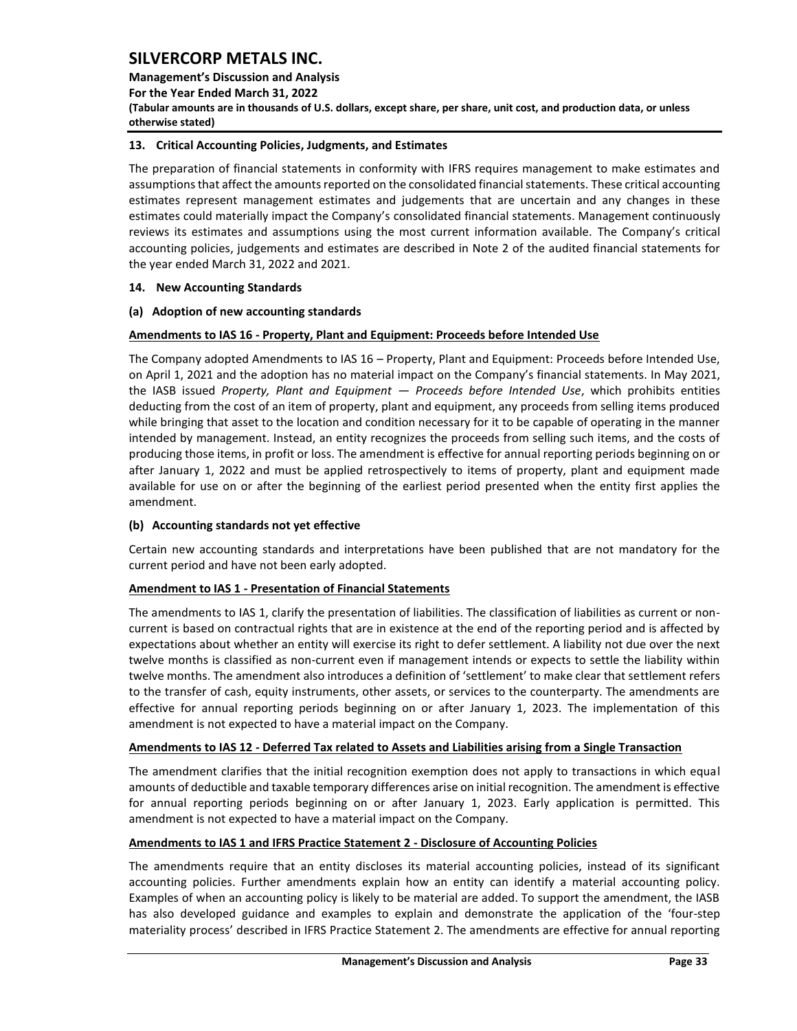## 13. Critical Accounting Policies, Judgments, and Estimates

The preparation of financial statements in conformity with IFRS requires management to make estimates and assumptions that affect the amounts reported on the consolidated financial statements. These critical accounting estimates represent management estimates and judgements that are uncertain and any changes in these estimates could materially impact the Company's consolidated financial statements. Management continuously reviews its estimates and assumptions using the most current information available. The Company's critical accounting policies, judgements and estimates are described in Note 2 of the audited financial statements for the year ended March 31, 2022 and 2021.

## 14. New Accounting Standards

### (a) Adoption of new accounting standards

**Amendments to IAS 16 - Property, Plant and Equipment: Proceeds before Intended Use**

The Company adopted Amendments to IAS 16 – Property, Plant and Equipment: Proceeds before Intended Use, on April 1, 2021 and the adoption has no material impact on the Company's financial statements. In May 2021, the IASB issued *Property, Plant and Equipment — Proceeds before Intended Use*, which prohibits entities deducting from the cost of an item of property, plant and equipment, any proceeds from selling items produced while bringing that asset to the location and condition necessary for it to be capable of operating in the manner intended by management. Instead, an entity recognizes the proceeds from selling such items, and the costs of producing those items, in profit or loss. The amendment is effective for annual reporting periods beginning on or after January 1, 2022 and must be applied retrospectively to items of property, plant and equipment made available for use on or after the beginning of the earliest period presented when the entity first applies the amendment.

### (b) Accounting standards not yet effective

Certain new accounting standards and interpretations have been published that are not mandatory for the current period and have not been early adopted.

**Amendment to IAS 1 - Presentation of Financial Statements**

The amendments to IAS 1, clarify the presentation of liabilities. The classification of liabilities as current or non-current is based on contractual rights that are in existence at the end of the reporting period and is affected by expectations about whether an entity will exercise its right to defer settlement. A liability not due over the next twelve months is classified as non-current even if management intends or expects to settle the liability within twelve months. The amendment also introduces a definition of 'settlement' to make clear that settlement refers to the transfer of cash, equity instruments, other assets, or services to the counterparty. The amendments are effective for annual reporting periods beginning on or after January 1, 2023. The implementation of this amendment is not expected to have a material impact on the Company.

**Amendments to IAS 12 - Deferred Tax related to Assets and Liabilities arising from a Single Transaction**

The amendment clarifies that the initial recognition exemption does not apply to transactions in which equal amounts of deductible and taxable temporary differences arise on initial recognition. The amendment is effective for annual reporting periods beginning on or after January 1, 2023. Early application is permitted. This amendment is not expected to have a material impact on the Company.

**Amendments to IAS 1 and IFRS Practice Statement 2 - Disclosure of Accounting Policies**

The amendments require that an entity discloses its material accounting policies, instead of its significant accounting policies. Further amendments explain how an entity can identify a material accounting policy. Examples of when an accounting policy is likely to be material are added. To support the amendment, the IASB has also developed guidance and examples to explain and demonstrate the application of the 'four-step materiality process' described in IFRS Practice Statement 2. The amendments are effective for annual reporting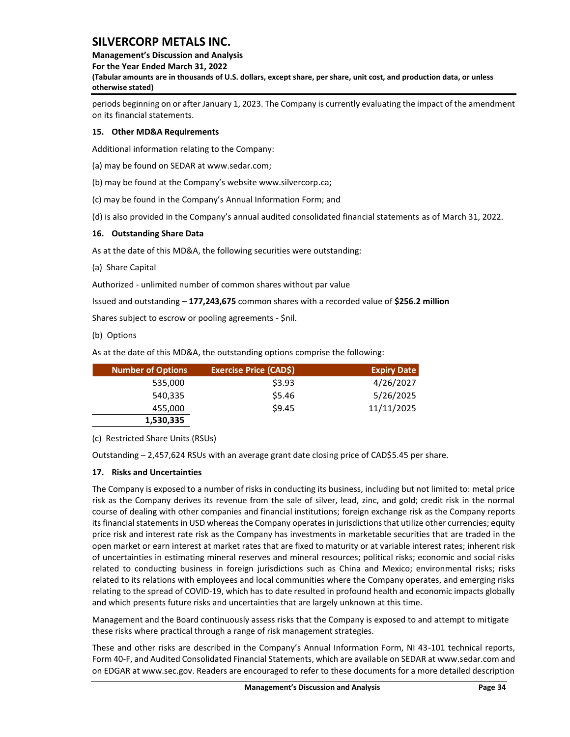periods beginning on or after January 1, 2023. The Company is currently evaluating the impact of the amendment on its financial statements.

### 15. Other MD&A Requirements

Additional information relating to the Company:

(a) may be found on SEDAR at www.sedar.com;

(b) may be found at the Company's website www.silvercorp.ca;

(c) may be found in the Company's Annual Information Form; and

(d) is also provided in the Company's annual audited consolidated financial statements as of March 31, 2022.

### 16. Outstanding Share Data

As at the date of this MD&A, the following securities were outstanding:

(a) Share Capital

Authorized - unlimited number of common shares without par value

Issued and outstanding – **177,243,675** common shares with a recorded value of **$256.2 million**

Shares subject to escrow or pooling agreements - $nil.

(b) Options

As at the date of this MD&A, the outstanding options comprise the following:

| Number of Options | Exercise Price (CAD$) | Expiry Date |
|---|---|---|
| 535,000 | $3.93 | 4/26/2027 |
| 540,335 | $5.46 | 5/26/2025 |
| 455,000 | $9.45 | 11/11/2025 |
| **1,530,335** | | |

(c) Restricted Share Units (RSUs)

Outstanding – 2,457,624 RSUs with an average grant date closing price of CAD$5.45 per share.

### 17. Risks and Uncertainties

The Company is exposed to a number of risks in conducting its business, including but not limited to: metal price risk as the Company derives its revenue from the sale of silver, lead, zinc, and gold; credit risk in the normal course of dealing with other companies and financial institutions; foreign exchange risk as the Company reports its financial statements in USD whereas the Company operates in jurisdictions that utilize other currencies; equity price risk and interest rate risk as the Company has investments in marketable securities that are traded in the open market or earn interest at market rates that are fixed to maturity or at variable interest rates; inherent risk of uncertainties in estimating mineral reserves and mineral resources; political risks; economic and social risks related to conducting business in foreign jurisdictions such as China and Mexico; environmental risks; risks related to its relations with employees and local communities where the Company operates, and emerging risks relating to the spread of COVID-19, which has to date resulted in profound health and economic impacts globally and which presents future risks and uncertainties that are largely unknown at this time.

Management and the Board continuously assess risks that the Company is exposed to and attempt to mitigate these risks where practical through a range of risk management strategies.

These and other risks are described in the Company's Annual Information Form, NI 43-101 technical reports, Form 40-F, and Audited Consolidated Financial Statements, which are available on SEDAR at www.sedar.com and on EDGAR at www.sec.gov. Readers are encouraged to refer to these documents for a more detailed description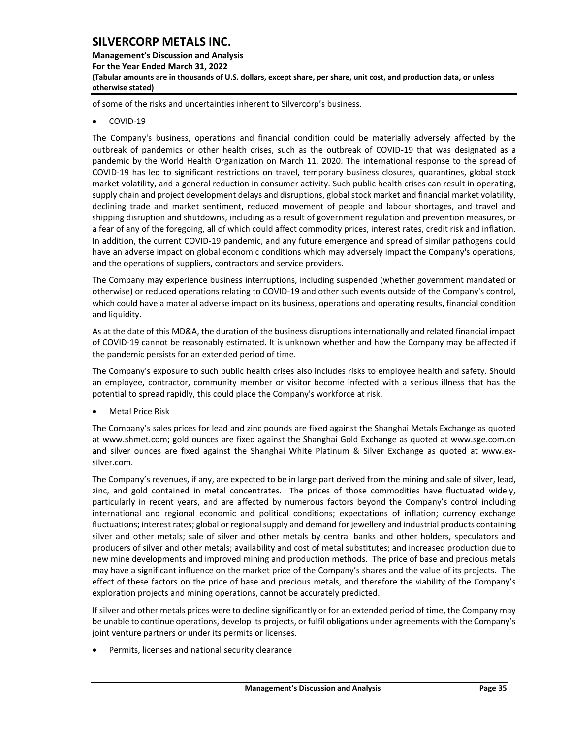of some of the risks and uncertainties inherent to Silvercorp's business.

- COVID-19

The Company's business, operations and financial condition could be materially adversely affected by the outbreak of pandemics or other health crises, such as the outbreak of COVID-19 that was designated as a pandemic by the World Health Organization on March 11, 2020. The international response to the spread of COVID-19 has led to significant restrictions on travel, temporary business closures, quarantines, global stock market volatility, and a general reduction in consumer activity. Such public health crises can result in operating, supply chain and project development delays and disruptions, global stock market and financial market volatility, declining trade and market sentiment, reduced movement of people and labour shortages, and travel and shipping disruption and shutdowns, including as a result of government regulation and prevention measures, or a fear of any of the foregoing, all of which could affect commodity prices, interest rates, credit risk and inflation. In addition, the current COVID-19 pandemic, and any future emergence and spread of similar pathogens could have an adverse impact on global economic conditions which may adversely impact the Company's operations, and the operations of suppliers, contractors and service providers.

The Company may experience business interruptions, including suspended (whether government mandated or otherwise) or reduced operations relating to COVID-19 and other such events outside of the Company's control, which could have a material adverse impact on its business, operations and operating results, financial condition and liquidity.

As at the date of this MD&A, the duration of the business disruptions internationally and related financial impact of COVID-19 cannot be reasonably estimated. It is unknown whether and how the Company may be affected if the pandemic persists for an extended period of time.

The Company's exposure to such public health crises also includes risks to employee health and safety. Should an employee, contractor, community member or visitor become infected with a serious illness that has the potential to spread rapidly, this could place the Company's workforce at risk.

- Metal Price Risk

The Company's sales prices for lead and zinc pounds are fixed against the Shanghai Metals Exchange as quoted at www.shmet.com; gold ounces are fixed against the Shanghai Gold Exchange as quoted at www.sge.com.cn and silver ounces are fixed against the Shanghai White Platinum & Silver Exchange as quoted at www.ex-silver.com.

The Company's revenues, if any, are expected to be in large part derived from the mining and sale of silver, lead, zinc, and gold contained in metal concentrates. The prices of those commodities have fluctuated widely, particularly in recent years, and are affected by numerous factors beyond the Company's control including international and regional economic and political conditions; expectations of inflation; currency exchange fluctuations; interest rates; global or regional supply and demand for jewellery and industrial products containing silver and other metals; sale of silver and other metals by central banks and other holders, speculators and producers of silver and other metals; availability and cost of metal substitutes; and increased production due to new mine developments and improved mining and production methods. The price of base and precious metals may have a significant influence on the market price of the Company's shares and the value of its projects. The effect of these factors on the price of base and precious metals, and therefore the viability of the Company's exploration projects and mining operations, cannot be accurately predicted.

If silver and other metals prices were to decline significantly or for an extended period of time, the Company may be unable to continue operations, develop its projects, or fulfil obligations under agreements with the Company's joint venture partners or under its permits or licenses.

- Permits, licenses and national security clearance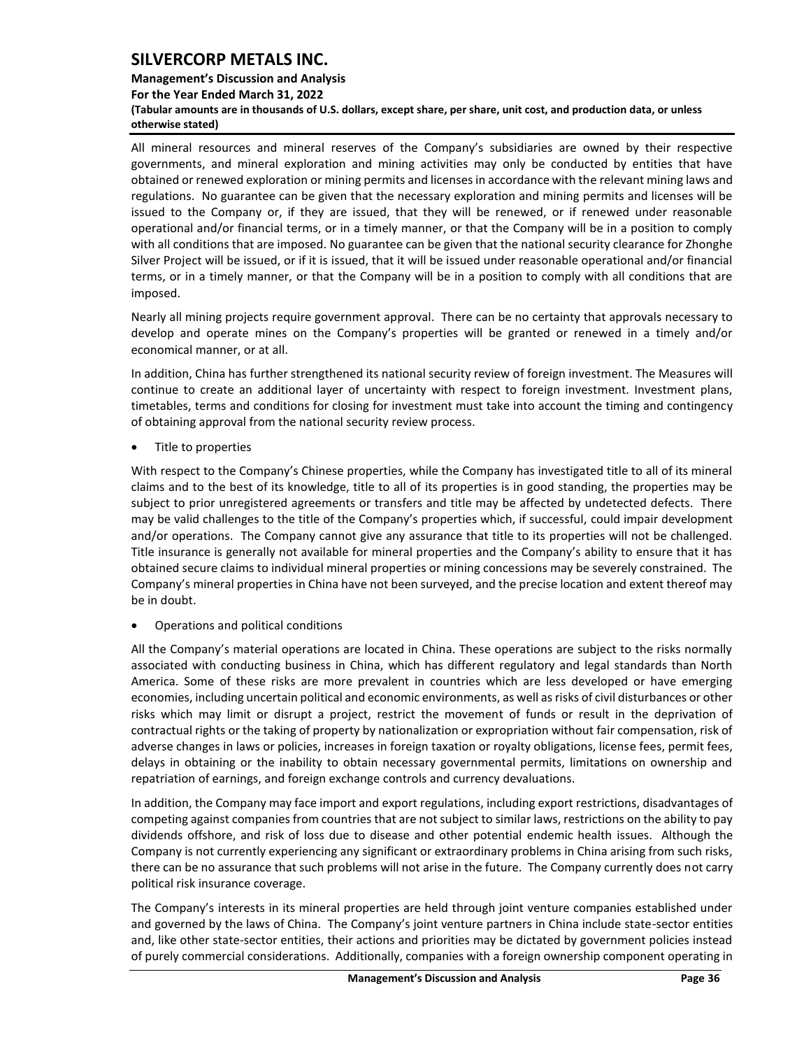All mineral resources and mineral reserves of the Company's subsidiaries are owned by their respective governments, and mineral exploration and mining activities may only be conducted by entities that have obtained or renewed exploration or mining permits and licenses in accordance with the relevant mining laws and regulations. No guarantee can be given that the necessary exploration and mining permits and licenses will be issued to the Company or, if they are issued, that they will be renewed, or if renewed under reasonable operational and/or financial terms, or in a timely manner, or that the Company will be in a position to comply with all conditions that are imposed. No guarantee can be given that the national security clearance for Zhonghe Silver Project will be issued, or if it is issued, that it will be issued under reasonable operational and/or financial terms, or in a timely manner, or that the Company will be in a position to comply with all conditions that are imposed.

Nearly all mining projects require government approval. There can be no certainty that approvals necessary to develop and operate mines on the Company's properties will be granted or renewed in a timely and/or economical manner, or at all.

In addition, China has further strengthened its national security review of foreign investment. The Measures will continue to create an additional layer of uncertainty with respect to foreign investment. Investment plans, timetables, terms and conditions for closing for investment must take into account the timing and contingency of obtaining approval from the national security review process.

- Title to properties

With respect to the Company's Chinese properties, while the Company has investigated title to all of its mineral claims and to the best of its knowledge, title to all of its properties is in good standing, the properties may be subject to prior unregistered agreements or transfers and title may be affected by undetected defects. There may be valid challenges to the title of the Company's properties which, if successful, could impair development and/or operations. The Company cannot give any assurance that title to its properties will not be challenged. Title insurance is generally not available for mineral properties and the Company's ability to ensure that it has obtained secure claims to individual mineral properties or mining concessions may be severely constrained. The Company's mineral properties in China have not been surveyed, and the precise location and extent thereof may be in doubt.

- Operations and political conditions

All the Company's material operations are located in China. These operations are subject to the risks normally associated with conducting business in China, which has different regulatory and legal standards than North America. Some of these risks are more prevalent in countries which are less developed or have emerging economies, including uncertain political and economic environments, as well as risks of civil disturbances or other risks which may limit or disrupt a project, restrict the movement of funds or result in the deprivation of contractual rights or the taking of property by nationalization or expropriation without fair compensation, risk of adverse changes in laws or policies, increases in foreign taxation or royalty obligations, license fees, permit fees, delays in obtaining or the inability to obtain necessary governmental permits, limitations on ownership and repatriation of earnings, and foreign exchange controls and currency devaluations.

In addition, the Company may face import and export regulations, including export restrictions, disadvantages of competing against companies from countries that are not subject to similar laws, restrictions on the ability to pay dividends offshore, and risk of loss due to disease and other potential endemic health issues. Although the Company is not currently experiencing any significant or extraordinary problems in China arising from such risks, there can be no assurance that such problems will not arise in the future. The Company currently does not carry political risk insurance coverage.

The Company's interests in its mineral properties are held through joint venture companies established under and governed by the laws of China. The Company's joint venture partners in China include state-sector entities and, like other state-sector entities, their actions and priorities may be dictated by government policies instead of purely commercial considerations. Additionally, companies with a foreign ownership component operating in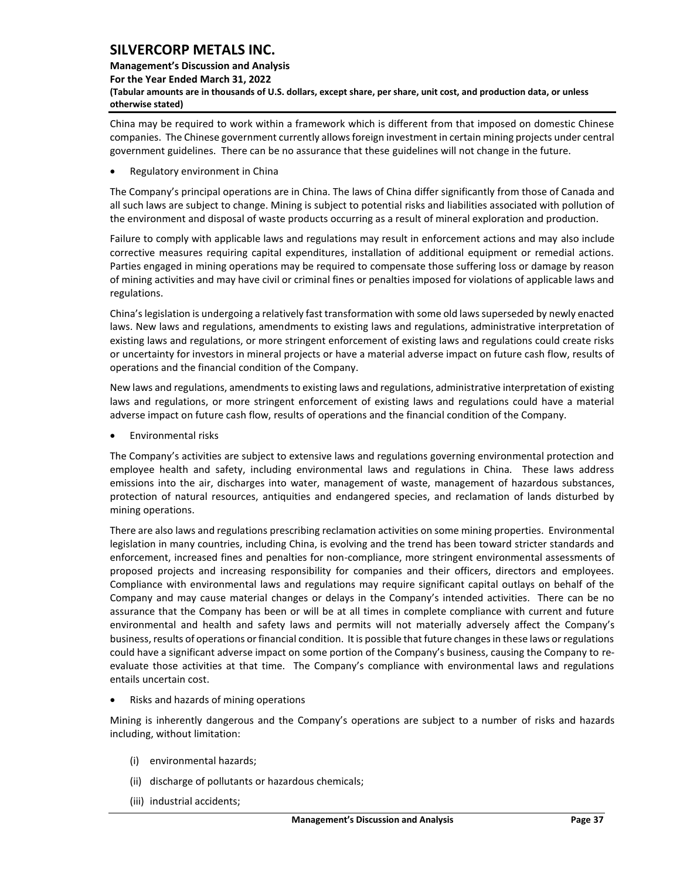China may be required to work within a framework which is different from that imposed on domestic Chinese companies. The Chinese government currently allows foreign investment in certain mining projects under central government guidelines. There can be no assurance that these guidelines will not change in the future.

- Regulatory environment in China

The Company's principal operations are in China. The laws of China differ significantly from those of Canada and all such laws are subject to change. Mining is subject to potential risks and liabilities associated with pollution of the environment and disposal of waste products occurring as a result of mineral exploration and production.

Failure to comply with applicable laws and regulations may result in enforcement actions and may also include corrective measures requiring capital expenditures, installation of additional equipment or remedial actions. Parties engaged in mining operations may be required to compensate those suffering loss or damage by reason of mining activities and may have civil or criminal fines or penalties imposed for violations of applicable laws and regulations.

China's legislation is undergoing a relatively fast transformation with some old laws superseded by newly enacted laws. New laws and regulations, amendments to existing laws and regulations, administrative interpretation of existing laws and regulations, or more stringent enforcement of existing laws and regulations could create risks or uncertainty for investors in mineral projects or have a material adverse impact on future cash flow, results of operations and the financial condition of the Company.

New laws and regulations, amendments to existing laws and regulations, administrative interpretation of existing laws and regulations, or more stringent enforcement of existing laws and regulations could have a material adverse impact on future cash flow, results of operations and the financial condition of the Company.

- Environmental risks

The Company's activities are subject to extensive laws and regulations governing environmental protection and employee health and safety, including environmental laws and regulations in China. These laws address emissions into the air, discharges into water, management of waste, management of hazardous substances, protection of natural resources, antiquities and endangered species, and reclamation of lands disturbed by mining operations.

There are also laws and regulations prescribing reclamation activities on some mining properties. Environmental legislation in many countries, including China, is evolving and the trend has been toward stricter standards and enforcement, increased fines and penalties for non-compliance, more stringent environmental assessments of proposed projects and increasing responsibility for companies and their officers, directors and employees. Compliance with environmental laws and regulations may require significant capital outlays on behalf of the Company and may cause material changes or delays in the Company's intended activities. There can be no assurance that the Company has been or will be at all times in complete compliance with current and future environmental and health and safety laws and permits will not materially adversely affect the Company's business, results of operations or financial condition. It is possible that future changes in these laws or regulations could have a significant adverse impact on some portion of the Company's business, causing the Company to re-evaluate those activities at that time. The Company's compliance with environmental laws and regulations entails uncertain cost.

- Risks and hazards of mining operations

Mining is inherently dangerous and the Company's operations are subject to a number of risks and hazards including, without limitation:

(i) environmental hazards;

(ii) discharge of pollutants or hazardous chemicals;

(iii) industrial accidents;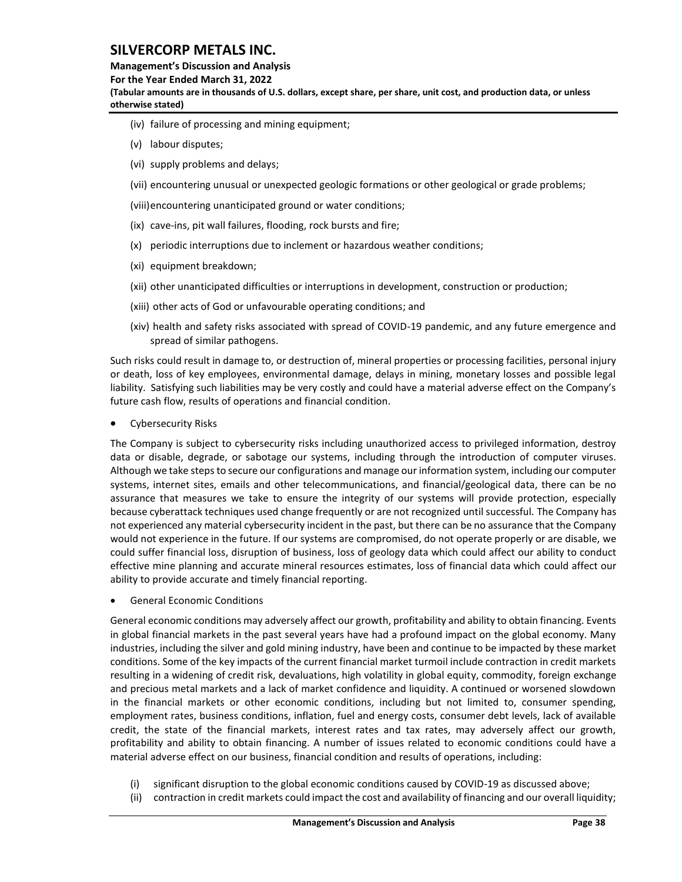(iv) failure of processing and mining equipment;

(v) labour disputes;

(vi) supply problems and delays;

(vii) encountering unusual or unexpected geologic formations or other geological or grade problems;

(viii) encountering unanticipated ground or water conditions;

(ix) cave-ins, pit wall failures, flooding, rock bursts and fire;

(x) periodic interruptions due to inclement or hazardous weather conditions;

(xi) equipment breakdown;

(xii) other unanticipated difficulties or interruptions in development, construction or production;

(xiii) other acts of God or unfavourable operating conditions; and

(xiv) health and safety risks associated with spread of COVID-19 pandemic, and any future emergence and spread of similar pathogens.

Such risks could result in damage to, or destruction of, mineral properties or processing facilities, personal injury or death, loss of key employees, environmental damage, delays in mining, monetary losses and possible legal liability. Satisfying such liabilities may be very costly and could have a material adverse effect on the Company's future cash flow, results of operations and financial condition.

- Cybersecurity Risks

The Company is subject to cybersecurity risks including unauthorized access to privileged information, destroy data or disable, degrade, or sabotage our systems, including through the introduction of computer viruses. Although we take steps to secure our configurations and manage our information system, including our computer systems, internet sites, emails and other telecommunications, and financial/geological data, there can be no assurance that measures we take to ensure the integrity of our systems will provide protection, especially because cyberattack techniques used change frequently or are not recognized until successful. The Company has not experienced any material cybersecurity incident in the past, but there can be no assurance that the Company would not experience in the future. If our systems are compromised, do not operate properly or are disable, we could suffer financial loss, disruption of business, loss of geology data which could affect our ability to conduct effective mine planning and accurate mineral resources estimates, loss of financial data which could affect our ability to provide accurate and timely financial reporting.

- General Economic Conditions

General economic conditions may adversely affect our growth, profitability and ability to obtain financing. Events in global financial markets in the past several years have had a profound impact on the global economy. Many industries, including the silver and gold mining industry, have been and continue to be impacted by these market conditions. Some of the key impacts of the current financial market turmoil include contraction in credit markets resulting in a widening of credit risk, devaluations, high volatility in global equity, commodity, foreign exchange and precious metal markets and a lack of market confidence and liquidity. A continued or worsened slowdown in the financial markets or other economic conditions, including but not limited to, consumer spending, employment rates, business conditions, inflation, fuel and energy costs, consumer debt levels, lack of available credit, the state of the financial markets, interest rates and tax rates, may adversely affect our growth, profitability and ability to obtain financing. A number of issues related to economic conditions could have a material adverse effect on our business, financial condition and results of operations, including:

(i) significant disruption to the global economic conditions caused by COVID-19 as discussed above;

(ii) contraction in credit markets could impact the cost and availability of financing and our overall liquidity;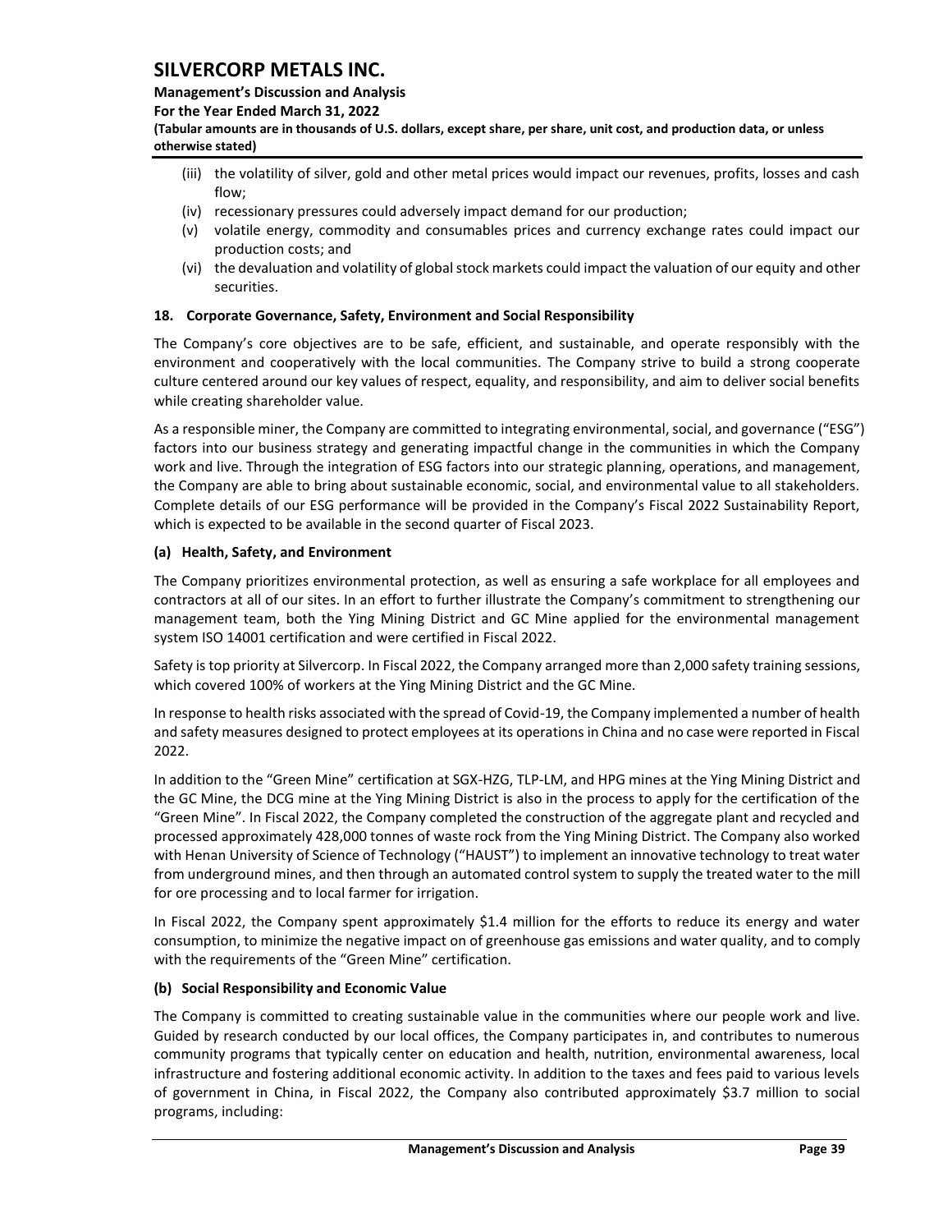- (iii) the volatility of silver, gold and other metal prices would impact our revenues, profits, losses and cash flow;
- (iv) recessionary pressures could adversely impact demand for our production;
- (v) volatile energy, commodity and consumables prices and currency exchange rates could impact our production costs; and
- (vi) the devaluation and volatility of global stock markets could impact the valuation of our equity and other securities.

## 18. Corporate Governance, Safety, Environment and Social Responsibility

The Company's core objectives are to be safe, efficient, and sustainable, and operate responsibly with the environment and cooperatively with the local communities. The Company strive to build a strong cooperate culture centered around our key values of respect, equality, and responsibility, and aim to deliver social benefits while creating shareholder value.

As a responsible miner, the Company are committed to integrating environmental, social, and governance ("ESG") factors into our business strategy and generating impactful change in the communities in which the Company work and live. Through the integration of ESG factors into our strategic planning, operations, and management, the Company are able to bring about sustainable economic, social, and environmental value to all stakeholders. Complete details of our ESG performance will be provided in the Company's Fiscal 2022 Sustainability Report, which is expected to be available in the second quarter of Fiscal 2023.

### (a) Health, Safety, and Environment

The Company prioritizes environmental protection, as well as ensuring a safe workplace for all employees and contractors at all of our sites. In an effort to further illustrate the Company's commitment to strengthening our management team, both the Ying Mining District and GC Mine applied for the environmental management system ISO 14001 certification and were certified in Fiscal 2022.

Safety is top priority at Silvercorp. In Fiscal 2022, the Company arranged more than 2,000 safety training sessions, which covered 100% of workers at the Ying Mining District and the GC Mine.

In response to health risks associated with the spread of Covid-19, the Company implemented a number of health and safety measures designed to protect employees at its operations in China and no case were reported in Fiscal 2022.

In addition to the "Green Mine" certification at SGX-HZG, TLP-LM, and HPG mines at the Ying Mining District and the GC Mine, the DCG mine at the Ying Mining District is also in the process to apply for the certification of the "Green Mine". In Fiscal 2022, the Company completed the construction of the aggregate plant and recycled and processed approximately 428,000 tonnes of waste rock from the Ying Mining District. The Company also worked with Henan University of Science of Technology ("HAUST") to implement an innovative technology to treat water from underground mines, and then through an automated control system to supply the treated water to the mill for ore processing and to local farmer for irrigation.

In Fiscal 2022, the Company spent approximately $1.4 million for the efforts to reduce its energy and water consumption, to minimize the negative impact on of greenhouse gas emissions and water quality, and to comply with the requirements of the "Green Mine" certification.

### (b) Social Responsibility and Economic Value

The Company is committed to creating sustainable value in the communities where our people work and live. Guided by research conducted by our local offices, the Company participates in, and contributes to numerous community programs that typically center on education and health, nutrition, environmental awareness, local infrastructure and fostering additional economic activity. In addition to the taxes and fees paid to various levels of government in China, in Fiscal 2022, the Company also contributed approximately $3.7 million to social programs, including: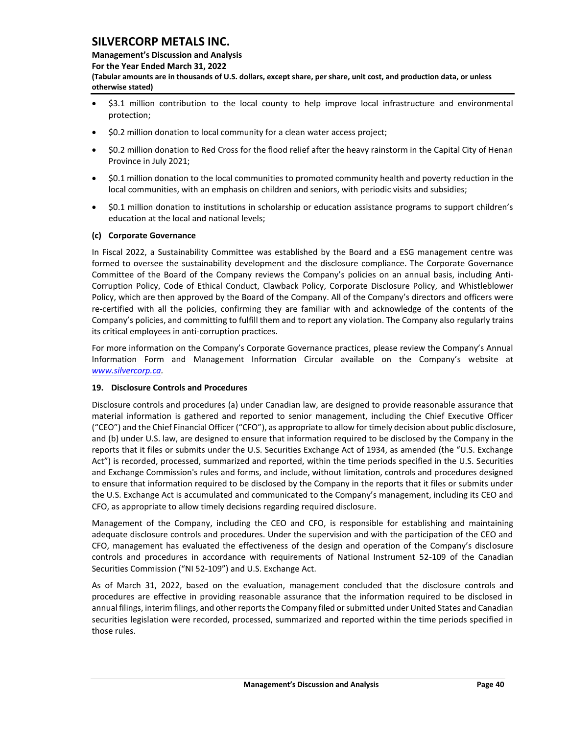- $3.1 million contribution to the local county to help improve local infrastructure and environmental protection;
- $0.2 million donation to local community for a clean water access project;
- $0.2 million donation to Red Cross for the flood relief after the heavy rainstorm in the Capital City of Henan Province in July 2021;
- $0.1 million donation to the local communities to promoted community health and poverty reduction in the local communities, with an emphasis on children and seniors, with periodic visits and subsidies;
- $0.1 million donation to institutions in scholarship or education assistance programs to support children's education at the local and national levels;

**(c) Corporate Governance**

In Fiscal 2022, a Sustainability Committee was established by the Board and a ESG management centre was formed to oversee the sustainability development and the disclosure compliance. The Corporate Governance Committee of the Board of the Company reviews the Company's policies on an annual basis, including Anti-Corruption Policy, Code of Ethical Conduct, Clawback Policy, Corporate Disclosure Policy, and Whistleblower Policy, which are then approved by the Board of the Company. All of the Company's directors and officers were re-certified with all the policies, confirming they are familiar with and acknowledge of the contents of the Company's policies, and committing to fulfill them and to report any violation. The Company also regularly trains its critical employees in anti-corruption practices.

For more information on the Company's Corporate Governance practices, please review the Company's Annual Information Form and Management Information Circular available on the Company's website at *www.silvercorp.ca*.

## 19. Disclosure Controls and Procedures

Disclosure controls and procedures (a) under Canadian law, are designed to provide reasonable assurance that material information is gathered and reported to senior management, including the Chief Executive Officer ("CEO") and the Chief Financial Officer ("CFO"), as appropriate to allow for timely decision about public disclosure, and (b) under U.S. law, are designed to ensure that information required to be disclosed by the Company in the reports that it files or submits under the U.S. Securities Exchange Act of 1934, as amended (the "U.S. Exchange Act") is recorded, processed, summarized and reported, within the time periods specified in the U.S. Securities and Exchange Commission's rules and forms, and include, without limitation, controls and procedures designed to ensure that information required to be disclosed by the Company in the reports that it files or submits under the U.S. Exchange Act is accumulated and communicated to the Company's management, including its CEO and CFO, as appropriate to allow timely decisions regarding required disclosure.

Management of the Company, including the CEO and CFO, is responsible for establishing and maintaining adequate disclosure controls and procedures. Under the supervision and with the participation of the CEO and CFO, management has evaluated the effectiveness of the design and operation of the Company's disclosure controls and procedures in accordance with requirements of National Instrument 52-109 of the Canadian Securities Commission ("NI 52-109") and U.S. Exchange Act.

As of March 31, 2022, based on the evaluation, management concluded that the disclosure controls and procedures are effective in providing reasonable assurance that the information required to be disclosed in annual filings, interim filings, and other reports the Company filed or submitted under United States and Canadian securities legislation were recorded, processed, summarized and reported within the time periods specified in those rules.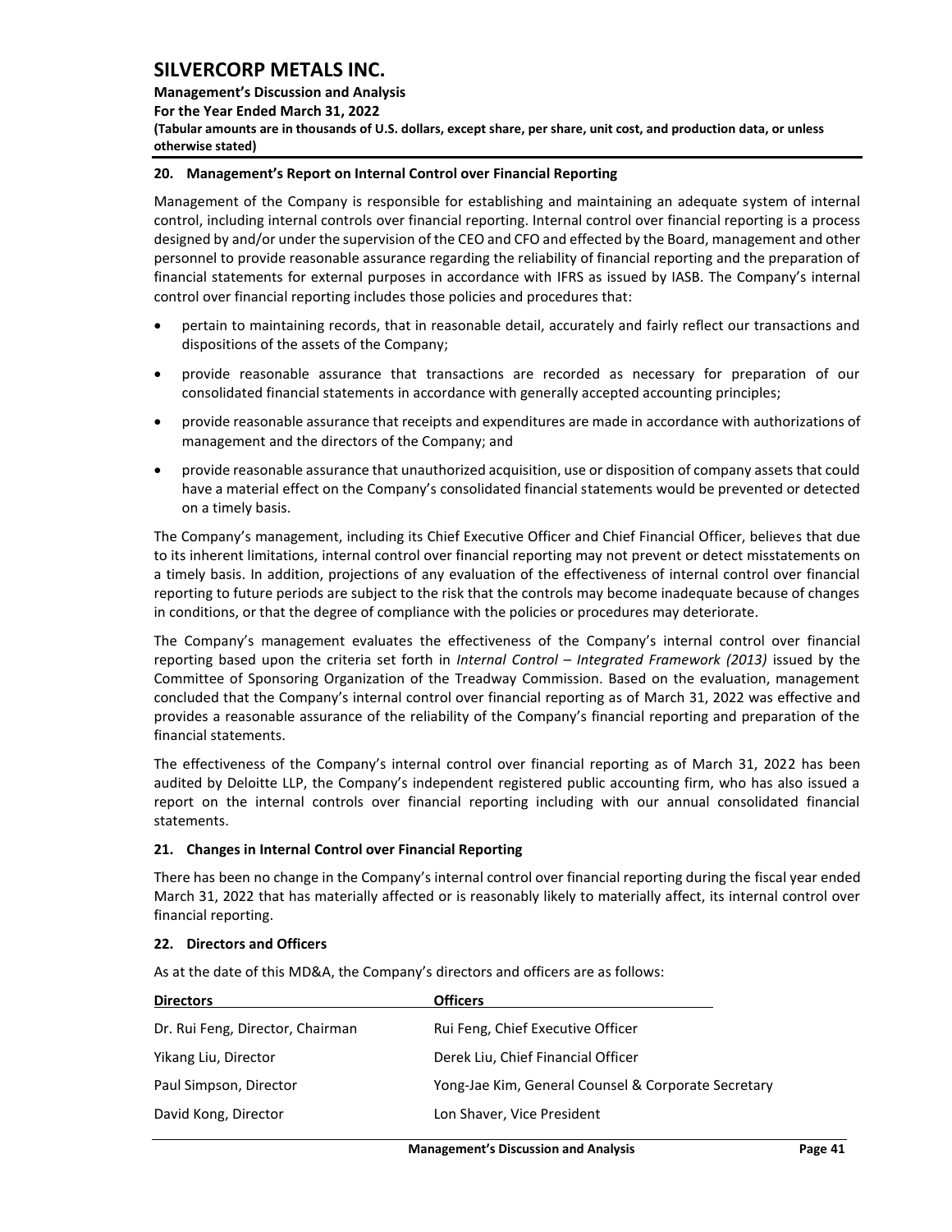## 20. Management's Report on Internal Control over Financial Reporting

Management of the Company is responsible for establishing and maintaining an adequate system of internal control, including internal controls over financial reporting. Internal control over financial reporting is a process designed by and/or under the supervision of the CEO and CFO and effected by the Board, management and other personnel to provide reasonable assurance regarding the reliability of financial reporting and the preparation of financial statements for external purposes in accordance with IFRS as issued by IASB. The Company's internal control over financial reporting includes those policies and procedures that:

- pertain to maintaining records, that in reasonable detail, accurately and fairly reflect our transactions and dispositions of the assets of the Company;
- provide reasonable assurance that transactions are recorded as necessary for preparation of our consolidated financial statements in accordance with generally accepted accounting principles;
- provide reasonable assurance that receipts and expenditures are made in accordance with authorizations of management and the directors of the Company; and
- provide reasonable assurance that unauthorized acquisition, use or disposition of company assets that could have a material effect on the Company's consolidated financial statements would be prevented or detected on a timely basis.

The Company's management, including its Chief Executive Officer and Chief Financial Officer, believes that due to its inherent limitations, internal control over financial reporting may not prevent or detect misstatements on a timely basis. In addition, projections of any evaluation of the effectiveness of internal control over financial reporting to future periods are subject to the risk that the controls may become inadequate because of changes in conditions, or that the degree of compliance with the policies or procedures may deteriorate.

The Company's management evaluates the effectiveness of the Company's internal control over financial reporting based upon the criteria set forth in *Internal Control – Integrated Framework (2013)* issued by the Committee of Sponsoring Organization of the Treadway Commission. Based on the evaluation, management concluded that the Company's internal control over financial reporting as of March 31, 2022 was effective and provides a reasonable assurance of the reliability of the Company's financial reporting and preparation of the financial statements.

The effectiveness of the Company's internal control over financial reporting as of March 31, 2022 has been audited by Deloitte LLP, the Company's independent registered public accounting firm, who has also issued a report on the internal controls over financial reporting including with our annual consolidated financial statements.

## 21. Changes in Internal Control over Financial Reporting

There has been no change in the Company's internal control over financial reporting during the fiscal year ended March 31, 2022 that has materially affected or is reasonably likely to materially affect, its internal control over financial reporting.

## 22. Directors and Officers

As at the date of this MD&A, the Company's directors and officers are as follows:

| Directors | Officers |
|---|---|
| Dr. Rui Feng, Director, Chairman | Rui Feng, Chief Executive Officer |
| Yikang Liu, Director | Derek Liu, Chief Financial Officer |
| Paul Simpson, Director | Yong-Jae Kim, General Counsel & Corporate Secretary |
| David Kong, Director | Lon Shaver, Vice President |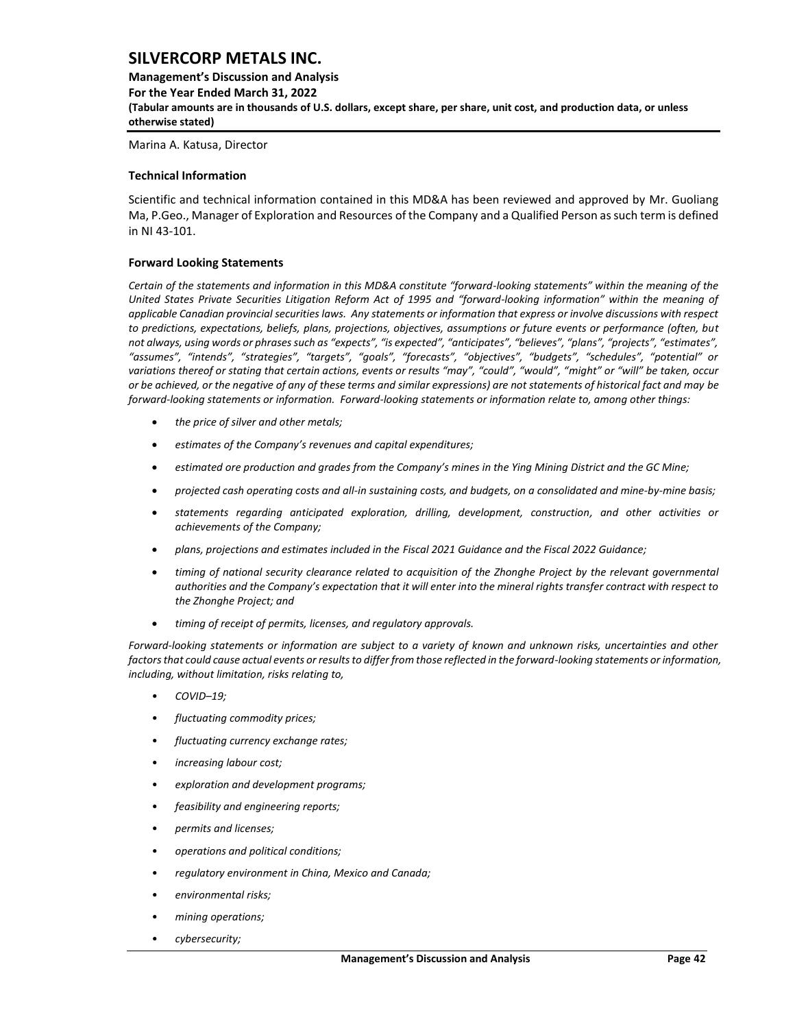Marina A. Katusa, Director

**Technical Information**

Scientific and technical information contained in this MD&A has been reviewed and approved by Mr. Guoliang Ma, P.Geo., Manager of Exploration and Resources of the Company and a Qualified Person as such term is defined in NI 43-101.

**Forward Looking Statements**

*Certain of the statements and information in this MD&A constitute "forward-looking statements" within the meaning of the United States Private Securities Litigation Reform Act of 1995 and "forward-looking information" within the meaning of applicable Canadian provincial securities laws. Any statements or information that express or involve discussions with respect to predictions, expectations, beliefs, plans, projections, objectives, assumptions or future events or performance (often, but not always, using words or phrases such as "expects", "is expected", "anticipates", "believes", "plans", "projects", "estimates", "assumes", "intends", "strategies", "targets", "goals", "forecasts", "objectives", "budgets", "schedules", "potential" or variations thereof or stating that certain actions, events or results "may", "could", "would", "might" or "will" be taken, occur or be achieved, or the negative of any of these terms and similar expressions) are not statements of historical fact and may be forward-looking statements or information. Forward-looking statements or information relate to, among other things:*

- *the price of silver and other metals;*
- *estimates of the Company's revenues and capital expenditures;*
- *estimated ore production and grades from the Company's mines in the Ying Mining District and the GC Mine;*
- *projected cash operating costs and all-in sustaining costs, and budgets, on a consolidated and mine-by-mine basis;*
- *statements regarding anticipated exploration, drilling, development, construction, and other activities or achievements of the Company;*
- *plans, projections and estimates included in the Fiscal 2021 Guidance and the Fiscal 2022 Guidance;*
- *timing of national security clearance related to acquisition of the Zhonghe Project by the relevant governmental authorities and the Company's expectation that it will enter into the mineral rights transfer contract with respect to the Zhonghe Project; and*
- *timing of receipt of permits, licenses, and regulatory approvals.*

*Forward-looking statements or information are subject to a variety of known and unknown risks, uncertainties and other factors that could cause actual events or results to differ from those reflected in the forward-looking statements or information, including, without limitation, risks relating to,*

- *COVID–19;*
- *fluctuating commodity prices;*
- *fluctuating currency exchange rates;*
- *increasing labour cost;*
- *exploration and development programs;*
- *feasibility and engineering reports;*
- *permits and licenses;*
- *operations and political conditions;*
- *regulatory environment in China, Mexico and Canada;*
- *environmental risks;*
- *mining operations;*
- *cybersecurity;*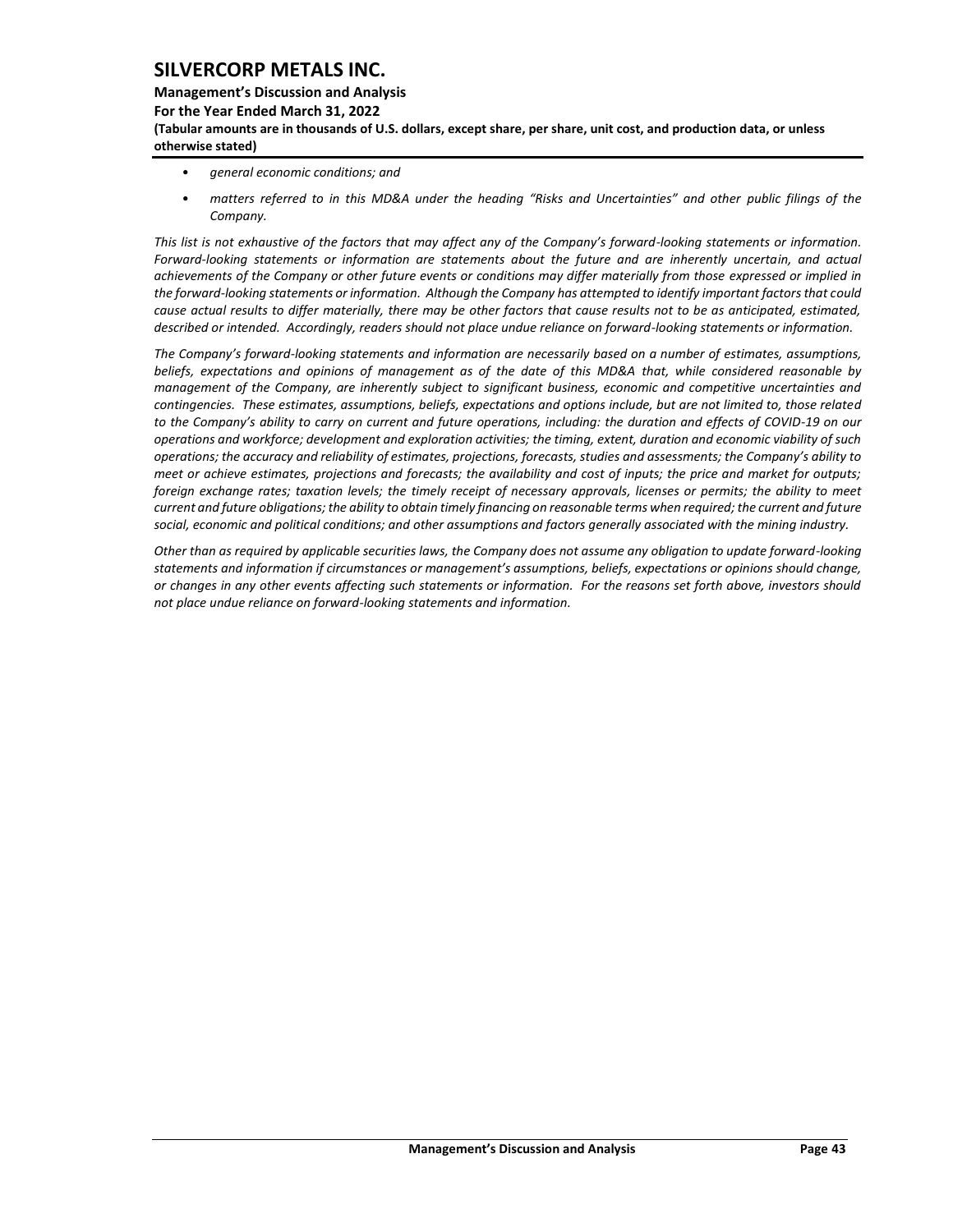- *general economic conditions; and*
- *matters referred to in this MD&A under the heading "Risks and Uncertainties" and other public filings of the Company.*

*This list is not exhaustive of the factors that may affect any of the Company's forward-looking statements or information. Forward-looking statements or information are statements about the future and are inherently uncertain, and actual achievements of the Company or other future events or conditions may differ materially from those expressed or implied in the forward-looking statements or information. Although the Company has attempted to identify important factors that could cause actual results to differ materially, there may be other factors that cause results not to be as anticipated, estimated, described or intended. Accordingly, readers should not place undue reliance on forward-looking statements or information.*

*The Company's forward-looking statements and information are necessarily based on a number of estimates, assumptions, beliefs, expectations and opinions of management as of the date of this MD&A that, while considered reasonable by management of the Company, are inherently subject to significant business, economic and competitive uncertainties and contingencies. These estimates, assumptions, beliefs, expectations and options include, but are not limited to, those related to the Company's ability to carry on current and future operations, including: the duration and effects of COVID-19 on our operations and workforce; development and exploration activities; the timing, extent, duration and economic viability of such operations; the accuracy and reliability of estimates, projections, forecasts, studies and assessments; the Company's ability to meet or achieve estimates, projections and forecasts; the availability and cost of inputs; the price and market for outputs; foreign exchange rates; taxation levels; the timely receipt of necessary approvals, licenses or permits; the ability to meet current and future obligations; the ability to obtain timely financing on reasonable terms when required; the current and future social, economic and political conditions; and other assumptions and factors generally associated with the mining industry.*

*Other than as required by applicable securities laws, the Company does not assume any obligation to update forward-looking statements and information if circumstances or management's assumptions, beliefs, expectations or opinions should change, or changes in any other events affecting such statements or information. For the reasons set forth above, investors should not place undue reliance on forward-looking statements and information.*